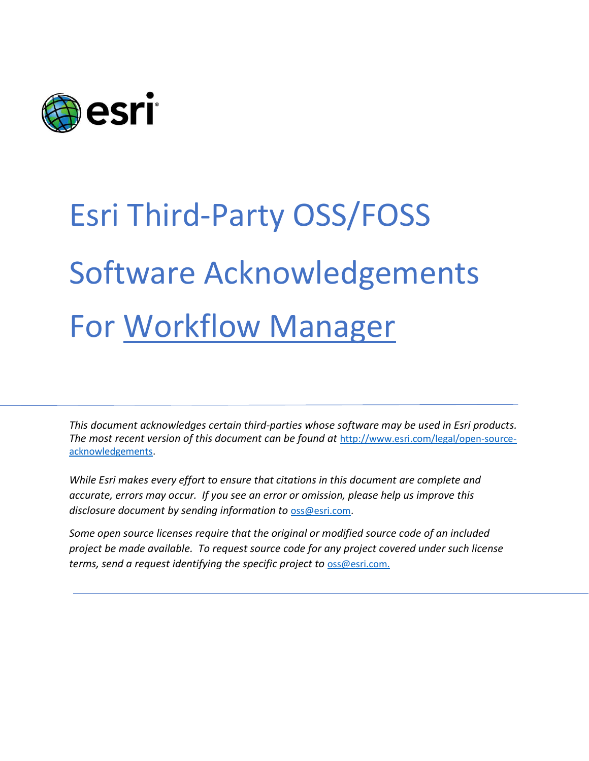# Esri Third-Party OSS/FOSS Software Acknowledgements For Workflow Manager

*This document acknowledges certain third-parties whose software may be used in Esri products. The most recent version of this document can be found at* http://www.esri.com/legal/open-source-acknowledgements.

*While Esri makes every effort to ensure that citations in this document are complete and accurate, errors may occur. If you see an error or omission, please help us improve this disclosure document by sending information to* oss@esri.com.

*Some open source licenses require that the original or modified source code of an included project be made available. To request source code for any project covered under such license terms, send a request identifying the specific project to* oss@esri.com.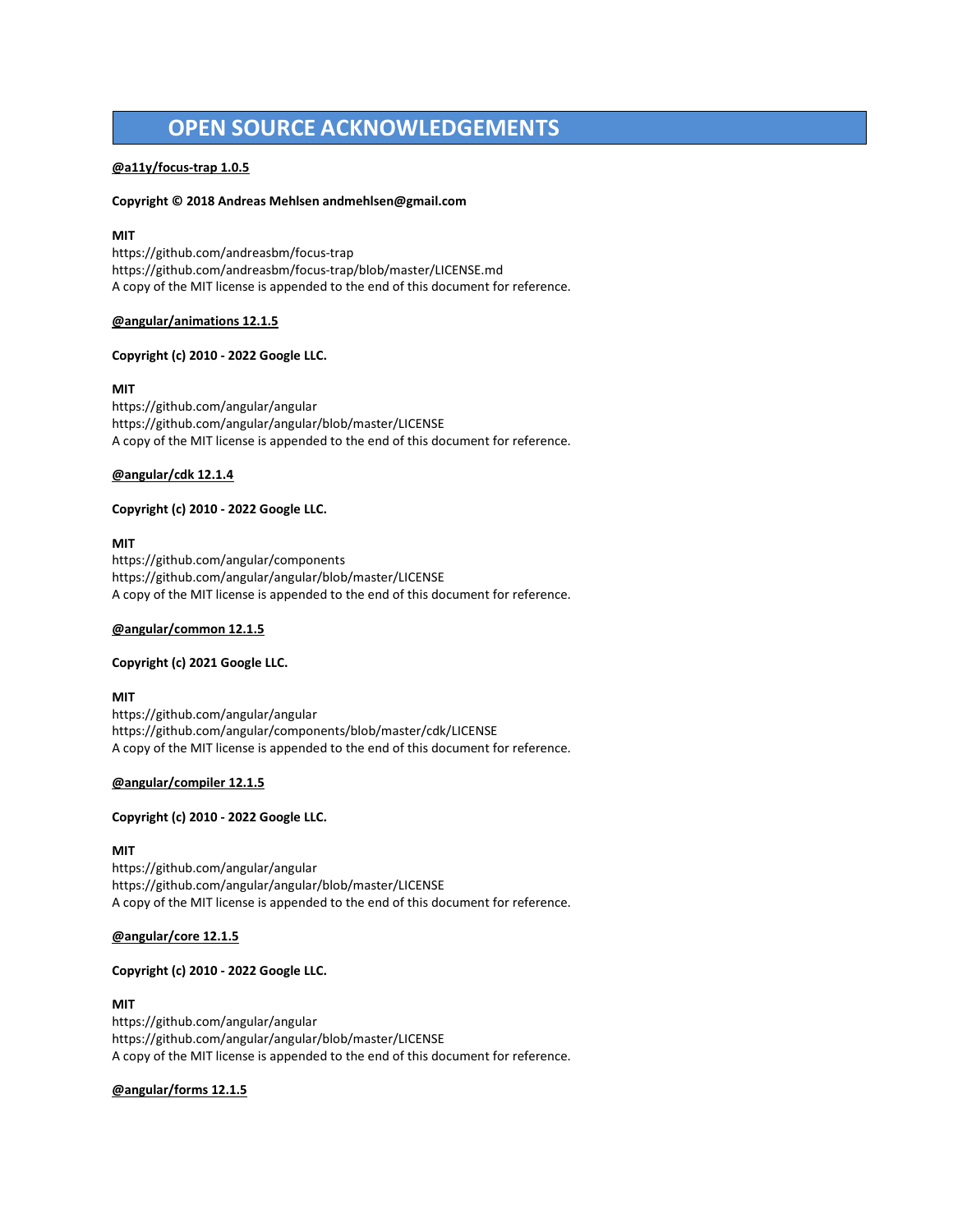# OPEN SOURCE ACKNOWLEDGEMENTS

**@a11y/focus-trap 1.0.5**

**Copyright © 2018 Andreas Mehlsen andmehlsen@gmail.com**

**MIT**
https://github.com/andreasbm/focus-trap
https://github.com/andreasbm/focus-trap/blob/master/LICENSE.md
A copy of the MIT license is appended to the end of this document for reference.

**@angular/animations 12.1.5**

**Copyright (c) 2010 - 2022 Google LLC.**

**MIT**
https://github.com/angular/angular
https://github.com/angular/angular/blob/master/LICENSE
A copy of the MIT license is appended to the end of this document for reference.

**@angular/cdk 12.1.4**

**Copyright (c) 2010 - 2022 Google LLC.**

**MIT**
https://github.com/angular/components
https://github.com/angular/angular/blob/master/LICENSE
A copy of the MIT license is appended to the end of this document for reference.

**@angular/common 12.1.5**

**Copyright (c) 2021 Google LLC.**

**MIT**
https://github.com/angular/angular
https://github.com/angular/components/blob/master/cdk/LICENSE
A copy of the MIT license is appended to the end of this document for reference.

**@angular/compiler 12.1.5**

**Copyright (c) 2010 - 2022 Google LLC.**

**MIT**
https://github.com/angular/angular
https://github.com/angular/angular/blob/master/LICENSE
A copy of the MIT license is appended to the end of this document for reference.

**@angular/core 12.1.5**

**Copyright (c) 2010 - 2022 Google LLC.**

**MIT**
https://github.com/angular/angular
https://github.com/angular/angular/blob/master/LICENSE
A copy of the MIT license is appended to the end of this document for reference.

**@angular/forms 12.1.5**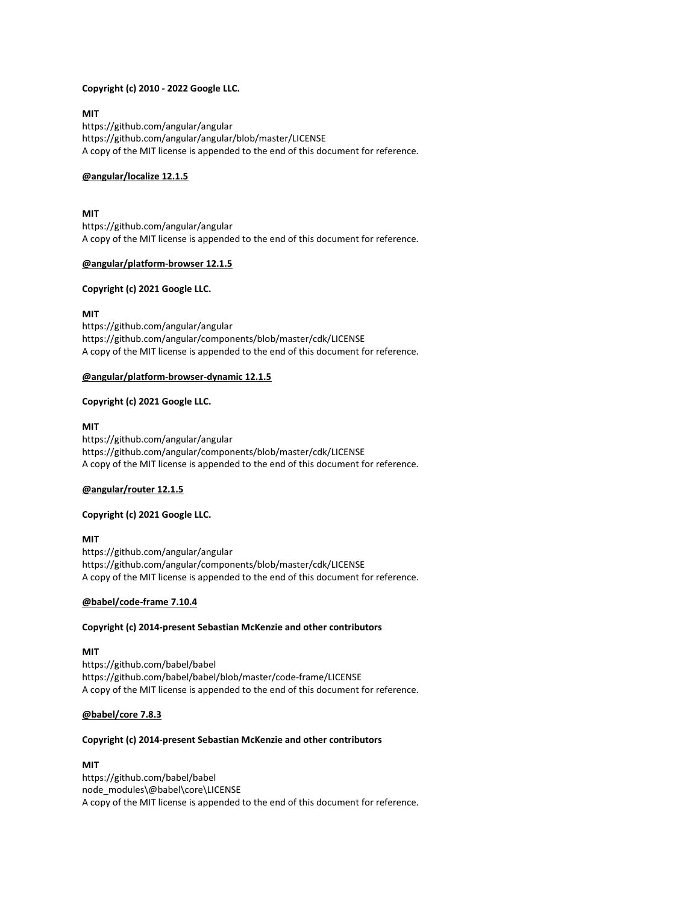**Copyright (c) 2010 - 2022 Google LLC.**

**MIT**
https://github.com/angular/angular
https://github.com/angular/angular/blob/master/LICENSE
A copy of the MIT license is appended to the end of this document for reference.

**@angular/localize 12.1.5**

**MIT**
https://github.com/angular/angular
A copy of the MIT license is appended to the end of this document for reference.

**@angular/platform-browser 12.1.5**

**Copyright (c) 2021 Google LLC.**

**MIT**
https://github.com/angular/angular
https://github.com/angular/components/blob/master/cdk/LICENSE
A copy of the MIT license is appended to the end of this document for reference.

**@angular/platform-browser-dynamic 12.1.5**

**Copyright (c) 2021 Google LLC.**

**MIT**
https://github.com/angular/angular
https://github.com/angular/components/blob/master/cdk/LICENSE
A copy of the MIT license is appended to the end of this document for reference.

**@angular/router 12.1.5**

**Copyright (c) 2021 Google LLC.**

**MIT**
https://github.com/angular/angular
https://github.com/angular/components/blob/master/cdk/LICENSE
A copy of the MIT license is appended to the end of this document for reference.

**@babel/code-frame 7.10.4**

**Copyright (c) 2014-present Sebastian McKenzie and other contributors**

**MIT**
https://github.com/babel/babel
https://github.com/babel/babel/blob/master/code-frame/LICENSE
A copy of the MIT license is appended to the end of this document for reference.

**@babel/core 7.8.3**

**Copyright (c) 2014-present Sebastian McKenzie and other contributors**

**MIT**
https://github.com/babel/babel
node_modules\@babel\core\LICENSE
A copy of the MIT license is appended to the end of this document for reference.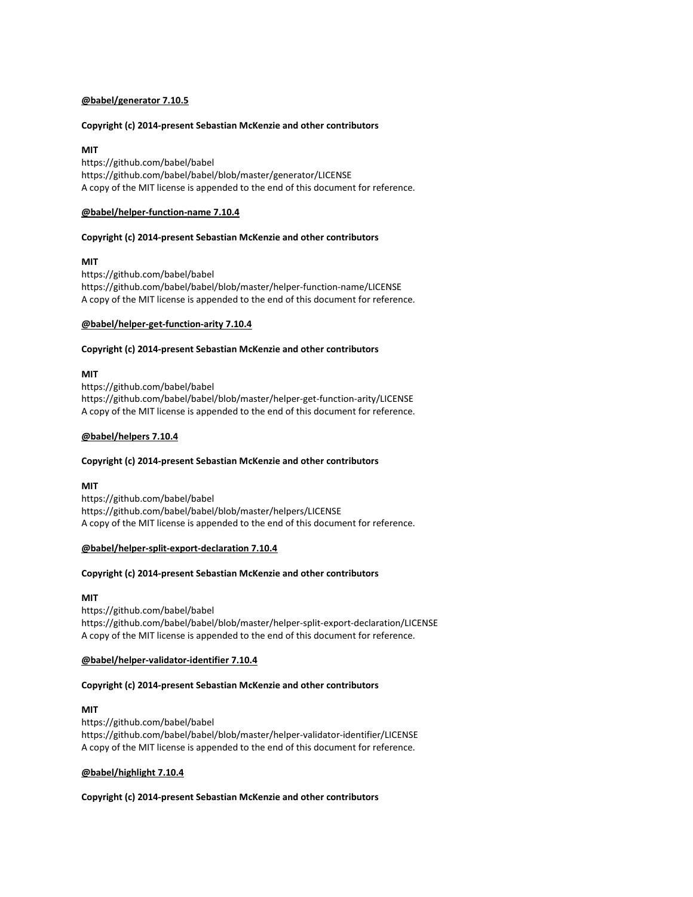**@babel/generator 7.10.5**

**Copyright (c) 2014-present Sebastian McKenzie and other contributors**

**MIT**
https://github.com/babel/babel
https://github.com/babel/babel/blob/master/generator/LICENSE
A copy of the MIT license is appended to the end of this document for reference.

**@babel/helper-function-name 7.10.4**

**Copyright (c) 2014-present Sebastian McKenzie and other contributors**

**MIT**
https://github.com/babel/babel
https://github.com/babel/babel/blob/master/helper-function-name/LICENSE
A copy of the MIT license is appended to the end of this document for reference.

**@babel/helper-get-function-arity 7.10.4**

**Copyright (c) 2014-present Sebastian McKenzie and other contributors**

**MIT**
https://github.com/babel/babel
https://github.com/babel/babel/blob/master/helper-get-function-arity/LICENSE
A copy of the MIT license is appended to the end of this document for reference.

**@babel/helpers 7.10.4**

**Copyright (c) 2014-present Sebastian McKenzie and other contributors**

**MIT**
https://github.com/babel/babel
https://github.com/babel/babel/blob/master/helpers/LICENSE
A copy of the MIT license is appended to the end of this document for reference.

**@babel/helper-split-export-declaration 7.10.4**

**Copyright (c) 2014-present Sebastian McKenzie and other contributors**

**MIT**
https://github.com/babel/babel
https://github.com/babel/babel/blob/master/helper-split-export-declaration/LICENSE
A copy of the MIT license is appended to the end of this document for reference.

**@babel/helper-validator-identifier 7.10.4**

**Copyright (c) 2014-present Sebastian McKenzie and other contributors**

**MIT**
https://github.com/babel/babel
https://github.com/babel/babel/blob/master/helper-validator-identifier/LICENSE
A copy of the MIT license is appended to the end of this document for reference.

**@babel/highlight 7.10.4**

**Copyright (c) 2014-present Sebastian McKenzie and other contributors**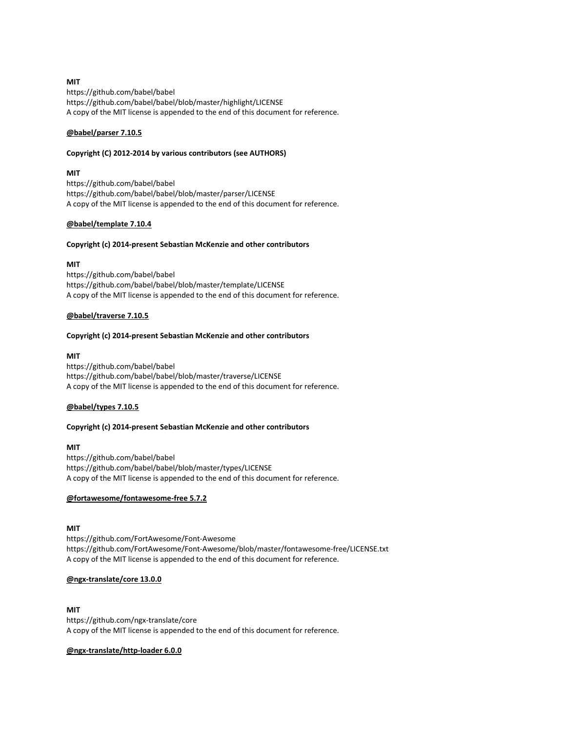**MIT**
https://github.com/babel/babel
https://github.com/babel/babel/blob/master/highlight/LICENSE
A copy of the MIT license is appended to the end of this document for reference.

**@babel/parser 7.10.5**

**Copyright (C) 2012-2014 by various contributors (see AUTHORS)**

**MIT**
https://github.com/babel/babel
https://github.com/babel/babel/blob/master/parser/LICENSE
A copy of the MIT license is appended to the end of this document for reference.

**@babel/template 7.10.4**

**Copyright (c) 2014-present Sebastian McKenzie and other contributors**

**MIT**
https://github.com/babel/babel
https://github.com/babel/babel/blob/master/template/LICENSE
A copy of the MIT license is appended to the end of this document for reference.

**@babel/traverse 7.10.5**

**Copyright (c) 2014-present Sebastian McKenzie and other contributors**

**MIT**
https://github.com/babel/babel
https://github.com/babel/babel/blob/master/traverse/LICENSE
A copy of the MIT license is appended to the end of this document for reference.

**@babel/types 7.10.5**

**Copyright (c) 2014-present Sebastian McKenzie and other contributors**

**MIT**
https://github.com/babel/babel
https://github.com/babel/babel/blob/master/types/LICENSE
A copy of the MIT license is appended to the end of this document for reference.

**@fortawesome/fontawesome-free 5.7.2**

**MIT**
https://github.com/FortAwesome/Font-Awesome
https://github.com/FortAwesome/Font-Awesome/blob/master/fontawesome-free/LICENSE.txt
A copy of the MIT license is appended to the end of this document for reference.

**@ngx-translate/core 13.0.0**

**MIT**
https://github.com/ngx-translate/core
A copy of the MIT license is appended to the end of this document for reference.

**@ngx-translate/http-loader 6.0.0**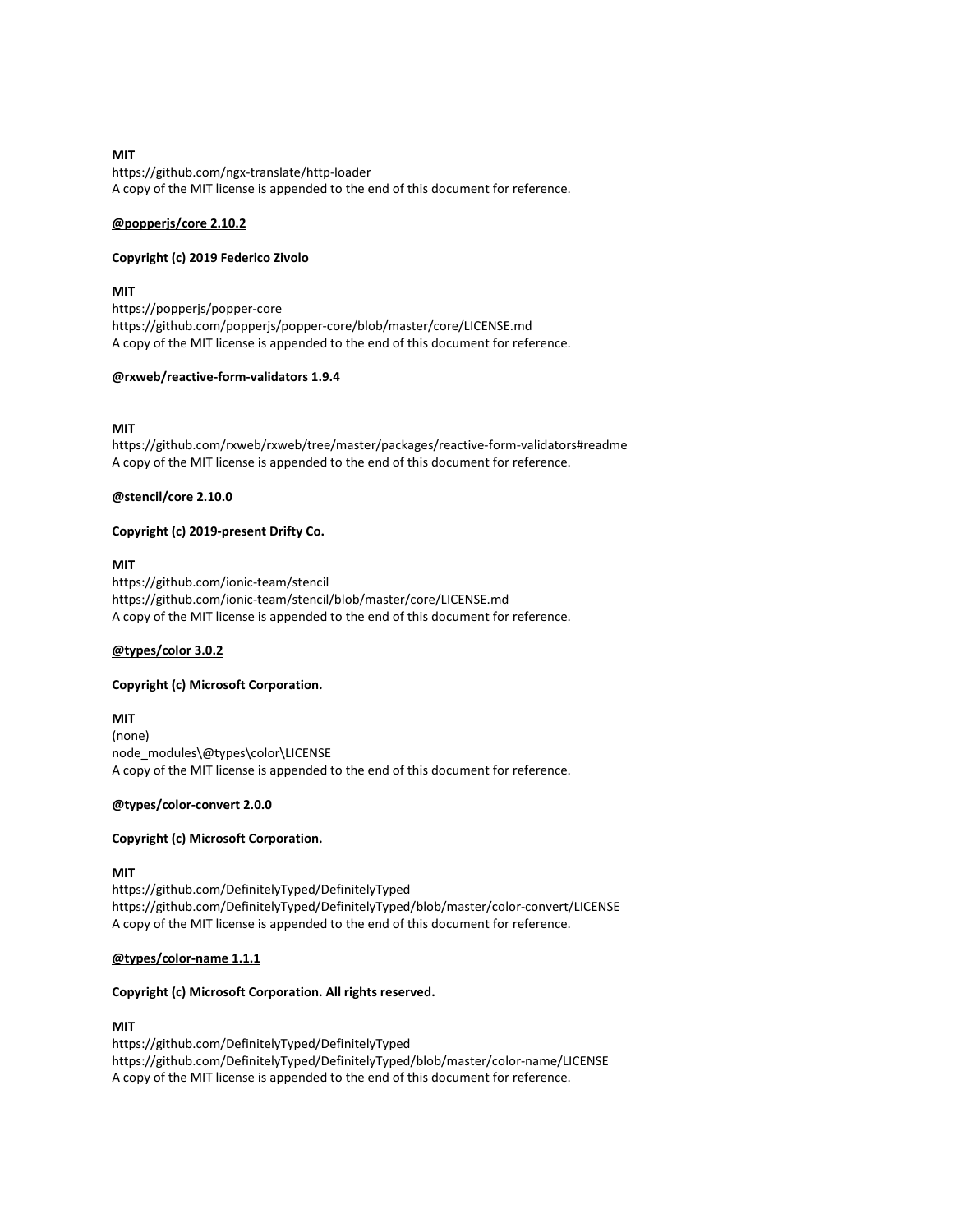**MIT**
https://github.com/ngx-translate/http-loader
A copy of the MIT license is appended to the end of this document for reference.

**@popperjs/core 2.10.2**

**Copyright (c) 2019 Federico Zivolo**

**MIT**
https://popperjs/popper-core
https://github.com/popperjs/popper-core/blob/master/core/LICENSE.md
A copy of the MIT license is appended to the end of this document for reference.

**@rxweb/reactive-form-validators 1.9.4**

**MIT**
https://github.com/rxweb/rxweb/tree/master/packages/reactive-form-validators#readme
A copy of the MIT license is appended to the end of this document for reference.

**@stencil/core 2.10.0**

**Copyright (c) 2019-present Drifty Co.**

**MIT**
https://github.com/ionic-team/stencil
https://github.com/ionic-team/stencil/blob/master/core/LICENSE.md
A copy of the MIT license is appended to the end of this document for reference.

**@types/color 3.0.2**

**Copyright (c) Microsoft Corporation.**

**MIT**
(none)
node_modules\@types\color\LICENSE
A copy of the MIT license is appended to the end of this document for reference.

**@types/color-convert 2.0.0**

**Copyright (c) Microsoft Corporation.**

**MIT**
https://github.com/DefinitelyTyped/DefinitelyTyped
https://github.com/DefinitelyTyped/DefinitelyTyped/blob/master/color-convert/LICENSE
A copy of the MIT license is appended to the end of this document for reference.

**@types/color-name 1.1.1**

**Copyright (c) Microsoft Corporation. All rights reserved.**

**MIT**
https://github.com/DefinitelyTyped/DefinitelyTyped
https://github.com/DefinitelyTyped/DefinitelyTyped/blob/master/color-name/LICENSE
A copy of the MIT license is appended to the end of this document for reference.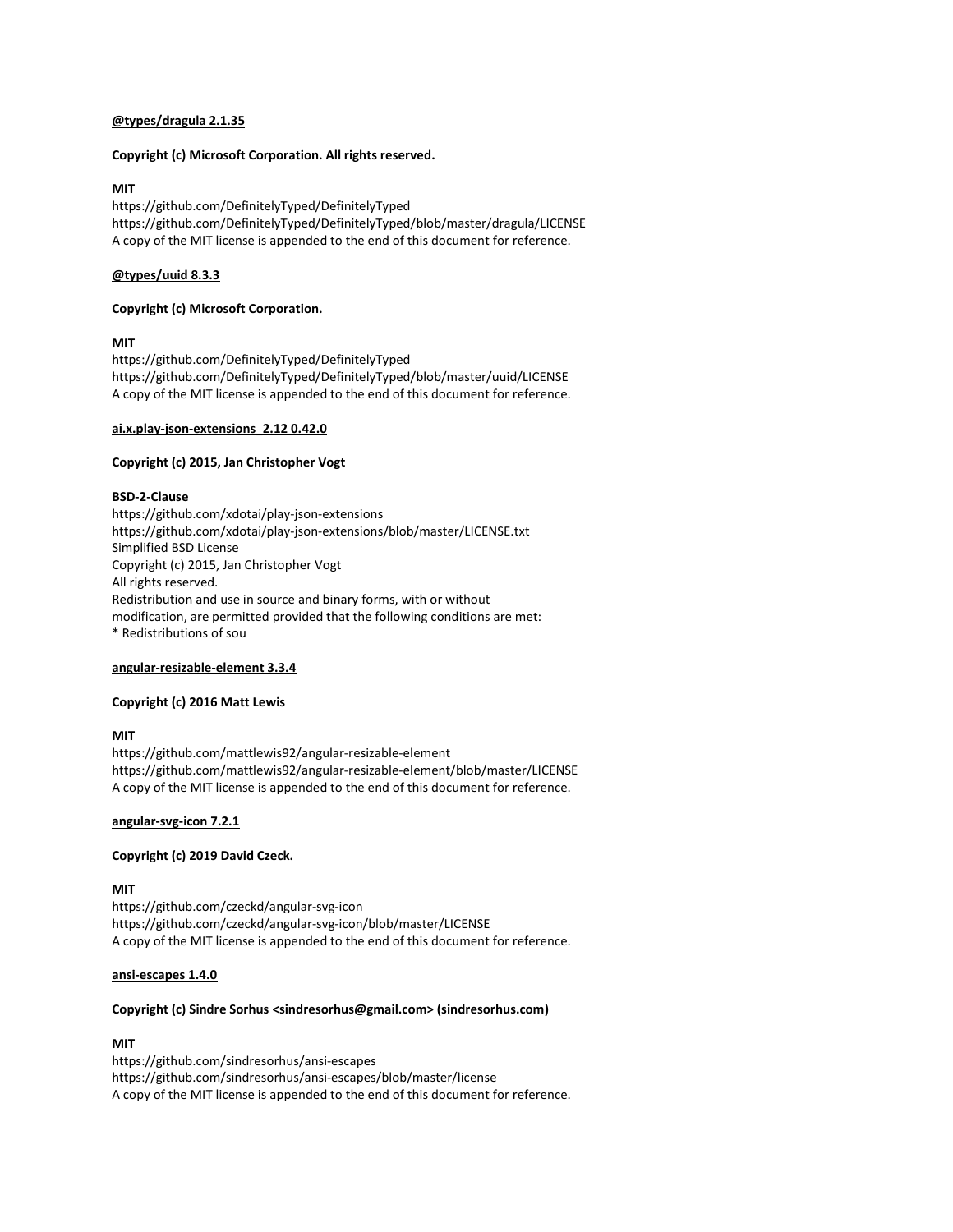**@types/dragula 2.1.35**

**Copyright (c) Microsoft Corporation. All rights reserved.**

**MIT**
https://github.com/DefinitelyTyped/DefinitelyTyped
https://github.com/DefinitelyTyped/DefinitelyTyped/blob/master/dragula/LICENSE
A copy of the MIT license is appended to the end of this document for reference.

**@types/uuid 8.3.3**

**Copyright (c) Microsoft Corporation.**

**MIT**
https://github.com/DefinitelyTyped/DefinitelyTyped
https://github.com/DefinitelyTyped/DefinitelyTyped/blob/master/uuid/LICENSE
A copy of the MIT license is appended to the end of this document for reference.

**ai.x.play-json-extensions_2.12 0.42.0**

**Copyright (c) 2015, Jan Christopher Vogt**

**BSD-2-Clause**
https://github.com/xdotai/play-json-extensions
https://github.com/xdotai/play-json-extensions/blob/master/LICENSE.txt
Simplified BSD License
Copyright (c) 2015, Jan Christopher Vogt
All rights reserved.
Redistribution and use in source and binary forms, with or without
modification, are permitted provided that the following conditions are met:
* Redistributions of sou

**angular-resizable-element 3.3.4**

**Copyright (c) 2016 Matt Lewis**

**MIT**
https://github.com/mattlewis92/angular-resizable-element
https://github.com/mattlewis92/angular-resizable-element/blob/master/LICENSE
A copy of the MIT license is appended to the end of this document for reference.

**angular-svg-icon 7.2.1**

**Copyright (c) 2019 David Czeck.**

**MIT**
https://github.com/czeckd/angular-svg-icon
https://github.com/czeckd/angular-svg-icon/blob/master/LICENSE
A copy of the MIT license is appended to the end of this document for reference.

**ansi-escapes 1.4.0**

**Copyright (c) Sindre Sorhus <sindresorhus@gmail.com> (sindresorhus.com)**

**MIT**
https://github.com/sindresorhus/ansi-escapes
https://github.com/sindresorhus/ansi-escapes/blob/master/license
A copy of the MIT license is appended to the end of this document for reference.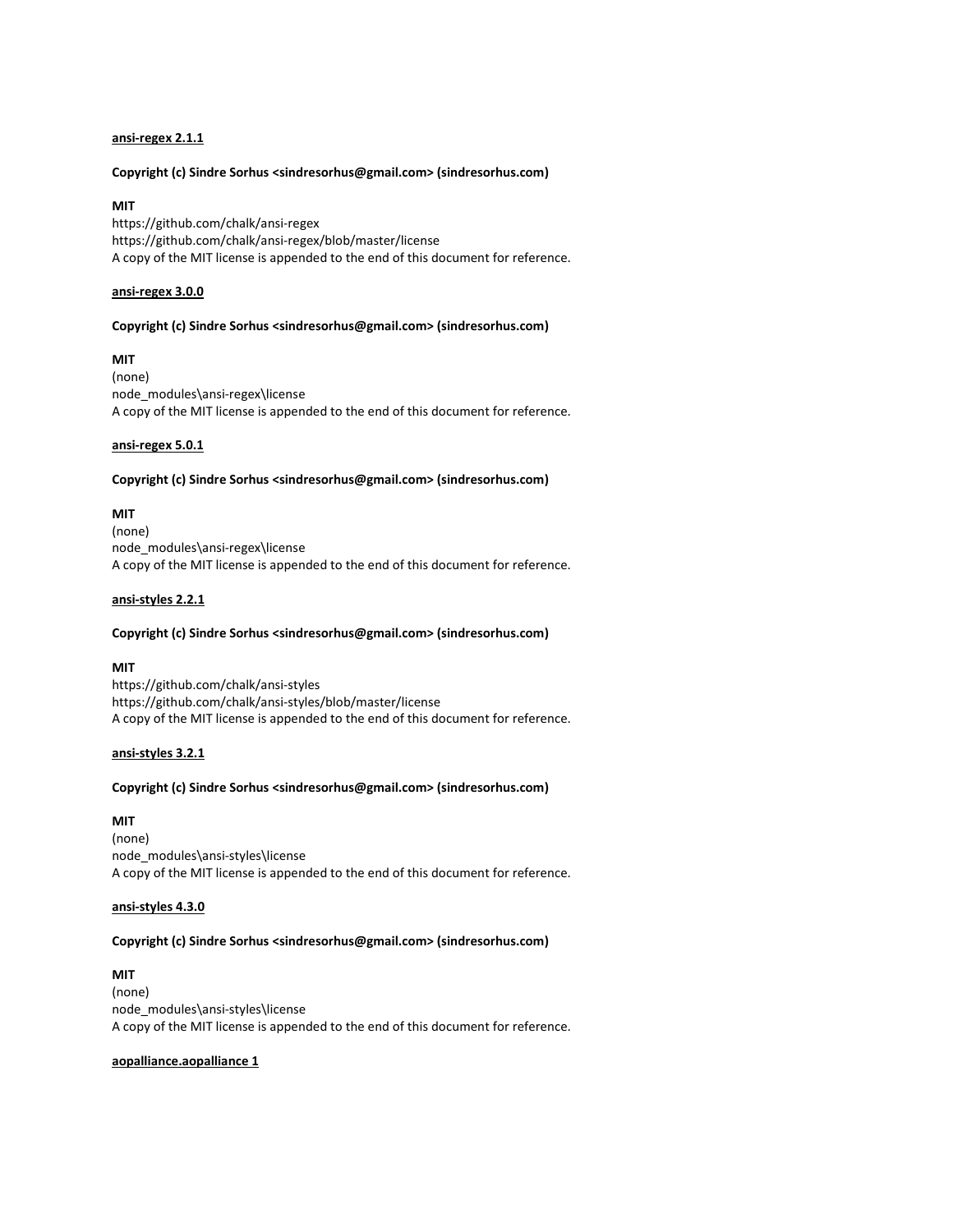**ansi-regex 2.1.1**

**Copyright (c) Sindre Sorhus <sindresorhus@gmail.com> (sindresorhus.com)**

**MIT**
https://github.com/chalk/ansi-regex
https://github.com/chalk/ansi-regex/blob/master/license
A copy of the MIT license is appended to the end of this document for reference.

**ansi-regex 3.0.0**

**Copyright (c) Sindre Sorhus <sindresorhus@gmail.com> (sindresorhus.com)**

**MIT**
(none)
node_modules\ansi-regex\license
A copy of the MIT license is appended to the end of this document for reference.

**ansi-regex 5.0.1**

**Copyright (c) Sindre Sorhus <sindresorhus@gmail.com> (sindresorhus.com)**

**MIT**
(none)
node_modules\ansi-regex\license
A copy of the MIT license is appended to the end of this document for reference.

**ansi-styles 2.2.1**

**Copyright (c) Sindre Sorhus <sindresorhus@gmail.com> (sindresorhus.com)**

**MIT**
https://github.com/chalk/ansi-styles
https://github.com/chalk/ansi-styles/blob/master/license
A copy of the MIT license is appended to the end of this document for reference.

**ansi-styles 3.2.1**

**Copyright (c) Sindre Sorhus <sindresorhus@gmail.com> (sindresorhus.com)**

**MIT**
(none)
node_modules\ansi-styles\license
A copy of the MIT license is appended to the end of this document for reference.

**ansi-styles 4.3.0**

**Copyright (c) Sindre Sorhus <sindresorhus@gmail.com> (sindresorhus.com)**

**MIT**
(none)
node_modules\ansi-styles\license
A copy of the MIT license is appended to the end of this document for reference.

**aopalliance.aopalliance 1**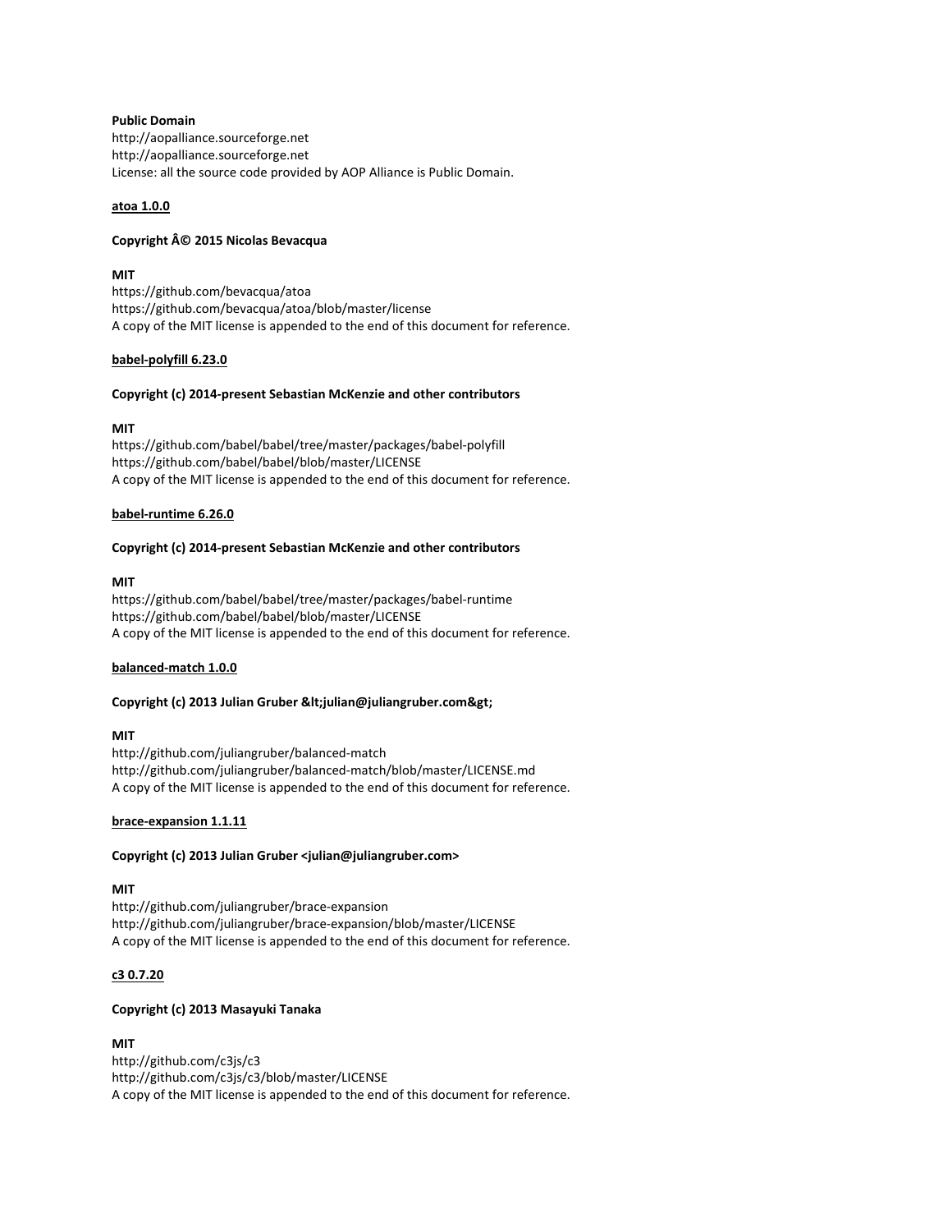**Public Domain**
http://aopalliance.sourceforge.net
http://aopalliance.sourceforge.net
License: all the source code provided by AOP Alliance is Public Domain.

**atoa 1.0.0**

**Copyright Â© 2015 Nicolas Bevacqua**

**MIT**
https://github.com/bevacqua/atoa
https://github.com/bevacqua/atoa/blob/master/license
A copy of the MIT license is appended to the end of this document for reference.

**babel-polyfill 6.23.0**

**Copyright (c) 2014-present Sebastian McKenzie and other contributors**

**MIT**
https://github.com/babel/babel/tree/master/packages/babel-polyfill
https://github.com/babel/babel/blob/master/LICENSE
A copy of the MIT license is appended to the end of this document for reference.

**babel-runtime 6.26.0**

**Copyright (c) 2014-present Sebastian McKenzie and other contributors**

**MIT**
https://github.com/babel/babel/tree/master/packages/babel-runtime
https://github.com/babel/babel/blob/master/LICENSE
A copy of the MIT license is appended to the end of this document for reference.

**balanced-match 1.0.0**

**Copyright (c) 2013 Julian Gruber &lt;julian@juliangruber.com&gt;**

**MIT**
http://github.com/juliangruber/balanced-match
http://github.com/juliangruber/balanced-match/blob/master/LICENSE.md
A copy of the MIT license is appended to the end of this document for reference.

**brace-expansion 1.1.11**

**Copyright (c) 2013 Julian Gruber <julian@juliangruber.com>**

**MIT**
http://github.com/juliangruber/brace-expansion
http://github.com/juliangruber/brace-expansion/blob/master/LICENSE
A copy of the MIT license is appended to the end of this document for reference.

**c3 0.7.20**

**Copyright (c) 2013 Masayuki Tanaka**

**MIT**
http://github.com/c3js/c3
http://github.com/c3js/c3/blob/master/LICENSE
A copy of the MIT license is appended to the end of this document for reference.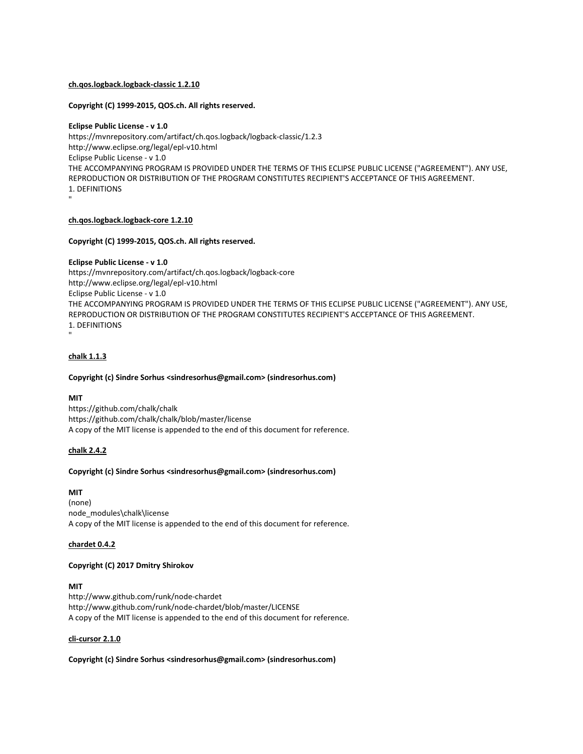**ch.qos.logback.logback-classic 1.2.10**

**Copyright (C) 1999-2015, QOS.ch. All rights reserved.**

**Eclipse Public License - v 1.0**
https://mvnrepository.com/artifact/ch.qos.logback/logback-classic/1.2.3
http://www.eclipse.org/legal/epl-v10.html
Eclipse Public License - v 1.0
THE ACCOMPANYING PROGRAM IS PROVIDED UNDER THE TERMS OF THIS ECLIPSE PUBLIC LICENSE ("AGREEMENT"). ANY USE, REPRODUCTION OR DISTRIBUTION OF THE PROGRAM CONSTITUTES RECIPIENT'S ACCEPTANCE OF THIS AGREEMENT.
1. DEFINITIONS
"

**ch.qos.logback.logback-core 1.2.10**

**Copyright (C) 1999-2015, QOS.ch. All rights reserved.**

**Eclipse Public License - v 1.0**
https://mvnrepository.com/artifact/ch.qos.logback/logback-core
http://www.eclipse.org/legal/epl-v10.html
Eclipse Public License - v 1.0
THE ACCOMPANYING PROGRAM IS PROVIDED UNDER THE TERMS OF THIS ECLIPSE PUBLIC LICENSE ("AGREEMENT"). ANY USE, REPRODUCTION OR DISTRIBUTION OF THE PROGRAM CONSTITUTES RECIPIENT'S ACCEPTANCE OF THIS AGREEMENT.
1. DEFINITIONS
"

**chalk 1.1.3**

**Copyright (c) Sindre Sorhus <sindresorhus@gmail.com> (sindresorhus.com)**

**MIT**
https://github.com/chalk/chalk
https://github.com/chalk/chalk/blob/master/license
A copy of the MIT license is appended to the end of this document for reference.

**chalk 2.4.2**

**Copyright (c) Sindre Sorhus <sindresorhus@gmail.com> (sindresorhus.com)**

**MIT**
(none)
node_modules\chalk\license
A copy of the MIT license is appended to the end of this document for reference.

**chardet 0.4.2**

**Copyright (C) 2017 Dmitry Shirokov**

**MIT**
http://www.github.com/runk/node-chardet
http://www.github.com/runk/node-chardet/blob/master/LICENSE
A copy of the MIT license is appended to the end of this document for reference.

**cli-cursor 2.1.0**

**Copyright (c) Sindre Sorhus <sindresorhus@gmail.com> (sindresorhus.com)**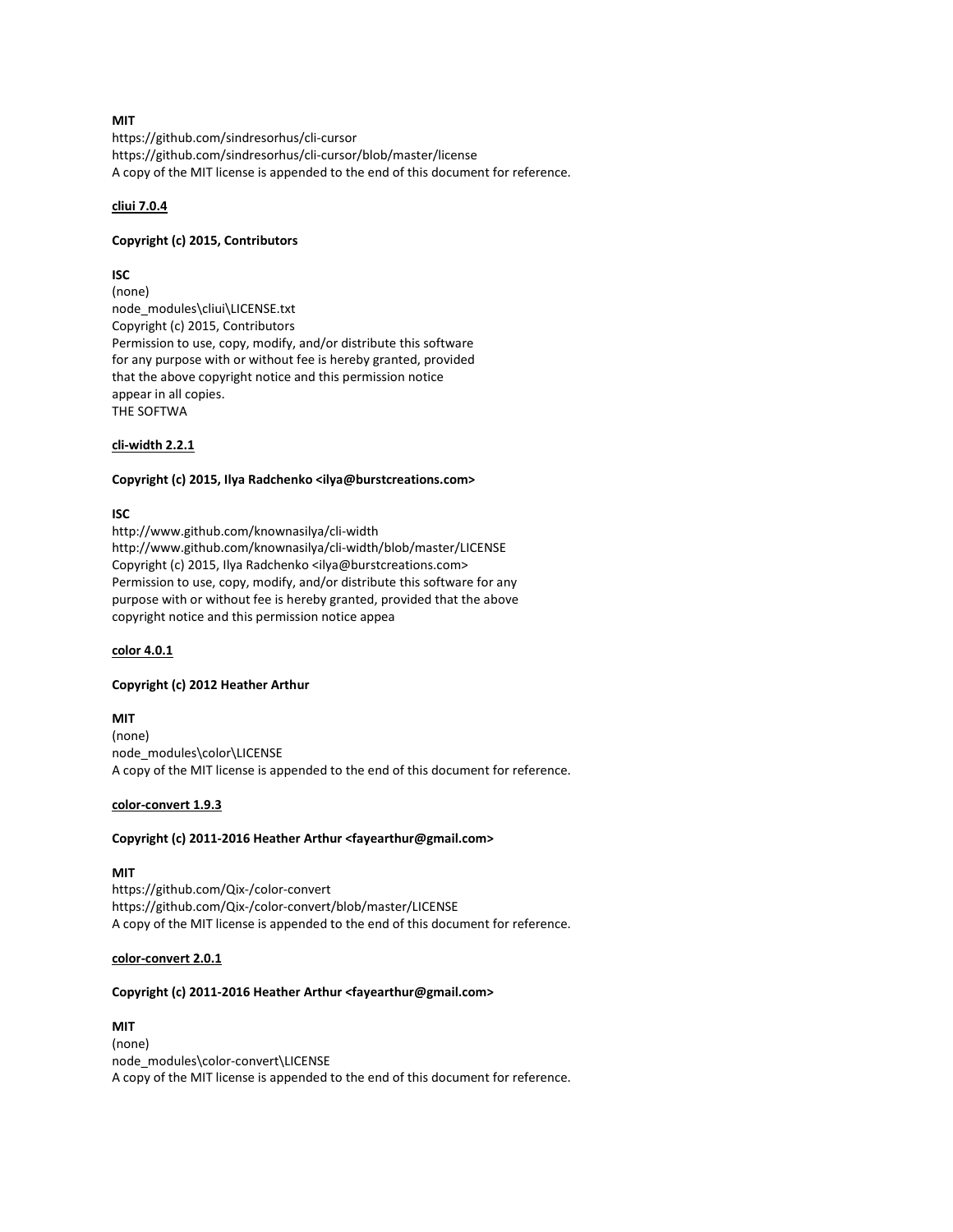**MIT**
https://github.com/sindresorhus/cli-cursor
https://github.com/sindresorhus/cli-cursor/blob/master/license
A copy of the MIT license is appended to the end of this document for reference.

<u>**cliui 7.0.4**</u>

**Copyright (c) 2015, Contributors**

**ISC**
(none)
node_modules\cliui\LICENSE.txt
Copyright (c) 2015, Contributors
Permission to use, copy, modify, and/or distribute this software
for any purpose with or without fee is hereby granted, provided
that the above copyright notice and this permission notice
appear in all copies.
THE SOFTWA

<u>**cli-width 2.2.1**</u>

**Copyright (c) 2015, Ilya Radchenko <ilya@burstcreations.com>**

**ISC**
http://www.github.com/knownasilya/cli-width
http://www.github.com/knownasilya/cli-width/blob/master/LICENSE
Copyright (c) 2015, Ilya Radchenko <ilya@burstcreations.com>
Permission to use, copy, modify, and/or distribute this software for any
purpose with or without fee is hereby granted, provided that the above
copyright notice and this permission notice appea

<u>**color 4.0.1**</u>

**Copyright (c) 2012 Heather Arthur**

**MIT**
(none)
node_modules\color\LICENSE
A copy of the MIT license is appended to the end of this document for reference.

<u>**color-convert 1.9.3**</u>

**Copyright (c) 2011-2016 Heather Arthur <fayearthur@gmail.com>**

**MIT**
https://github.com/Qix-/color-convert
https://github.com/Qix-/color-convert/blob/master/LICENSE
A copy of the MIT license is appended to the end of this document for reference.

<u>**color-convert 2.0.1**</u>

**Copyright (c) 2011-2016 Heather Arthur <fayearthur@gmail.com>**

**MIT**
(none)
node_modules\color-convert\LICENSE
A copy of the MIT license is appended to the end of this document for reference.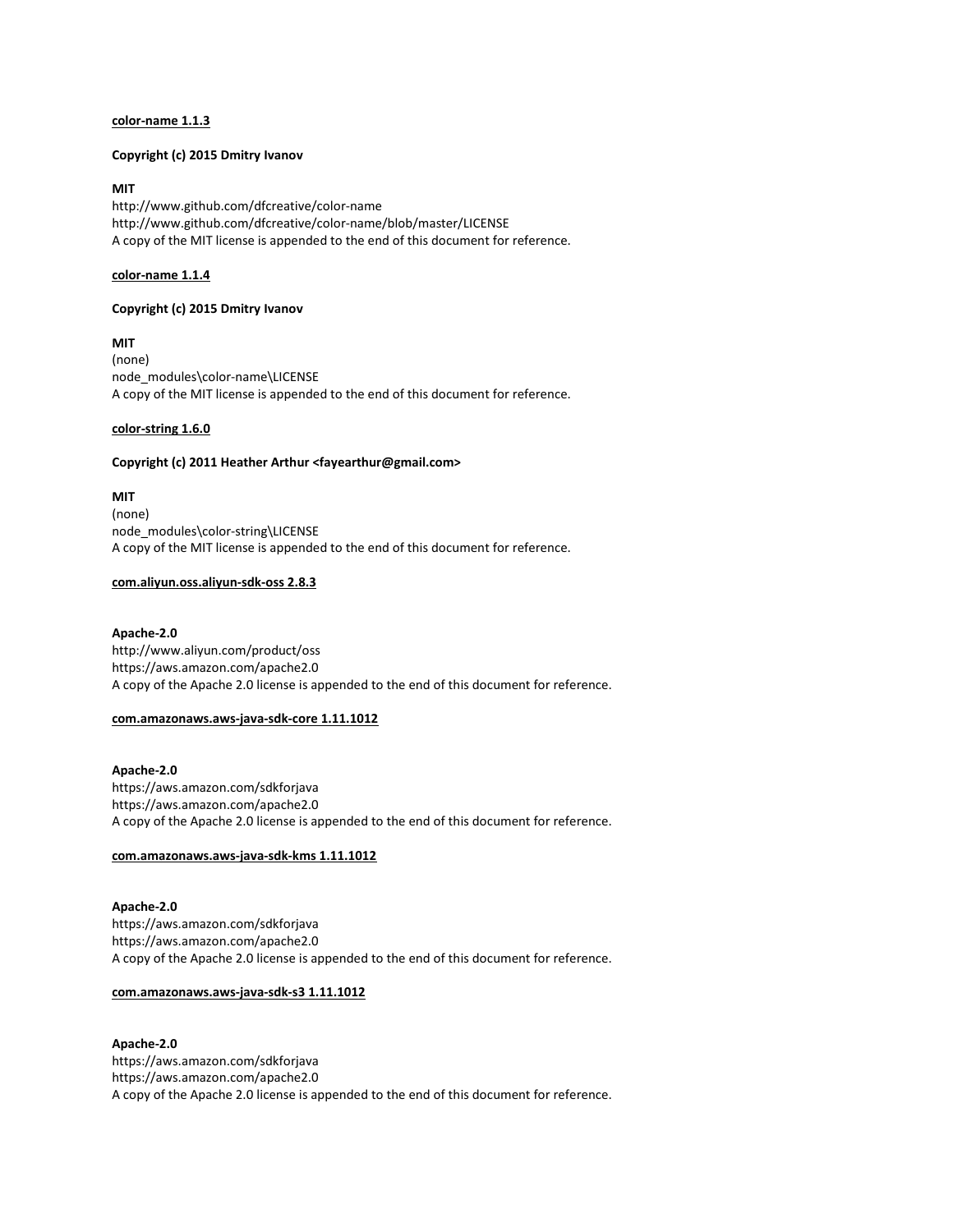**<u>color-name 1.1.3</u>**

**Copyright (c) 2015 Dmitry Ivanov**

**MIT**
http://www.github.com/dfcreative/color-name
http://www.github.com/dfcreative/color-name/blob/master/LICENSE
A copy of the MIT license is appended to the end of this document for reference.

**<u>color-name 1.1.4</u>**

**Copyright (c) 2015 Dmitry Ivanov**

**MIT**
(none)
node_modules\color-name\LICENSE
A copy of the MIT license is appended to the end of this document for reference.

**<u>color-string 1.6.0</u>**

**Copyright (c) 2011 Heather Arthur <fayearthur@gmail.com>**

**MIT**
(none)
node_modules\color-string\LICENSE
A copy of the MIT license is appended to the end of this document for reference.

**<u>com.aliyun.oss.aliyun-sdk-oss 2.8.3</u>**

**Apache-2.0**
http://www.aliyun.com/product/oss
https://aws.amazon.com/apache2.0
A copy of the Apache 2.0 license is appended to the end of this document for reference.

**<u>com.amazonaws.aws-java-sdk-core 1.11.1012</u>**

**Apache-2.0**
https://aws.amazon.com/sdkforjava
https://aws.amazon.com/apache2.0
A copy of the Apache 2.0 license is appended to the end of this document for reference.

**<u>com.amazonaws.aws-java-sdk-kms 1.11.1012</u>**

**Apache-2.0**
https://aws.amazon.com/sdkforjava
https://aws.amazon.com/apache2.0
A copy of the Apache 2.0 license is appended to the end of this document for reference.

**<u>com.amazonaws.aws-java-sdk-s3 1.11.1012</u>**

**Apache-2.0**
https://aws.amazon.com/sdkforjava
https://aws.amazon.com/apache2.0
A copy of the Apache 2.0 license is appended to the end of this document for reference.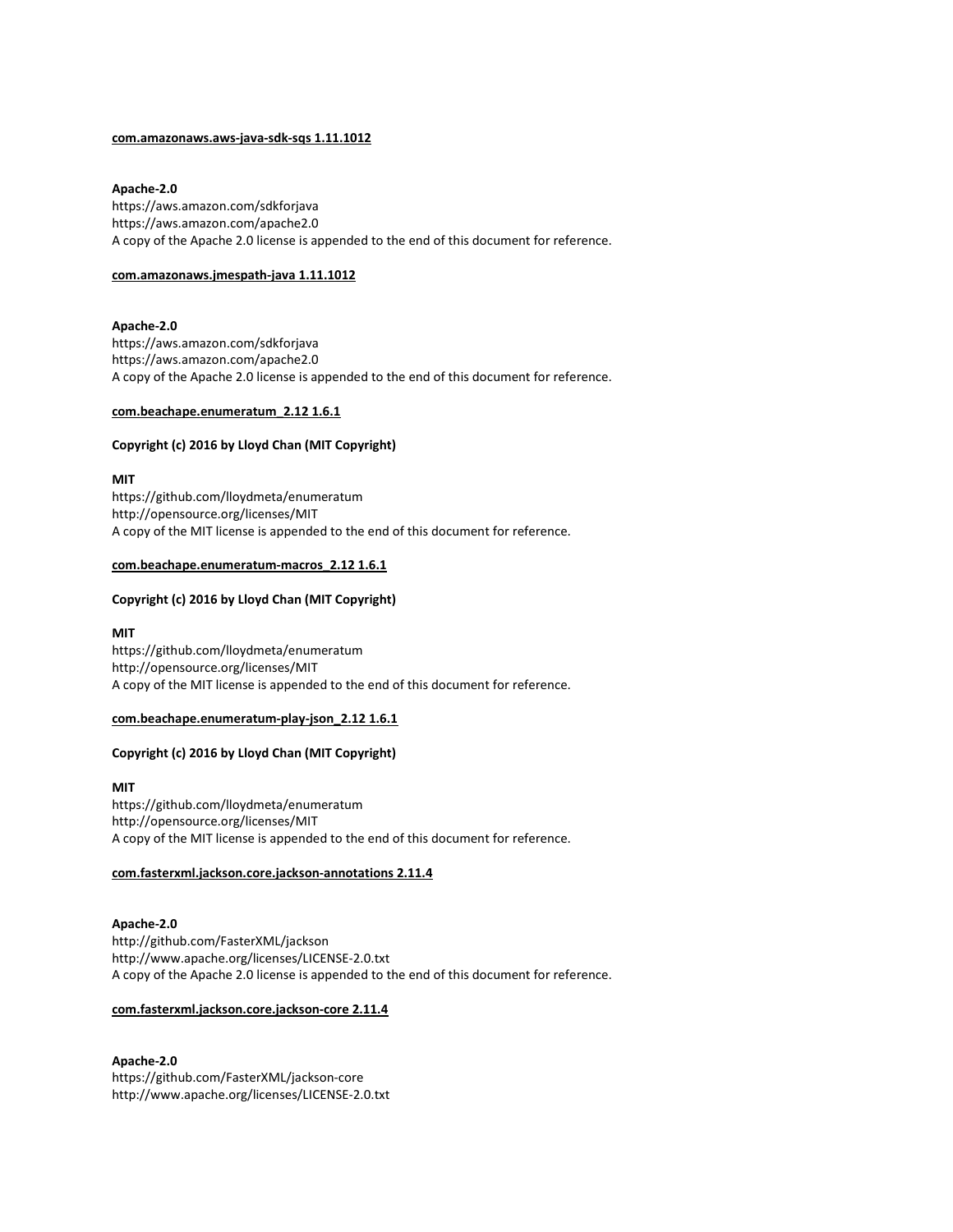**com.amazonaws.aws-java-sdk-sqs 1.11.1012**

**Apache-2.0**
https://aws.amazon.com/sdkforjava
https://aws.amazon.com/apache2.0
A copy of the Apache 2.0 license is appended to the end of this document for reference.

**com.amazonaws.jmespath-java 1.11.1012**

**Apache-2.0**
https://aws.amazon.com/sdkforjava
https://aws.amazon.com/apache2.0
A copy of the Apache 2.0 license is appended to the end of this document for reference.

**com.beachape.enumeratum_2.12 1.6.1**

**Copyright (c) 2016 by Lloyd Chan (MIT Copyright)**

**MIT**
https://github.com/lloydmeta/enumeratum
http://opensource.org/licenses/MIT
A copy of the MIT license is appended to the end of this document for reference.

**com.beachape.enumeratum-macros_2.12 1.6.1**

**Copyright (c) 2016 by Lloyd Chan (MIT Copyright)**

**MIT**
https://github.com/lloydmeta/enumeratum
http://opensource.org/licenses/MIT
A copy of the MIT license is appended to the end of this document for reference.

**com.beachape.enumeratum-play-json_2.12 1.6.1**

**Copyright (c) 2016 by Lloyd Chan (MIT Copyright)**

**MIT**
https://github.com/lloydmeta/enumeratum
http://opensource.org/licenses/MIT
A copy of the MIT license is appended to the end of this document for reference.

**com.fasterxml.jackson.core.jackson-annotations 2.11.4**

**Apache-2.0**
http://github.com/FasterXML/jackson
http://www.apache.org/licenses/LICENSE-2.0.txt
A copy of the Apache 2.0 license is appended to the end of this document for reference.

**com.fasterxml.jackson.core.jackson-core 2.11.4**

**Apache-2.0**
https://github.com/FasterXML/jackson-core
http://www.apache.org/licenses/LICENSE-2.0.txt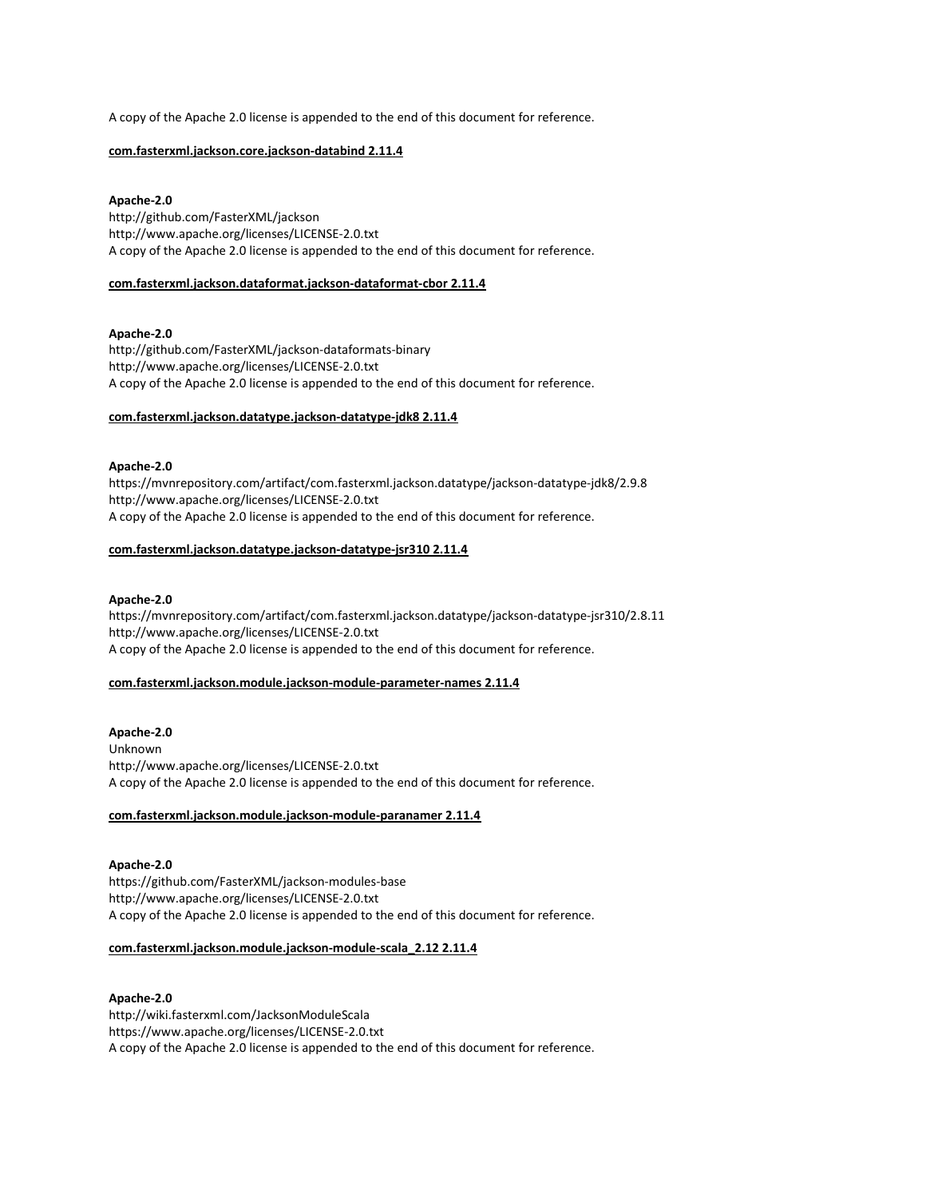A copy of the Apache 2.0 license is appended to the end of this document for reference.

**com.fasterxml.jackson.core.jackson-databind 2.11.4**

**Apache-2.0**
http://github.com/FasterXML/jackson
http://www.apache.org/licenses/LICENSE-2.0.txt
A copy of the Apache 2.0 license is appended to the end of this document for reference.

**com.fasterxml.jackson.dataformat.jackson-dataformat-cbor 2.11.4**

**Apache-2.0**
http://github.com/FasterXML/jackson-dataformats-binary
http://www.apache.org/licenses/LICENSE-2.0.txt
A copy of the Apache 2.0 license is appended to the end of this document for reference.

**com.fasterxml.jackson.datatype.jackson-datatype-jdk8 2.11.4**

**Apache-2.0**
https://mvnrepository.com/artifact/com.fasterxml.jackson.datatype/jackson-datatype-jdk8/2.9.8
http://www.apache.org/licenses/LICENSE-2.0.txt
A copy of the Apache 2.0 license is appended to the end of this document for reference.

**com.fasterxml.jackson.datatype.jackson-datatype-jsr310 2.11.4**

**Apache-2.0**
https://mvnrepository.com/artifact/com.fasterxml.jackson.datatype/jackson-datatype-jsr310/2.8.11
http://www.apache.org/licenses/LICENSE-2.0.txt
A copy of the Apache 2.0 license is appended to the end of this document for reference.

**com.fasterxml.jackson.module.jackson-module-parameter-names 2.11.4**

**Apache-2.0**
Unknown
http://www.apache.org/licenses/LICENSE-2.0.txt
A copy of the Apache 2.0 license is appended to the end of this document for reference.

**com.fasterxml.jackson.module.jackson-module-paranamer 2.11.4**

**Apache-2.0**
https://github.com/FasterXML/jackson-modules-base
http://www.apache.org/licenses/LICENSE-2.0.txt
A copy of the Apache 2.0 license is appended to the end of this document for reference.

**com.fasterxml.jackson.module.jackson-module-scala_2.12 2.11.4**

**Apache-2.0**
http://wiki.fasterxml.com/JacksonModuleScala
https://www.apache.org/licenses/LICENSE-2.0.txt
A copy of the Apache 2.0 license is appended to the end of this document for reference.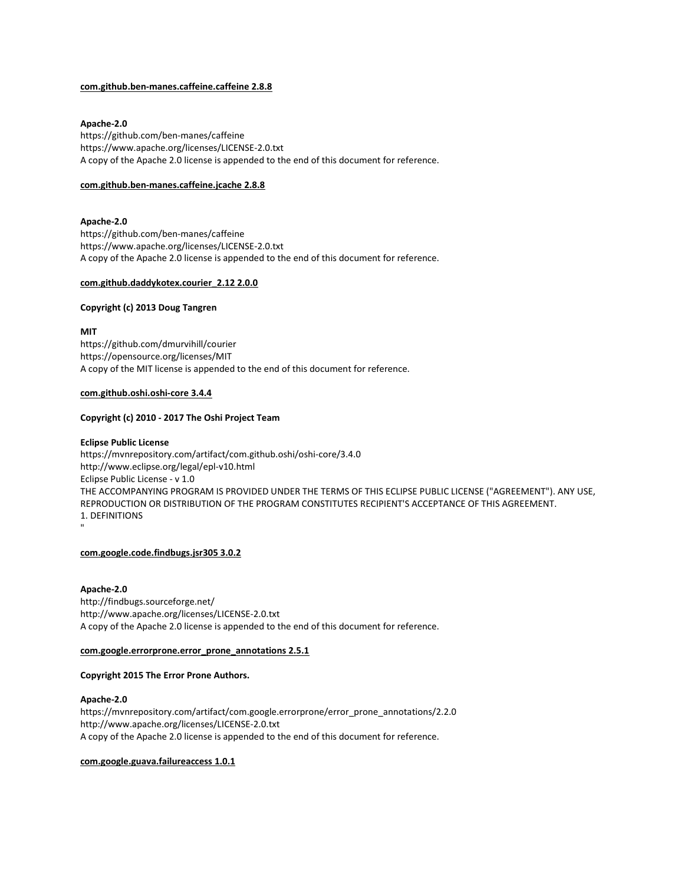**com.github.ben-manes.caffeine.caffeine 2.8.8**

**Apache-2.0**
https://github.com/ben-manes/caffeine
https://www.apache.org/licenses/LICENSE-2.0.txt
A copy of the Apache 2.0 license is appended to the end of this document for reference.

**com.github.ben-manes.caffeine.jcache 2.8.8**

**Apache-2.0**
https://github.com/ben-manes/caffeine
https://www.apache.org/licenses/LICENSE-2.0.txt
A copy of the Apache 2.0 license is appended to the end of this document for reference.

**com.github.daddykotex.courier_2.12 2.0.0**

**Copyright (c) 2013 Doug Tangren**

**MIT**
https://github.com/dmurvihill/courier
https://opensource.org/licenses/MIT
A copy of the MIT license is appended to the end of this document for reference.

**com.github.oshi.oshi-core 3.4.4**

**Copyright (c) 2010 - 2017 The Oshi Project Team**

**Eclipse Public License**
https://mvnrepository.com/artifact/com.github.oshi/oshi-core/3.4.0
http://www.eclipse.org/legal/epl-v10.html
Eclipse Public License - v 1.0
THE ACCOMPANYING PROGRAM IS PROVIDED UNDER THE TERMS OF THIS ECLIPSE PUBLIC LICENSE ("AGREEMENT"). ANY USE, REPRODUCTION OR DISTRIBUTION OF THE PROGRAM CONSTITUTES RECIPIENT'S ACCEPTANCE OF THIS AGREEMENT.
1. DEFINITIONS
"

**com.google.code.findbugs.jsr305 3.0.2**

**Apache-2.0**
http://findbugs.sourceforge.net/
http://www.apache.org/licenses/LICENSE-2.0.txt
A copy of the Apache 2.0 license is appended to the end of this document for reference.

**com.google.errorprone.error_prone_annotations 2.5.1**

**Copyright 2015 The Error Prone Authors.**

**Apache-2.0**
https://mvnrepository.com/artifact/com.google.errorprone/error_prone_annotations/2.2.0
http://www.apache.org/licenses/LICENSE-2.0.txt
A copy of the Apache 2.0 license is appended to the end of this document for reference.

**com.google.guava.failureaccess 1.0.1**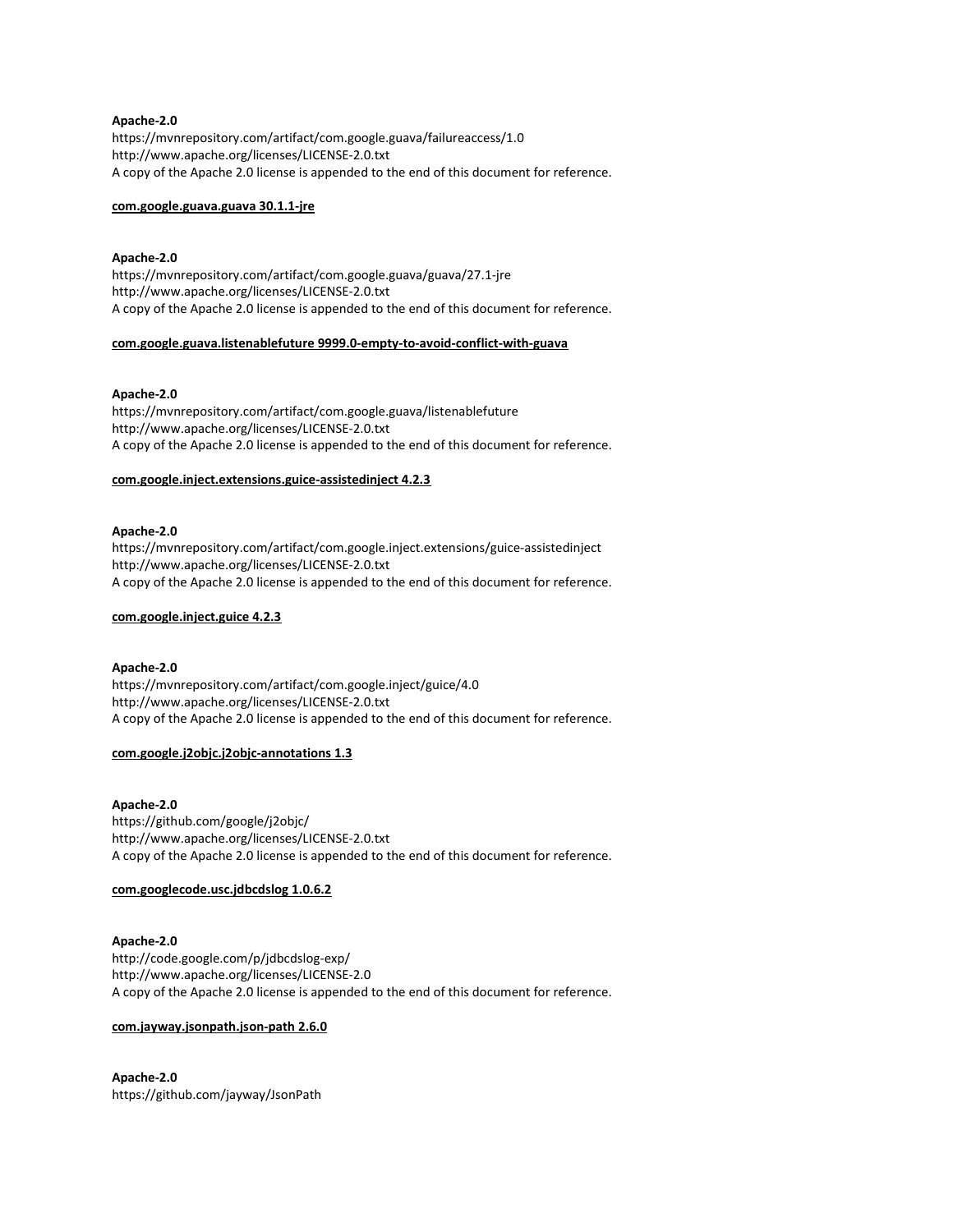**Apache-2.0**
https://mvnrepository.com/artifact/com.google.guava/failureaccess/1.0
http://www.apache.org/licenses/LICENSE-2.0.txt
A copy of the Apache 2.0 license is appended to the end of this document for reference.

**com.google.guava.guava 30.1.1-jre**

**Apache-2.0**
https://mvnrepository.com/artifact/com.google.guava/guava/27.1-jre
http://www.apache.org/licenses/LICENSE-2.0.txt
A copy of the Apache 2.0 license is appended to the end of this document for reference.

**com.google.guava.listenablefuture 9999.0-empty-to-avoid-conflict-with-guava**

**Apache-2.0**
https://mvnrepository.com/artifact/com.google.guava/listenablefuture
http://www.apache.org/licenses/LICENSE-2.0.txt
A copy of the Apache 2.0 license is appended to the end of this document for reference.

**com.google.inject.extensions.guice-assistedinject 4.2.3**

**Apache-2.0**
https://mvnrepository.com/artifact/com.google.inject.extensions/guice-assistedinject
http://www.apache.org/licenses/LICENSE-2.0.txt
A copy of the Apache 2.0 license is appended to the end of this document for reference.

**com.google.inject.guice 4.2.3**

**Apache-2.0**
https://mvnrepository.com/artifact/com.google.inject/guice/4.0
http://www.apache.org/licenses/LICENSE-2.0.txt
A copy of the Apache 2.0 license is appended to the end of this document for reference.

**com.google.j2objc.j2objc-annotations 1.3**

**Apache-2.0**
https://github.com/google/j2objc/
http://www.apache.org/licenses/LICENSE-2.0.txt
A copy of the Apache 2.0 license is appended to the end of this document for reference.

**com.googlecode.usc.jdbcdslog 1.0.6.2**

**Apache-2.0**
http://code.google.com/p/jdbcdslog-exp/
http://www.apache.org/licenses/LICENSE-2.0
A copy of the Apache 2.0 license is appended to the end of this document for reference.

**com.jayway.jsonpath.json-path 2.6.0**

**Apache-2.0**
https://github.com/jayway/JsonPath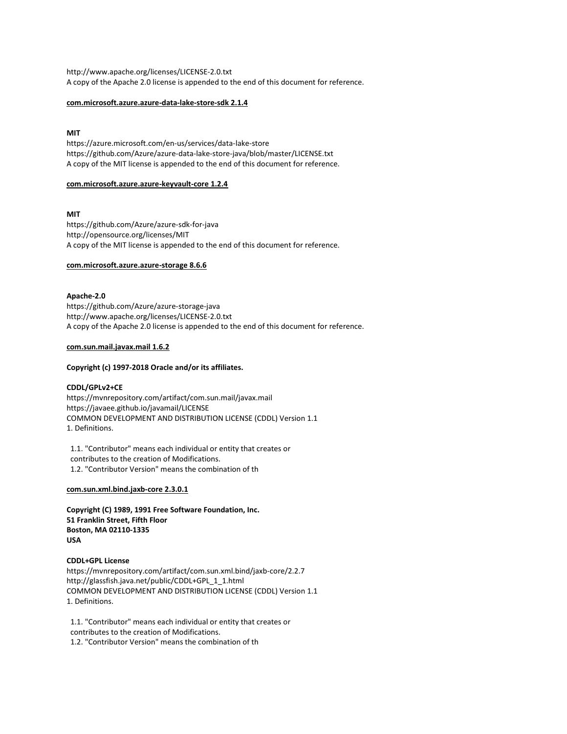http://www.apache.org/licenses/LICENSE-2.0.txt
A copy of the Apache 2.0 license is appended to the end of this document for reference.

**com.microsoft.azure.azure-data-lake-store-sdk 2.1.4**

**MIT**
https://azure.microsoft.com/en-us/services/data-lake-store
https://github.com/Azure/azure-data-lake-store-java/blob/master/LICENSE.txt
A copy of the MIT license is appended to the end of this document for reference.

**com.microsoft.azure.azure-keyvault-core 1.2.4**

**MIT**
https://github.com/Azure/azure-sdk-for-java
http://opensource.org/licenses/MIT
A copy of the MIT license is appended to the end of this document for reference.

**com.microsoft.azure.azure-storage 8.6.6**

**Apache-2.0**
https://github.com/Azure/azure-storage-java
http://www.apache.org/licenses/LICENSE-2.0.txt
A copy of the Apache 2.0 license is appended to the end of this document for reference.

**com.sun.mail.javax.mail 1.6.2**

**Copyright (c) 1997-2018 Oracle and/or its affiliates.**

**CDDL/GPLv2+CE**
https://mvnrepository.com/artifact/com.sun.mail/javax.mail
https://javaee.github.io/javamail/LICENSE
COMMON DEVELOPMENT AND DISTRIBUTION LICENSE (CDDL) Version 1.1
1. Definitions.

1.1. "Contributor" means each individual or entity that creates or contributes to the creation of Modifications.
1.2. "Contributor Version" means the combination of th

**com.sun.xml.bind.jaxb-core 2.3.0.1**

**Copyright (C) 1989, 1991 Free Software Foundation, Inc.**
**51 Franklin Street, Fifth Floor**
**Boston, MA 02110-1335**
**USA**

**CDDL+GPL License**
https://mvnrepository.com/artifact/com.sun.xml.bind/jaxb-core/2.2.7
http://glassfish.java.net/public/CDDL+GPL_1_1.html
COMMON DEVELOPMENT AND DISTRIBUTION LICENSE (CDDL) Version 1.1
1. Definitions.

1.1. "Contributor" means each individual or entity that creates or contributes to the creation of Modifications.
1.2. "Contributor Version" means the combination of th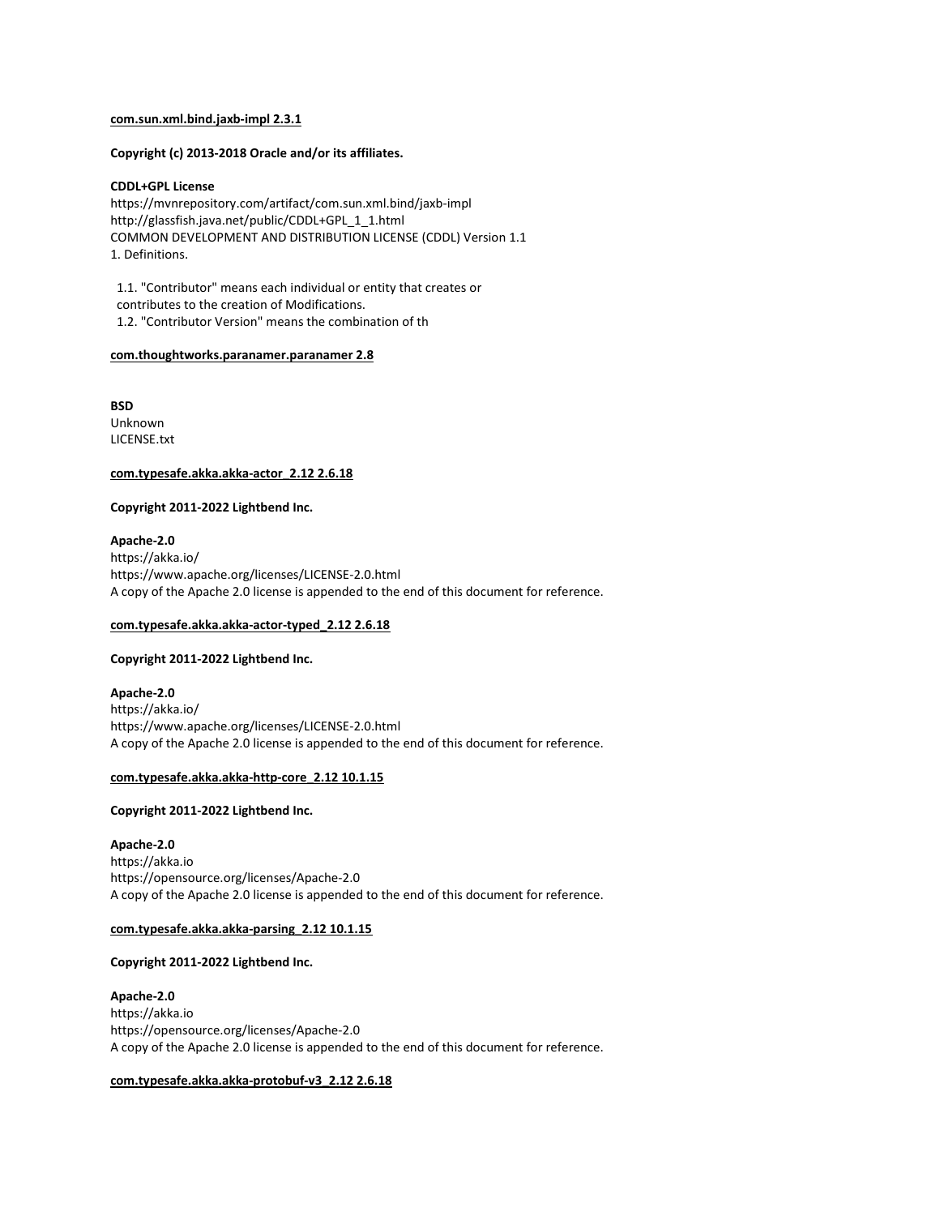**com.sun.xml.bind.jaxb-impl 2.3.1**

**Copyright (c) 2013-2018 Oracle and/or its affiliates.**

**CDDL+GPL License**
https://mvnrepository.com/artifact/com.sun.xml.bind/jaxb-impl
http://glassfish.java.net/public/CDDL+GPL_1_1.html
COMMON DEVELOPMENT AND DISTRIBUTION LICENSE (CDDL) Version 1.1
1. Definitions.

1.1. "Contributor" means each individual or entity that creates or contributes to the creation of Modifications.
1.2. "Contributor Version" means the combination of th

**com.thoughtworks.paranamer.paranamer 2.8**

**BSD**
Unknown
LICENSE.txt

**com.typesafe.akka.akka-actor_2.12 2.6.18**

**Copyright 2011-2022 Lightbend Inc.**

**Apache-2.0**
https://akka.io/
https://www.apache.org/licenses/LICENSE-2.0.html
A copy of the Apache 2.0 license is appended to the end of this document for reference.

**com.typesafe.akka.akka-actor-typed_2.12 2.6.18**

**Copyright 2011-2022 Lightbend Inc.**

**Apache-2.0**
https://akka.io/
https://www.apache.org/licenses/LICENSE-2.0.html
A copy of the Apache 2.0 license is appended to the end of this document for reference.

**com.typesafe.akka.akka-http-core_2.12 10.1.15**

**Copyright 2011-2022 Lightbend Inc.**

**Apache-2.0**
https://akka.io
https://opensource.org/licenses/Apache-2.0
A copy of the Apache 2.0 license is appended to the end of this document for reference.

**com.typesafe.akka.akka-parsing_2.12 10.1.15**

**Copyright 2011-2022 Lightbend Inc.**

**Apache-2.0**
https://akka.io
https://opensource.org/licenses/Apache-2.0
A copy of the Apache 2.0 license is appended to the end of this document for reference.

**com.typesafe.akka.akka-protobuf-v3_2.12 2.6.18**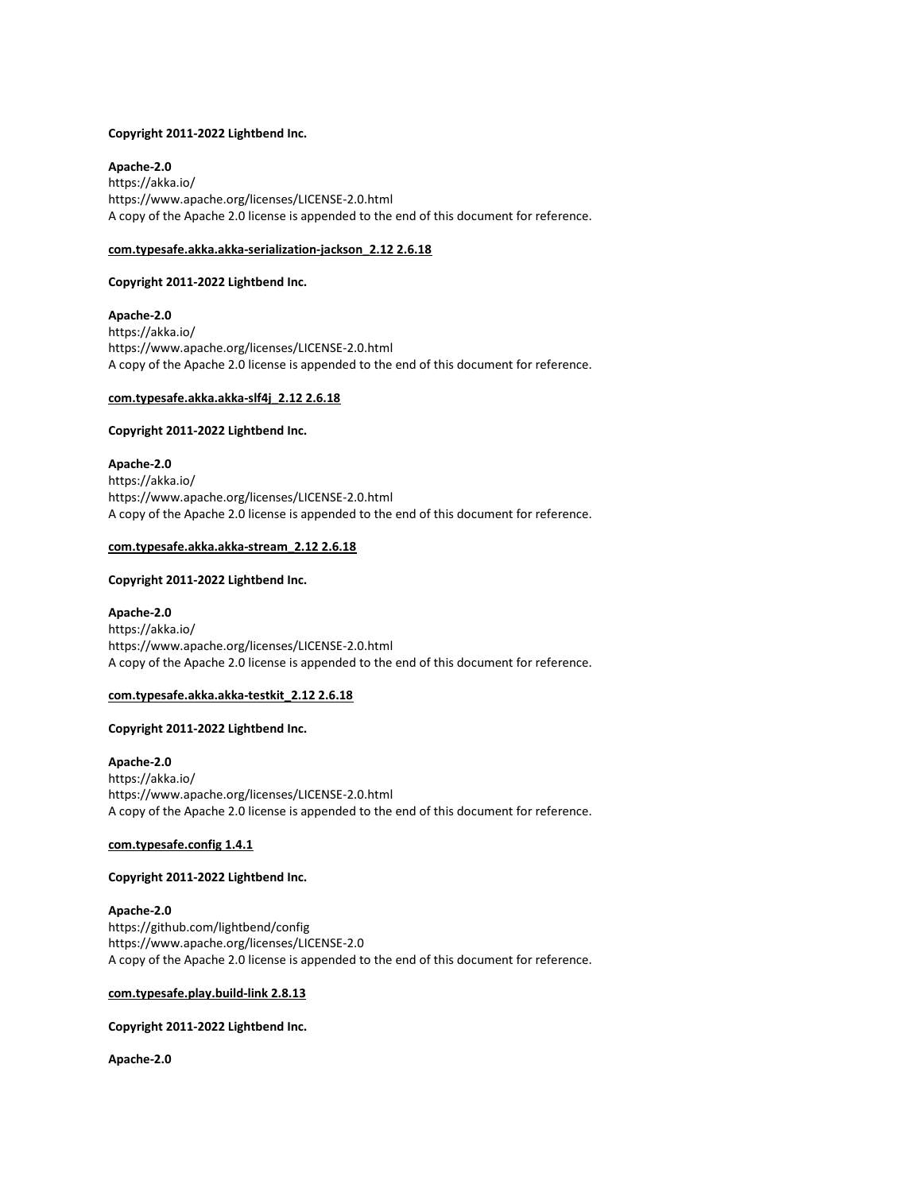**Copyright 2011-2022 Lightbend Inc.**

**Apache-2.0**
https://akka.io/
https://www.apache.org/licenses/LICENSE-2.0.html
A copy of the Apache 2.0 license is appended to the end of this document for reference.

**com.typesafe.akka.akka-serialization-jackson_2.12 2.6.18**

**Copyright 2011-2022 Lightbend Inc.**

**Apache-2.0**
https://akka.io/
https://www.apache.org/licenses/LICENSE-2.0.html
A copy of the Apache 2.0 license is appended to the end of this document for reference.

**com.typesafe.akka.akka-slf4j_2.12 2.6.18**

**Copyright 2011-2022 Lightbend Inc.**

**Apache-2.0**
https://akka.io/
https://www.apache.org/licenses/LICENSE-2.0.html
A copy of the Apache 2.0 license is appended to the end of this document for reference.

**com.typesafe.akka.akka-stream_2.12 2.6.18**

**Copyright 2011-2022 Lightbend Inc.**

**Apache-2.0**
https://akka.io/
https://www.apache.org/licenses/LICENSE-2.0.html
A copy of the Apache 2.0 license is appended to the end of this document for reference.

**com.typesafe.akka.akka-testkit_2.12 2.6.18**

**Copyright 2011-2022 Lightbend Inc.**

**Apache-2.0**
https://akka.io/
https://www.apache.org/licenses/LICENSE-2.0.html
A copy of the Apache 2.0 license is appended to the end of this document for reference.

**com.typesafe.config 1.4.1**

**Copyright 2011-2022 Lightbend Inc.**

**Apache-2.0**
https://github.com/lightbend/config
https://www.apache.org/licenses/LICENSE-2.0
A copy of the Apache 2.0 license is appended to the end of this document for reference.

**com.typesafe.play.build-link 2.8.13**

**Copyright 2011-2022 Lightbend Inc.**

**Apache-2.0**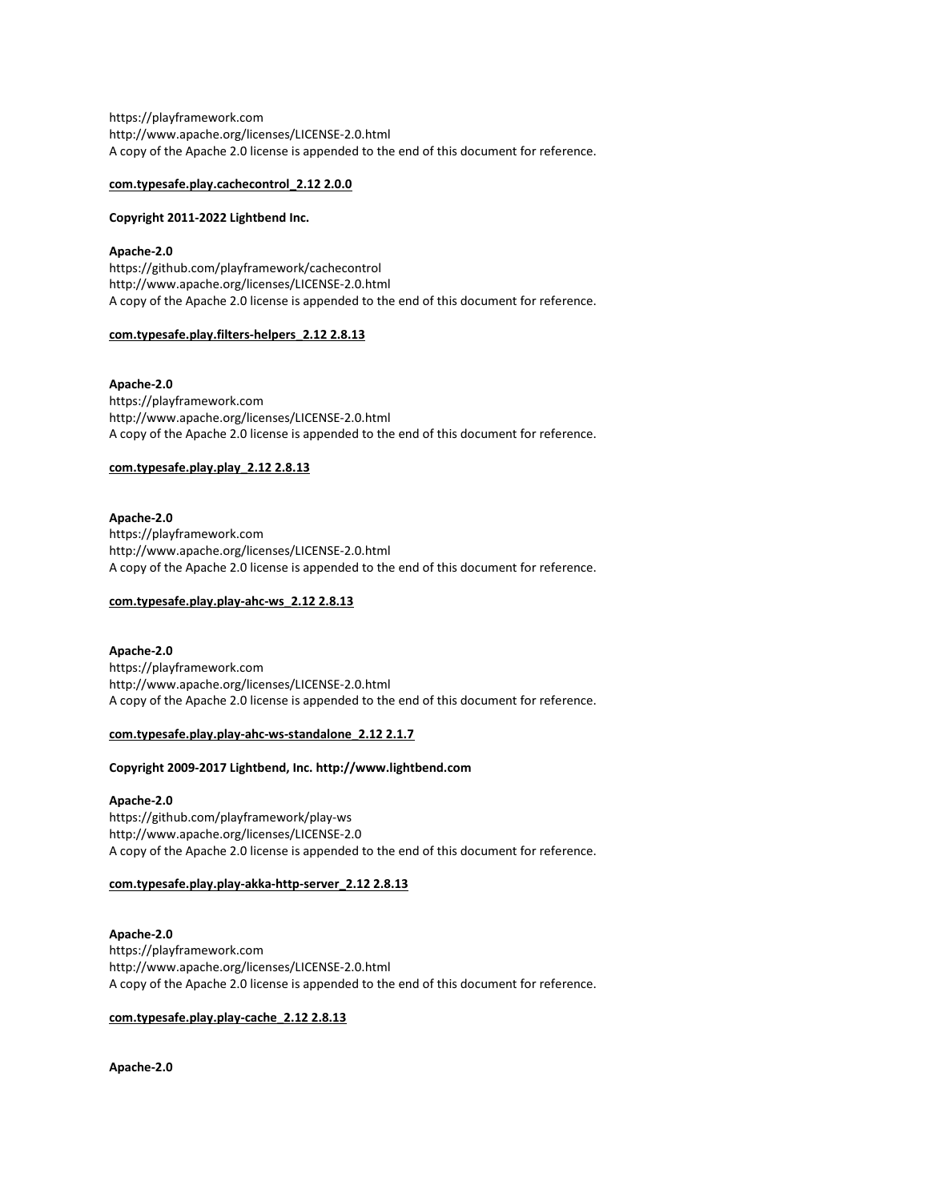https://playframework.com
http://www.apache.org/licenses/LICENSE-2.0.html
A copy of the Apache 2.0 license is appended to the end of this document for reference.

**com.typesafe.play.cachecontrol_2.12 2.0.0**

**Copyright 2011-2022 Lightbend Inc.**

**Apache-2.0**
https://github.com/playframework/cachecontrol
http://www.apache.org/licenses/LICENSE-2.0.html
A copy of the Apache 2.0 license is appended to the end of this document for reference.

**com.typesafe.play.filters-helpers_2.12 2.8.13**

**Apache-2.0**
https://playframework.com
http://www.apache.org/licenses/LICENSE-2.0.html
A copy of the Apache 2.0 license is appended to the end of this document for reference.

**com.typesafe.play.play_2.12 2.8.13**

**Apache-2.0**
https://playframework.com
http://www.apache.org/licenses/LICENSE-2.0.html
A copy of the Apache 2.0 license is appended to the end of this document for reference.

**com.typesafe.play.play-ahc-ws_2.12 2.8.13**

**Apache-2.0**
https://playframework.com
http://www.apache.org/licenses/LICENSE-2.0.html
A copy of the Apache 2.0 license is appended to the end of this document for reference.

**com.typesafe.play.play-ahc-ws-standalone_2.12 2.1.7**

**Copyright 2009-2017 Lightbend, Inc. http://www.lightbend.com**

**Apache-2.0**
https://github.com/playframework/play-ws
http://www.apache.org/licenses/LICENSE-2.0
A copy of the Apache 2.0 license is appended to the end of this document for reference.

**com.typesafe.play.play-akka-http-server_2.12 2.8.13**

**Apache-2.0**
https://playframework.com
http://www.apache.org/licenses/LICENSE-2.0.html
A copy of the Apache 2.0 license is appended to the end of this document for reference.

**com.typesafe.play.play-cache_2.12 2.8.13**

**Apache-2.0**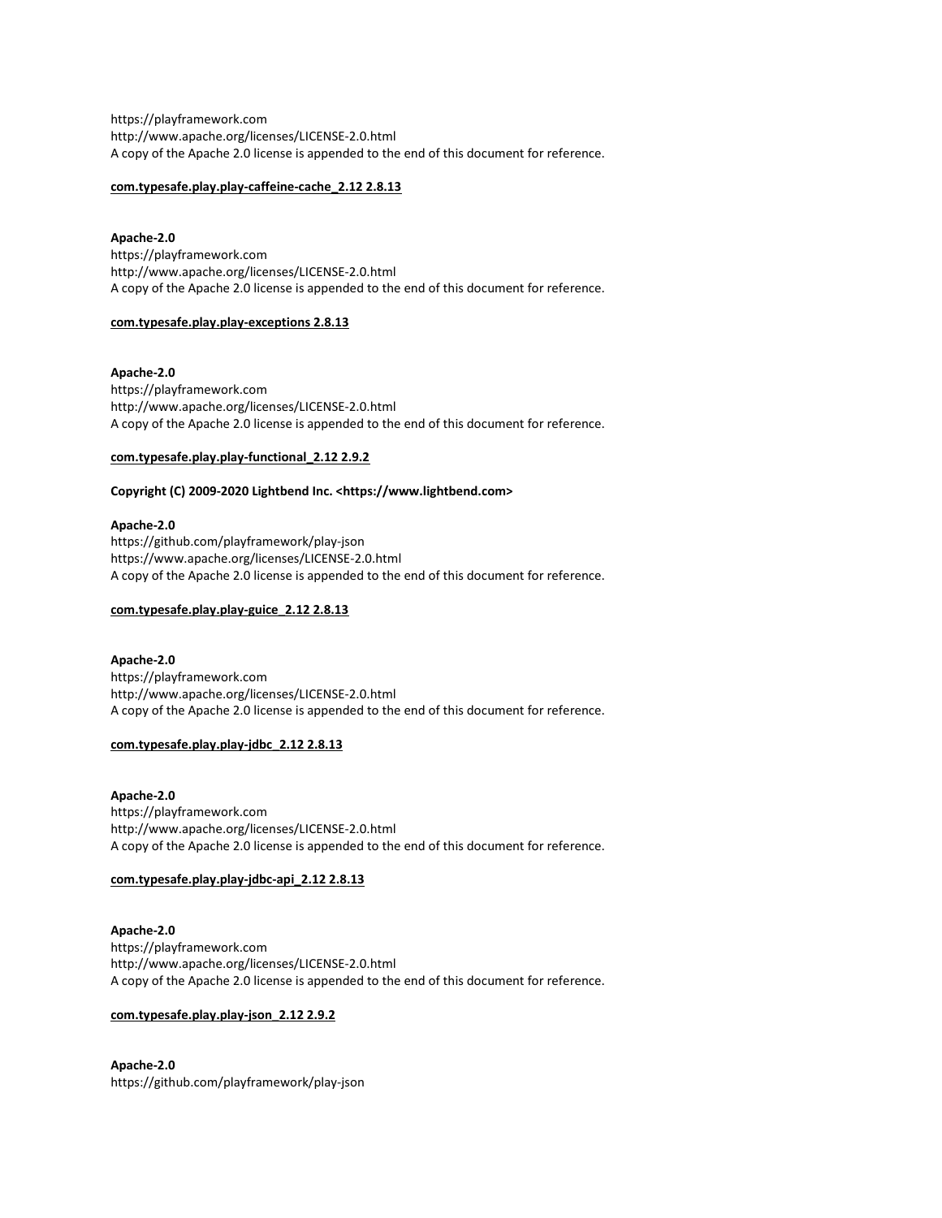https://playframework.com
http://www.apache.org/licenses/LICENSE-2.0.html
A copy of the Apache 2.0 license is appended to the end of this document for reference.

**com.typesafe.play.play-caffeine-cache_2.12 2.8.13**

**Apache-2.0**
https://playframework.com
http://www.apache.org/licenses/LICENSE-2.0.html
A copy of the Apache 2.0 license is appended to the end of this document for reference.

**com.typesafe.play.play-exceptions 2.8.13**

**Apache-2.0**
https://playframework.com
http://www.apache.org/licenses/LICENSE-2.0.html
A copy of the Apache 2.0 license is appended to the end of this document for reference.

**com.typesafe.play.play-functional_2.12 2.9.2**

**Copyright (C) 2009-2020 Lightbend Inc. <https://www.lightbend.com>**

**Apache-2.0**
https://github.com/playframework/play-json
https://www.apache.org/licenses/LICENSE-2.0.html
A copy of the Apache 2.0 license is appended to the end of this document for reference.

**com.typesafe.play.play-guice_2.12 2.8.13**

**Apache-2.0**
https://playframework.com
http://www.apache.org/licenses/LICENSE-2.0.html
A copy of the Apache 2.0 license is appended to the end of this document for reference.

**com.typesafe.play.play-jdbc_2.12 2.8.13**

**Apache-2.0**
https://playframework.com
http://www.apache.org/licenses/LICENSE-2.0.html
A copy of the Apache 2.0 license is appended to the end of this document for reference.

**com.typesafe.play.play-jdbc-api_2.12 2.8.13**

**Apache-2.0**
https://playframework.com
http://www.apache.org/licenses/LICENSE-2.0.html
A copy of the Apache 2.0 license is appended to the end of this document for reference.

**com.typesafe.play.play-json_2.12 2.9.2**

**Apache-2.0**
https://github.com/playframework/play-json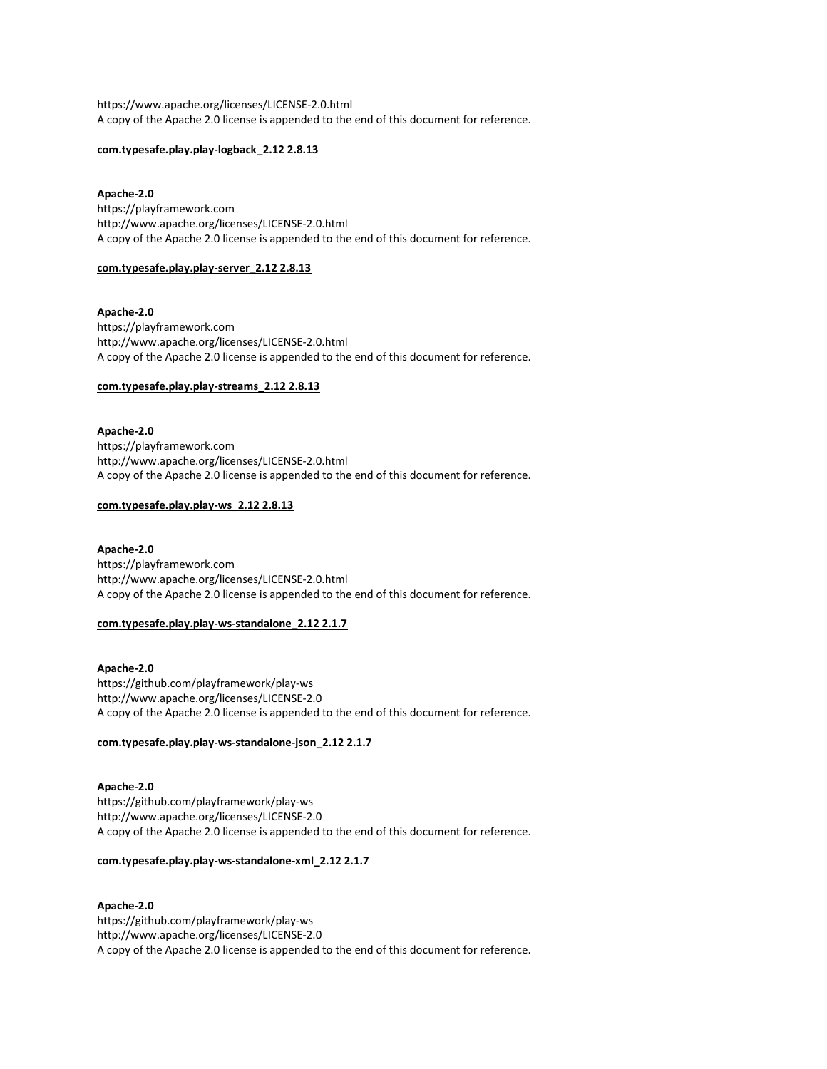https://www.apache.org/licenses/LICENSE-2.0.html
A copy of the Apache 2.0 license is appended to the end of this document for reference.

**com.typesafe.play.play-logback_2.12 2.8.13**

**Apache-2.0**
https://playframework.com
http://www.apache.org/licenses/LICENSE-2.0.html
A copy of the Apache 2.0 license is appended to the end of this document for reference.

**com.typesafe.play.play-server_2.12 2.8.13**

**Apache-2.0**
https://playframework.com
http://www.apache.org/licenses/LICENSE-2.0.html
A copy of the Apache 2.0 license is appended to the end of this document for reference.

**com.typesafe.play.play-streams_2.12 2.8.13**

**Apache-2.0**
https://playframework.com
http://www.apache.org/licenses/LICENSE-2.0.html
A copy of the Apache 2.0 license is appended to the end of this document for reference.

**com.typesafe.play.play-ws_2.12 2.8.13**

**Apache-2.0**
https://playframework.com
http://www.apache.org/licenses/LICENSE-2.0.html
A copy of the Apache 2.0 license is appended to the end of this document for reference.

**com.typesafe.play.play-ws-standalone_2.12 2.1.7**

**Apache-2.0**
https://github.com/playframework/play-ws
http://www.apache.org/licenses/LICENSE-2.0
A copy of the Apache 2.0 license is appended to the end of this document for reference.

**com.typesafe.play.play-ws-standalone-json_2.12 2.1.7**

**Apache-2.0**
https://github.com/playframework/play-ws
http://www.apache.org/licenses/LICENSE-2.0
A copy of the Apache 2.0 license is appended to the end of this document for reference.

**com.typesafe.play.play-ws-standalone-xml_2.12 2.1.7**

**Apache-2.0**
https://github.com/playframework/play-ws
http://www.apache.org/licenses/LICENSE-2.0
A copy of the Apache 2.0 license is appended to the end of this document for reference.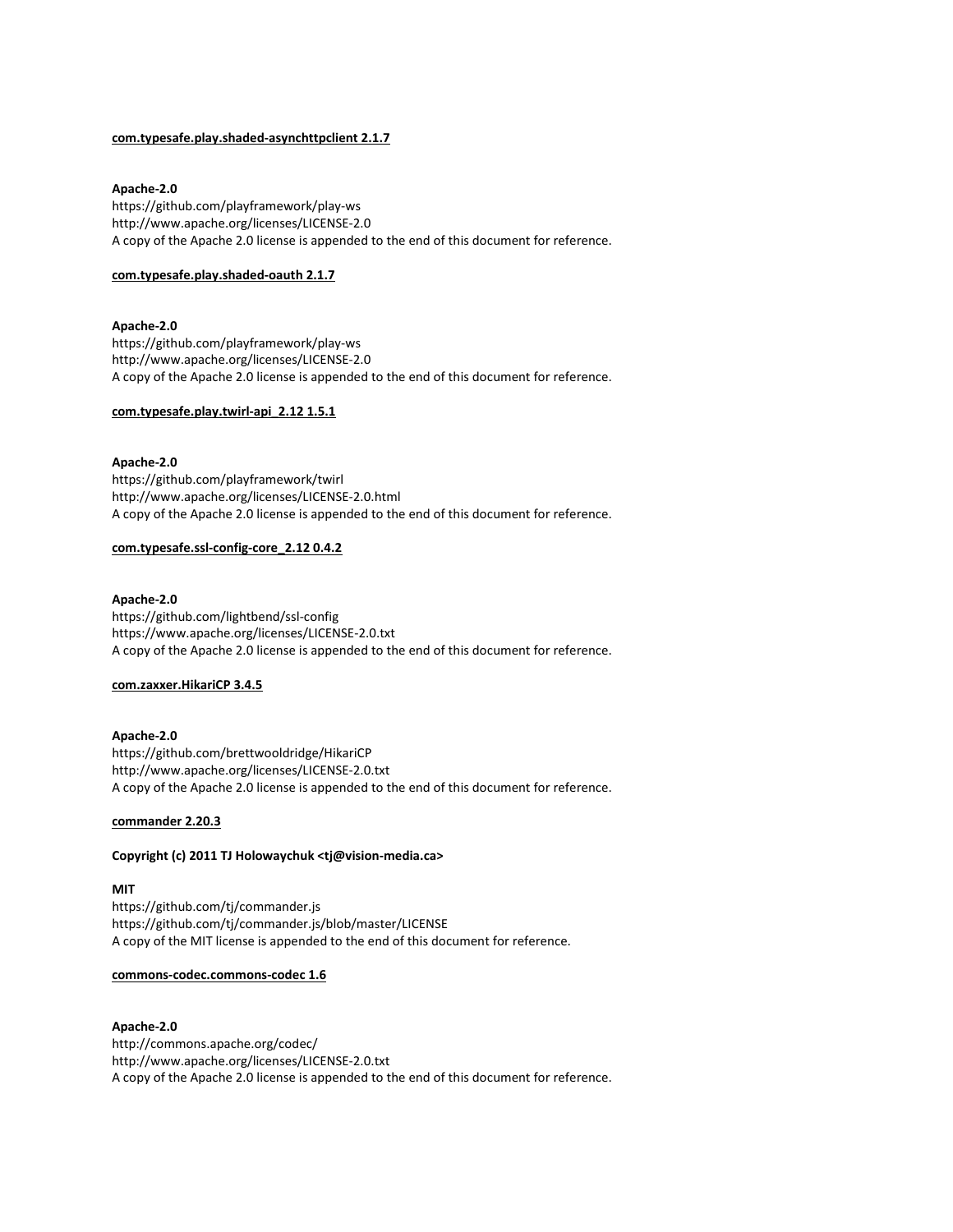**com.typesafe.play.shaded-asynchttpclient 2.1.7**

**Apache-2.0**
https://github.com/playframework/play-ws
http://www.apache.org/licenses/LICENSE-2.0
A copy of the Apache 2.0 license is appended to the end of this document for reference.

**com.typesafe.play.shaded-oauth 2.1.7**

**Apache-2.0**
https://github.com/playframework/play-ws
http://www.apache.org/licenses/LICENSE-2.0
A copy of the Apache 2.0 license is appended to the end of this document for reference.

**com.typesafe.play.twirl-api_2.12 1.5.1**

**Apache-2.0**
https://github.com/playframework/twirl
http://www.apache.org/licenses/LICENSE-2.0.html
A copy of the Apache 2.0 license is appended to the end of this document for reference.

**com.typesafe.ssl-config-core_2.12 0.4.2**

**Apache-2.0**
https://github.com/lightbend/ssl-config
https://www.apache.org/licenses/LICENSE-2.0.txt
A copy of the Apache 2.0 license is appended to the end of this document for reference.

**com.zaxxer.HikariCP 3.4.5**

**Apache-2.0**
https://github.com/brettwooldridge/HikariCP
http://www.apache.org/licenses/LICENSE-2.0.txt
A copy of the Apache 2.0 license is appended to the end of this document for reference.

**commander 2.20.3**

**Copyright (c) 2011 TJ Holowaychuk <tj@vision-media.ca>**

**MIT**
https://github.com/tj/commander.js
https://github.com/tj/commander.js/blob/master/LICENSE
A copy of the MIT license is appended to the end of this document for reference.

**commons-codec.commons-codec 1.6**

**Apache-2.0**
http://commons.apache.org/codec/
http://www.apache.org/licenses/LICENSE-2.0.txt
A copy of the Apache 2.0 license is appended to the end of this document for reference.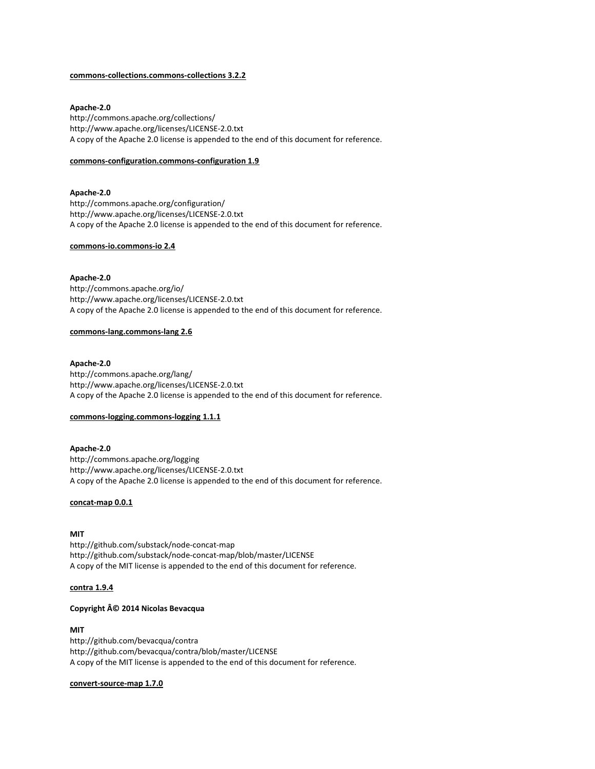**commons-collections.commons-collections 3.2.2**

**Apache-2.0**
http://commons.apache.org/collections/
http://www.apache.org/licenses/LICENSE-2.0.txt
A copy of the Apache 2.0 license is appended to the end of this document for reference.

**commons-configuration.commons-configuration 1.9**

**Apache-2.0**
http://commons.apache.org/configuration/
http://www.apache.org/licenses/LICENSE-2.0.txt
A copy of the Apache 2.0 license is appended to the end of this document for reference.

**commons-io.commons-io 2.4**

**Apache-2.0**
http://commons.apache.org/io/
http://www.apache.org/licenses/LICENSE-2.0.txt
A copy of the Apache 2.0 license is appended to the end of this document for reference.

**commons-lang.commons-lang 2.6**

**Apache-2.0**
http://commons.apache.org/lang/
http://www.apache.org/licenses/LICENSE-2.0.txt
A copy of the Apache 2.0 license is appended to the end of this document for reference.

**commons-logging.commons-logging 1.1.1**

**Apache-2.0**
http://commons.apache.org/logging
http://www.apache.org/licenses/LICENSE-2.0.txt
A copy of the Apache 2.0 license is appended to the end of this document for reference.

**concat-map 0.0.1**

**MIT**
http://github.com/substack/node-concat-map
http://github.com/substack/node-concat-map/blob/master/LICENSE
A copy of the MIT license is appended to the end of this document for reference.

**contra 1.9.4**

**Copyright Â© 2014 Nicolas Bevacqua**

**MIT**
http://github.com/bevacqua/contra
http://github.com/bevacqua/contra/blob/master/LICENSE
A copy of the MIT license is appended to the end of this document for reference.

**convert-source-map 1.7.0**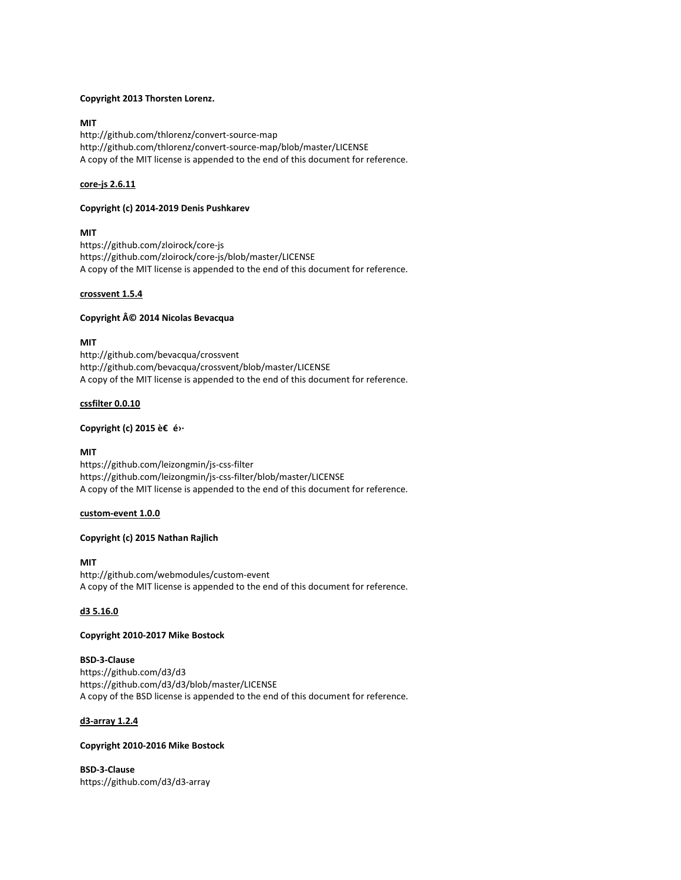**Copyright 2013 Thorsten Lorenz.**

**MIT**
http://github.com/thlorenz/convert-source-map
http://github.com/thlorenz/convert-source-map/blob/master/LICENSE
A copy of the MIT license is appended to the end of this document for reference.

**core-js 2.6.11**

**Copyright (c) 2014-2019 Denis Pushkarev**

**MIT**
https://github.com/zloirock/core-js
https://github.com/zloirock/core-js/blob/master/LICENSE
A copy of the MIT license is appended to the end of this document for reference.

**crossvent 1.5.4**

**Copyright Â© 2014 Nicolas Bevacqua**

**MIT**
http://github.com/bevacqua/crossvent
http://github.com/bevacqua/crossvent/blob/master/LICENSE
A copy of the MIT license is appended to the end of this document for reference.

**cssfilter 0.0.10**

**Copyright (c) 2015 è€ é›·**

**MIT**
https://github.com/leizongmin/js-css-filter
https://github.com/leizongmin/js-css-filter/blob/master/LICENSE
A copy of the MIT license is appended to the end of this document for reference.

**custom-event 1.0.0**

**Copyright (c) 2015 Nathan Rajlich**

**MIT**
http://github.com/webmodules/custom-event
A copy of the MIT license is appended to the end of this document for reference.

**d3 5.16.0**

**Copyright 2010-2017 Mike Bostock**

**BSD-3-Clause**
https://github.com/d3/d3
https://github.com/d3/d3/blob/master/LICENSE
A copy of the BSD license is appended to the end of this document for reference.

**d3-array 1.2.4**

**Copyright 2010-2016 Mike Bostock**

**BSD-3-Clause**
https://github.com/d3/d3-array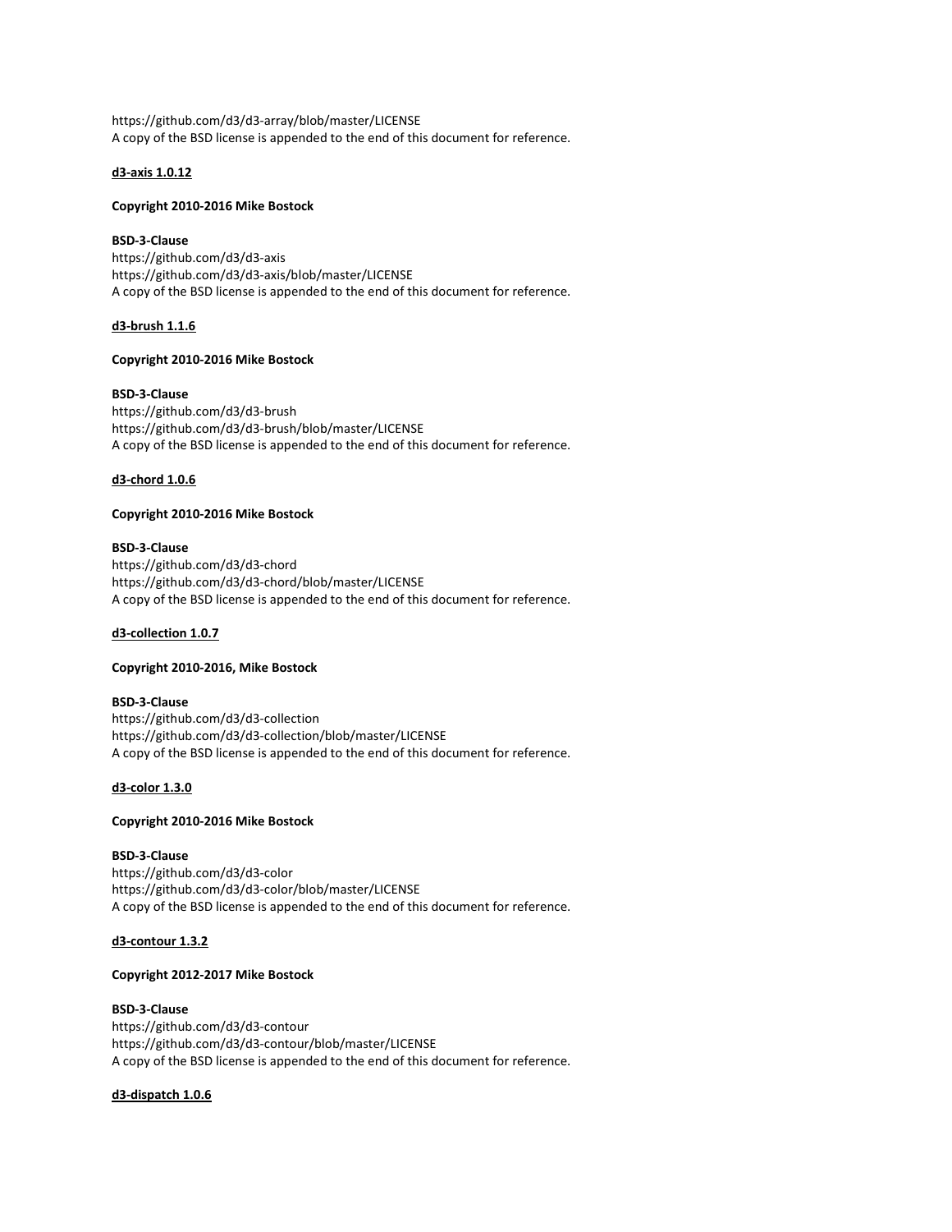https://github.com/d3/d3-array/blob/master/LICENSE
A copy of the BSD license is appended to the end of this document for reference.

**d3-axis 1.0.12**

**Copyright 2010-2016 Mike Bostock**

**BSD-3-Clause**
https://github.com/d3/d3-axis
https://github.com/d3/d3-axis/blob/master/LICENSE
A copy of the BSD license is appended to the end of this document for reference.

**d3-brush 1.1.6**

**Copyright 2010-2016 Mike Bostock**

**BSD-3-Clause**
https://github.com/d3/d3-brush
https://github.com/d3/d3-brush/blob/master/LICENSE
A copy of the BSD license is appended to the end of this document for reference.

**d3-chord 1.0.6**

**Copyright 2010-2016 Mike Bostock**

**BSD-3-Clause**
https://github.com/d3/d3-chord
https://github.com/d3/d3-chord/blob/master/LICENSE
A copy of the BSD license is appended to the end of this document for reference.

**d3-collection 1.0.7**

**Copyright 2010-2016, Mike Bostock**

**BSD-3-Clause**
https://github.com/d3/d3-collection
https://github.com/d3/d3-collection/blob/master/LICENSE
A copy of the BSD license is appended to the end of this document for reference.

**d3-color 1.3.0**

**Copyright 2010-2016 Mike Bostock**

**BSD-3-Clause**
https://github.com/d3/d3-color
https://github.com/d3/d3-color/blob/master/LICENSE
A copy of the BSD license is appended to the end of this document for reference.

**d3-contour 1.3.2**

**Copyright 2012-2017 Mike Bostock**

**BSD-3-Clause**
https://github.com/d3/d3-contour
https://github.com/d3/d3-contour/blob/master/LICENSE
A copy of the BSD license is appended to the end of this document for reference.

**d3-dispatch 1.0.6**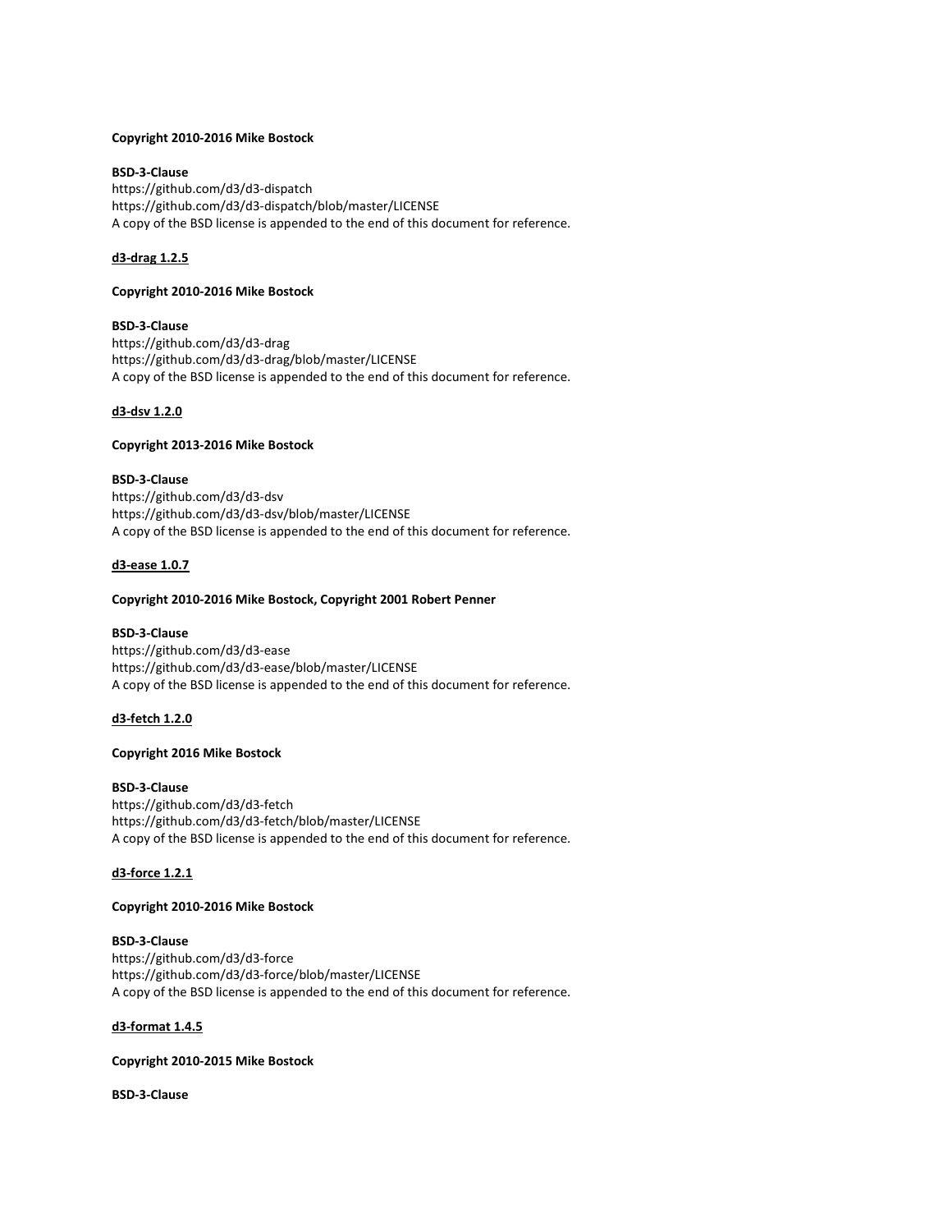**Copyright 2010-2016 Mike Bostock**

**BSD-3-Clause**
https://github.com/d3/d3-dispatch
https://github.com/d3/d3-dispatch/blob/master/LICENSE
A copy of the BSD license is appended to the end of this document for reference.

**d3-drag 1.2.5**

**Copyright 2010-2016 Mike Bostock**

**BSD-3-Clause**
https://github.com/d3/d3-drag
https://github.com/d3/d3-drag/blob/master/LICENSE
A copy of the BSD license is appended to the end of this document for reference.

**d3-dsv 1.2.0**

**Copyright 2013-2016 Mike Bostock**

**BSD-3-Clause**
https://github.com/d3/d3-dsv
https://github.com/d3/d3-dsv/blob/master/LICENSE
A copy of the BSD license is appended to the end of this document for reference.

**d3-ease 1.0.7**

**Copyright 2010-2016 Mike Bostock, Copyright 2001 Robert Penner**

**BSD-3-Clause**
https://github.com/d3/d3-ease
https://github.com/d3/d3-ease/blob/master/LICENSE
A copy of the BSD license is appended to the end of this document for reference.

**d3-fetch 1.2.0**

**Copyright 2016 Mike Bostock**

**BSD-3-Clause**
https://github.com/d3/d3-fetch
https://github.com/d3/d3-fetch/blob/master/LICENSE
A copy of the BSD license is appended to the end of this document for reference.

**d3-force 1.2.1**

**Copyright 2010-2016 Mike Bostock**

**BSD-3-Clause**
https://github.com/d3/d3-force
https://github.com/d3/d3-force/blob/master/LICENSE
A copy of the BSD license is appended to the end of this document for reference.

**d3-format 1.4.5**

**Copyright 2010-2015 Mike Bostock**

**BSD-3-Clause**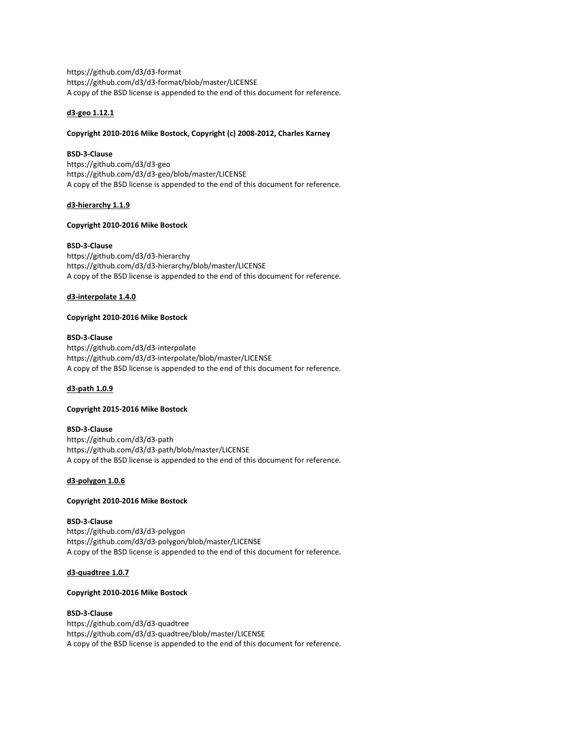https://github.com/d3/d3-format
https://github.com/d3/d3-format/blob/master/LICENSE
A copy of the BSD license is appended to the end of this document for reference.

**d3-geo 1.12.1**

**Copyright 2010-2016 Mike Bostock, Copyright (c) 2008-2012, Charles Karney**

**BSD-3-Clause**
https://github.com/d3/d3-geo
https://github.com/d3/d3-geo/blob/master/LICENSE
A copy of the BSD license is appended to the end of this document for reference.

**d3-hierarchy 1.1.9**

**Copyright 2010-2016 Mike Bostock**

**BSD-3-Clause**
https://github.com/d3/d3-hierarchy
https://github.com/d3/d3-hierarchy/blob/master/LICENSE
A copy of the BSD license is appended to the end of this document for reference.

**d3-interpolate 1.4.0**

**Copyright 2010-2016 Mike Bostock**

**BSD-3-Clause**
https://github.com/d3/d3-interpolate
https://github.com/d3/d3-interpolate/blob/master/LICENSE
A copy of the BSD license is appended to the end of this document for reference.

**d3-path 1.0.9**

**Copyright 2015-2016 Mike Bostock**

**BSD-3-Clause**
https://github.com/d3/d3-path
https://github.com/d3/d3-path/blob/master/LICENSE
A copy of the BSD license is appended to the end of this document for reference.

**d3-polygon 1.0.6**

**Copyright 2010-2016 Mike Bostock**

**BSD-3-Clause**
https://github.com/d3/d3-polygon
https://github.com/d3/d3-polygon/blob/master/LICENSE
A copy of the BSD license is appended to the end of this document for reference.

**d3-quadtree 1.0.7**

**Copyright 2010-2016 Mike Bostock**

**BSD-3-Clause**
https://github.com/d3/d3-quadtree
https://github.com/d3/d3-quadtree/blob/master/LICENSE
A copy of the BSD license is appended to the end of this document for reference.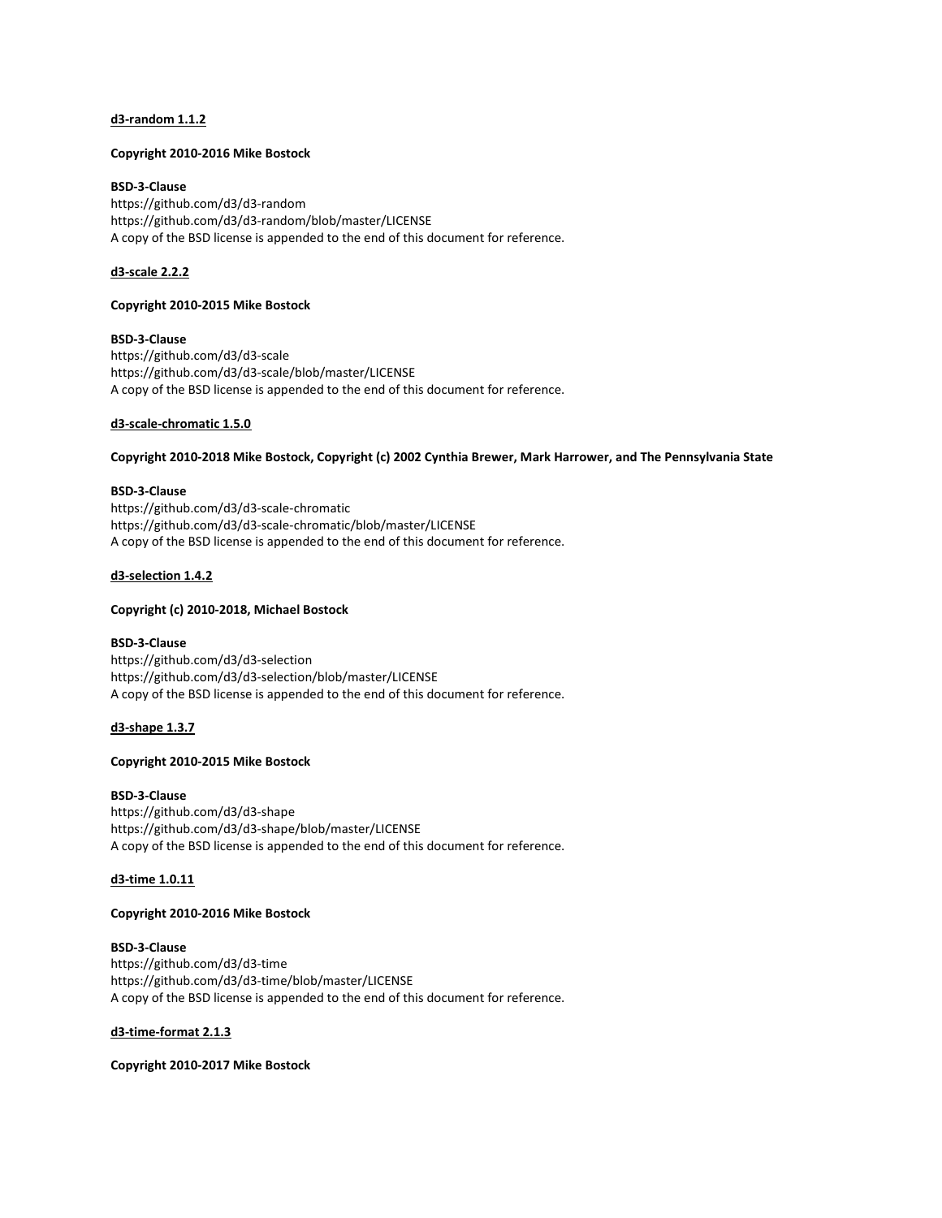**<u>d3-random 1.1.2</u>**

**Copyright 2010-2016 Mike Bostock**

**BSD-3-Clause**
https://github.com/d3/d3-random
https://github.com/d3/d3-random/blob/master/LICENSE
A copy of the BSD license is appended to the end of this document for reference.

**<u>d3-scale 2.2.2</u>**

**Copyright 2010-2015 Mike Bostock**

**BSD-3-Clause**
https://github.com/d3/d3-scale
https://github.com/d3/d3-scale/blob/master/LICENSE
A copy of the BSD license is appended to the end of this document for reference.

**<u>d3-scale-chromatic 1.5.0</u>**

**Copyright 2010-2018 Mike Bostock, Copyright (c) 2002 Cynthia Brewer, Mark Harrower, and The Pennsylvania State**

**BSD-3-Clause**
https://github.com/d3/d3-scale-chromatic
https://github.com/d3/d3-scale-chromatic/blob/master/LICENSE
A copy of the BSD license is appended to the end of this document for reference.

**<u>d3-selection 1.4.2</u>**

**Copyright (c) 2010-2018, Michael Bostock**

**BSD-3-Clause**
https://github.com/d3/d3-selection
https://github.com/d3/d3-selection/blob/master/LICENSE
A copy of the BSD license is appended to the end of this document for reference.

**<u>d3-shape 1.3.7</u>**

**Copyright 2010-2015 Mike Bostock**

**BSD-3-Clause**
https://github.com/d3/d3-shape
https://github.com/d3/d3-shape/blob/master/LICENSE
A copy of the BSD license is appended to the end of this document for reference.

**<u>d3-time 1.0.11</u>**

**Copyright 2010-2016 Mike Bostock**

**BSD-3-Clause**
https://github.com/d3/d3-time
https://github.com/d3/d3-time/blob/master/LICENSE
A copy of the BSD license is appended to the end of this document for reference.

**<u>d3-time-format 2.1.3</u>**

**Copyright 2010-2017 Mike Bostock**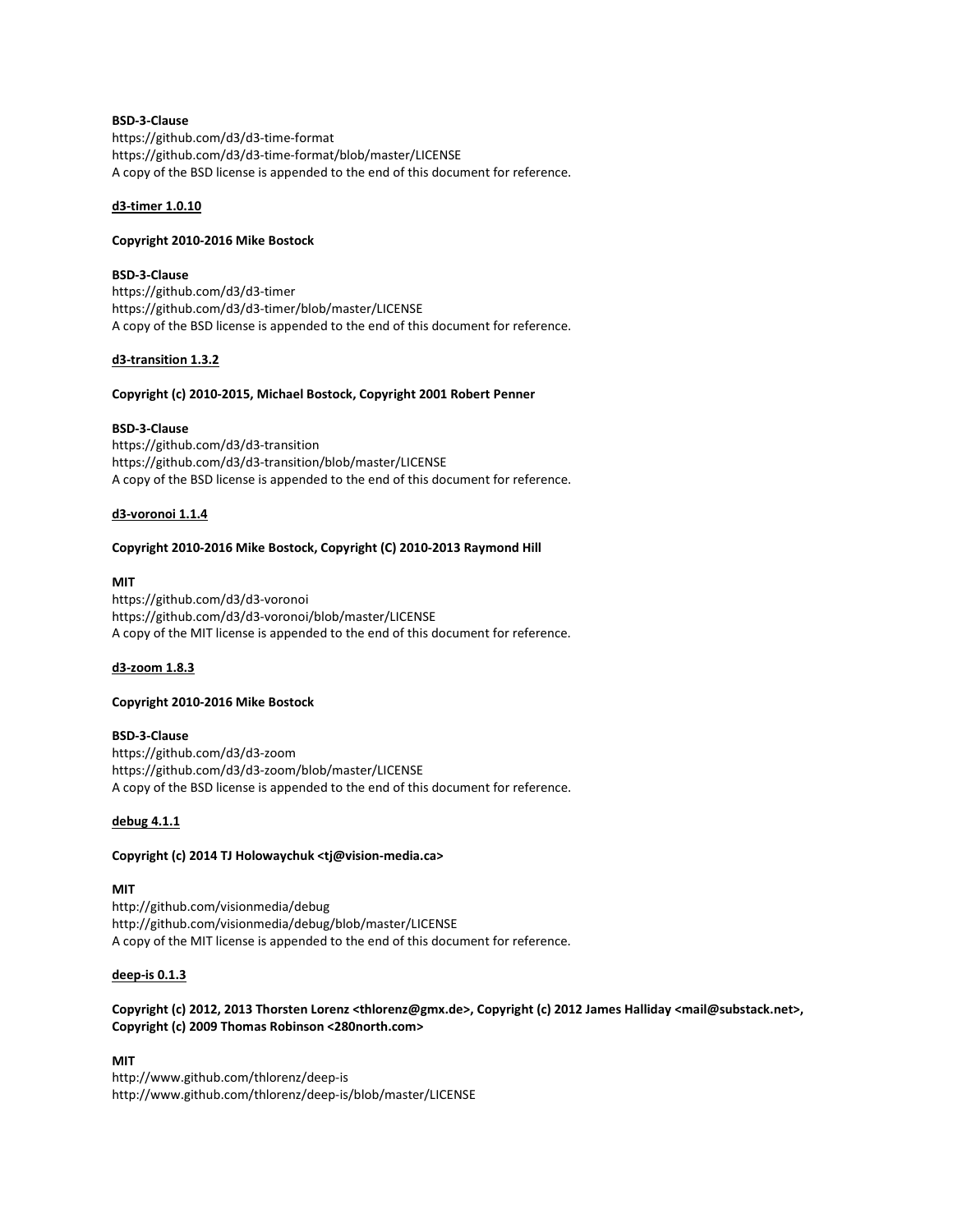**BSD-3-Clause**
https://github.com/d3/d3-time-format
https://github.com/d3/d3-time-format/blob/master/LICENSE
A copy of the BSD license is appended to the end of this document for reference.

**d3-timer 1.0.10**

**Copyright 2010-2016 Mike Bostock**

**BSD-3-Clause**
https://github.com/d3/d3-timer
https://github.com/d3/d3-timer/blob/master/LICENSE
A copy of the BSD license is appended to the end of this document for reference.

**d3-transition 1.3.2**

**Copyright (c) 2010-2015, Michael Bostock, Copyright 2001 Robert Penner**

**BSD-3-Clause**
https://github.com/d3/d3-transition
https://github.com/d3/d3-transition/blob/master/LICENSE
A copy of the BSD license is appended to the end of this document for reference.

**d3-voronoi 1.1.4**

**Copyright 2010-2016 Mike Bostock, Copyright (C) 2010-2013 Raymond Hill**

**MIT**
https://github.com/d3/d3-voronoi
https://github.com/d3/d3-voronoi/blob/master/LICENSE
A copy of the MIT license is appended to the end of this document for reference.

**d3-zoom 1.8.3**

**Copyright 2010-2016 Mike Bostock**

**BSD-3-Clause**
https://github.com/d3/d3-zoom
https://github.com/d3/d3-zoom/blob/master/LICENSE
A copy of the BSD license is appended to the end of this document for reference.

**debug 4.1.1**

**Copyright (c) 2014 TJ Holowaychuk <tj@vision-media.ca>**

**MIT**
http://github.com/visionmedia/debug
http://github.com/visionmedia/debug/blob/master/LICENSE
A copy of the MIT license is appended to the end of this document for reference.

**deep-is 0.1.3**

**Copyright (c) 2012, 2013 Thorsten Lorenz <thlorenz@gmx.de>, Copyright (c) 2012 James Halliday <mail@substack.net>, Copyright (c) 2009 Thomas Robinson <280north.com>**

**MIT**
http://www.github.com/thlorenz/deep-is
http://www.github.com/thlorenz/deep-is/blob/master/LICENSE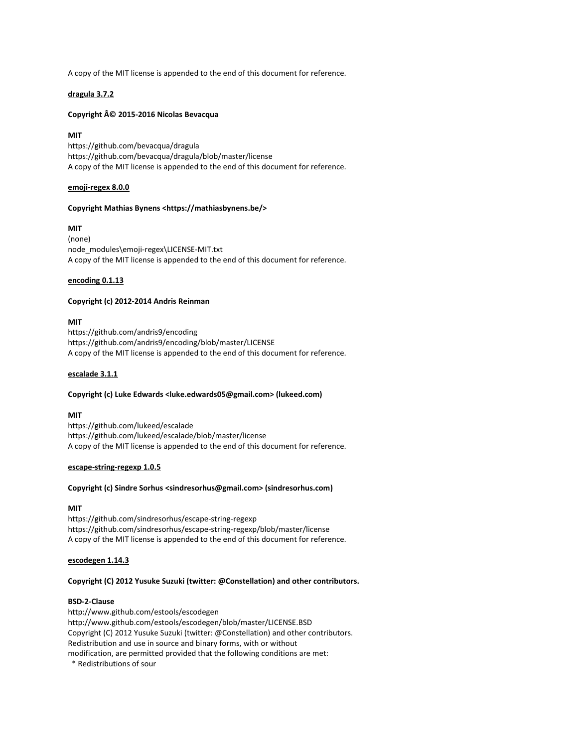A copy of the MIT license is appended to the end of this document for reference.

**<u>dragula 3.7.2</u>**

**Copyright Â© 2015-2016 Nicolas Bevacqua**

**MIT**
https://github.com/bevacqua/dragula
https://github.com/bevacqua/dragula/blob/master/license
A copy of the MIT license is appended to the end of this document for reference.

**<u>emoji-regex 8.0.0</u>**

**Copyright Mathias Bynens <https://mathiasbynens.be/>**

**MIT**
(none)
node_modules\emoji-regex\LICENSE-MIT.txt
A copy of the MIT license is appended to the end of this document for reference.

**<u>encoding 0.1.13</u>**

**Copyright (c) 2012-2014 Andris Reinman**

**MIT**
https://github.com/andris9/encoding
https://github.com/andris9/encoding/blob/master/LICENSE
A copy of the MIT license is appended to the end of this document for reference.

**<u>escalade 3.1.1</u>**

**Copyright (c) Luke Edwards <luke.edwards05@gmail.com> (lukeed.com)**

**MIT**
https://github.com/lukeed/escalade
https://github.com/lukeed/escalade/blob/master/license
A copy of the MIT license is appended to the end of this document for reference.

**<u>escape-string-regexp 1.0.5</u>**

**Copyright (c) Sindre Sorhus <sindresorhus@gmail.com> (sindresorhus.com)**

**MIT**
https://github.com/sindresorhus/escape-string-regexp
https://github.com/sindresorhus/escape-string-regexp/blob/master/license
A copy of the MIT license is appended to the end of this document for reference.

**<u>escodegen 1.14.3</u>**

**Copyright (C) 2012 Yusuke Suzuki (twitter: @Constellation) and other contributors.**

**BSD-2-Clause**
http://www.github.com/estools/escodegen
http://www.github.com/estools/escodegen/blob/master/LICENSE.BSD
Copyright (C) 2012 Yusuke Suzuki (twitter: @Constellation) and other contributors.
Redistribution and use in source and binary forms, with or without
modification, are permitted provided that the following conditions are met:
  * Redistributions of sour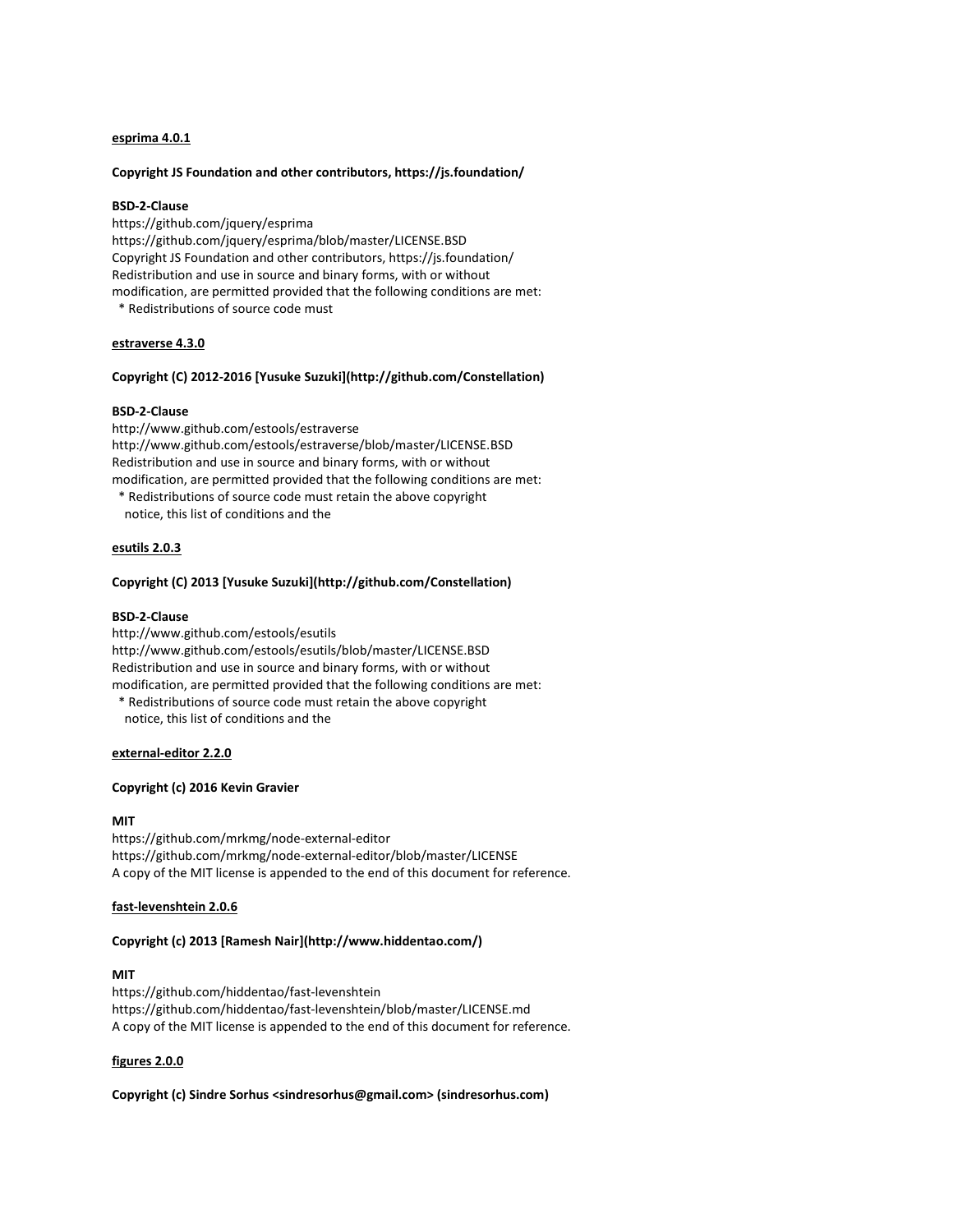**esprima 4.0.1**

**Copyright JS Foundation and other contributors, https://js.foundation/**

**BSD-2-Clause**
https://github.com/jquery/esprima
https://github.com/jquery/esprima/blob/master/LICENSE.BSD
Copyright JS Foundation and other contributors, https://js.foundation/
Redistribution and use in source and binary forms, with or without
modification, are permitted provided that the following conditions are met:
 * Redistributions of source code must

**estraverse 4.3.0**

**Copyright (C) 2012-2016 [Yusuke Suzuki](http://github.com/Constellation)**

**BSD-2-Clause**
http://www.github.com/estools/estraverse
http://www.github.com/estools/estraverse/blob/master/LICENSE.BSD
Redistribution and use in source and binary forms, with or without
modification, are permitted provided that the following conditions are met:
 * Redistributions of source code must retain the above copyright
 notice, this list of conditions and the

**esutils 2.0.3**

**Copyright (C) 2013 [Yusuke Suzuki](http://github.com/Constellation)**

**BSD-2-Clause**
http://www.github.com/estools/esutils
http://www.github.com/estools/esutils/blob/master/LICENSE.BSD
Redistribution and use in source and binary forms, with or without
modification, are permitted provided that the following conditions are met:
 * Redistributions of source code must retain the above copyright
 notice, this list of conditions and the

**external-editor 2.2.0**

**Copyright (c) 2016 Kevin Gravier**

**MIT**
https://github.com/mrkmg/node-external-editor
https://github.com/mrkmg/node-external-editor/blob/master/LICENSE
A copy of the MIT license is appended to the end of this document for reference.

**fast-levenshtein 2.0.6**

**Copyright (c) 2013 [Ramesh Nair](http://www.hiddentao.com/)**

**MIT**
https://github.com/hiddentao/fast-levenshtein
https://github.com/hiddentao/fast-levenshtein/blob/master/LICENSE.md
A copy of the MIT license is appended to the end of this document for reference.

**figures 2.0.0**

**Copyright (c) Sindre Sorhus <sindresorhus@gmail.com> (sindresorhus.com)**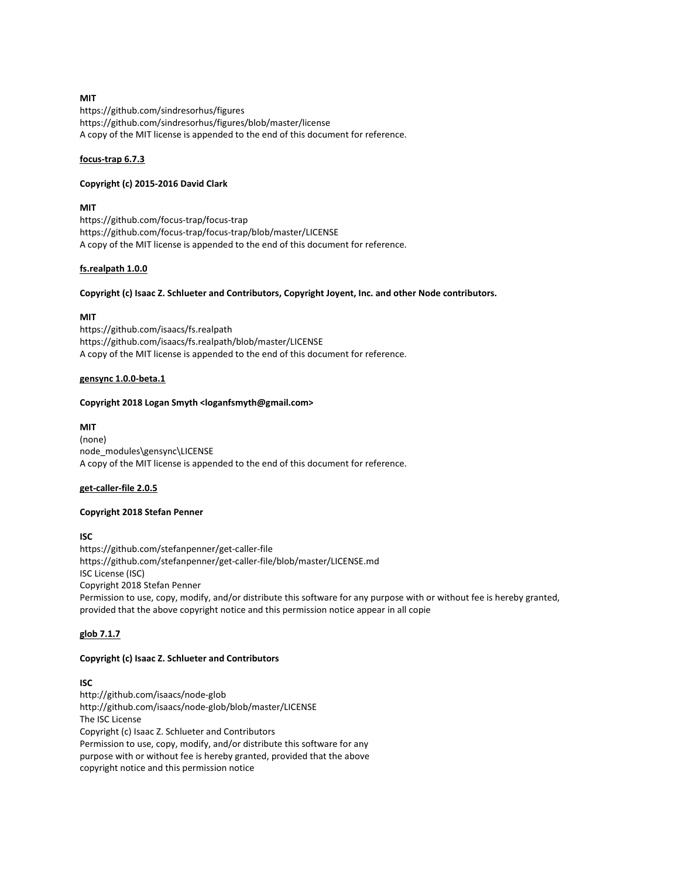**MIT**
https://github.com/sindresorhus/figures
https://github.com/sindresorhus/figures/blob/master/license
A copy of the MIT license is appended to the end of this document for reference.

**<u>focus-trap 6.7.3</u>**

**Copyright (c) 2015-2016 David Clark**

**MIT**
https://github.com/focus-trap/focus-trap
https://github.com/focus-trap/focus-trap/blob/master/LICENSE
A copy of the MIT license is appended to the end of this document for reference.

**<u>fs.realpath 1.0.0</u>**

**Copyright (c) Isaac Z. Schlueter and Contributors, Copyright Joyent, Inc. and other Node contributors.**

**MIT**
https://github.com/isaacs/fs.realpath
https://github.com/isaacs/fs.realpath/blob/master/LICENSE
A copy of the MIT license is appended to the end of this document for reference.

**<u>gensync 1.0.0-beta.1</u>**

**Copyright 2018 Logan Smyth <loganfsmyth@gmail.com>**

**MIT**
(none)
node_modules\gensync\LICENSE
A copy of the MIT license is appended to the end of this document for reference.

**<u>get-caller-file 2.0.5</u>**

**Copyright 2018 Stefan Penner**

**ISC**
https://github.com/stefanpenner/get-caller-file
https://github.com/stefanpenner/get-caller-file/blob/master/LICENSE.md
ISC License (ISC)
Copyright 2018 Stefan Penner
Permission to use, copy, modify, and/or distribute this software for any purpose with or without fee is hereby granted, provided that the above copyright notice and this permission notice appear in all copie

**<u>glob 7.1.7</u>**

**Copyright (c) Isaac Z. Schlueter and Contributors**

**ISC**
http://github.com/isaacs/node-glob
http://github.com/isaacs/node-glob/blob/master/LICENSE
The ISC License
Copyright (c) Isaac Z. Schlueter and Contributors
Permission to use, copy, modify, and/or distribute this software for any
purpose with or without fee is hereby granted, provided that the above
copyright notice and this permission notice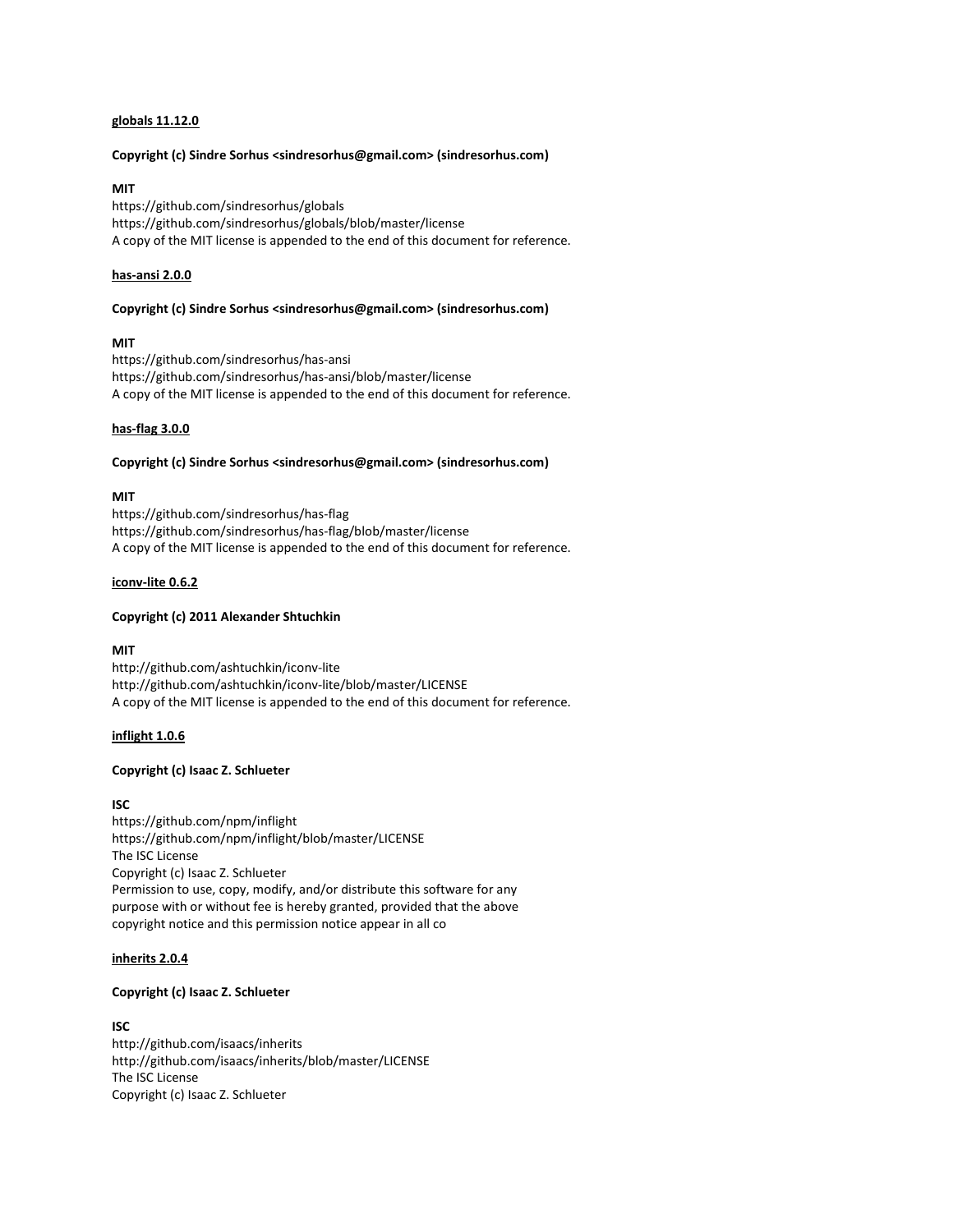**<u>globals 11.12.0</u>**

**Copyright (c) Sindre Sorhus <sindresorhus@gmail.com> (sindresorhus.com)**

**MIT**
https://github.com/sindresorhus/globals
https://github.com/sindresorhus/globals/blob/master/license
A copy of the MIT license is appended to the end of this document for reference.

**<u>has-ansi 2.0.0</u>**

**Copyright (c) Sindre Sorhus <sindresorhus@gmail.com> (sindresorhus.com)**

**MIT**
https://github.com/sindresorhus/has-ansi
https://github.com/sindresorhus/has-ansi/blob/master/license
A copy of the MIT license is appended to the end of this document for reference.

**<u>has-flag 3.0.0</u>**

**Copyright (c) Sindre Sorhus <sindresorhus@gmail.com> (sindresorhus.com)**

**MIT**
https://github.com/sindresorhus/has-flag
https://github.com/sindresorhus/has-flag/blob/master/license
A copy of the MIT license is appended to the end of this document for reference.

**<u>iconv-lite 0.6.2</u>**

**Copyright (c) 2011 Alexander Shtuchkin**

**MIT**
http://github.com/ashtuchkin/iconv-lite
http://github.com/ashtuchkin/iconv-lite/blob/master/LICENSE
A copy of the MIT license is appended to the end of this document for reference.

**<u>inflight 1.0.6</u>**

**Copyright (c) Isaac Z. Schlueter**

**ISC**
https://github.com/npm/inflight
https://github.com/npm/inflight/blob/master/LICENSE
The ISC License
Copyright (c) Isaac Z. Schlueter
Permission to use, copy, modify, and/or distribute this software for any
purpose with or without fee is hereby granted, provided that the above
copyright notice and this permission notice appear in all co

**<u>inherits 2.0.4</u>**

**Copyright (c) Isaac Z. Schlueter**

**ISC**
http://github.com/isaacs/inherits
http://github.com/isaacs/inherits/blob/master/LICENSE
The ISC License
Copyright (c) Isaac Z. Schlueter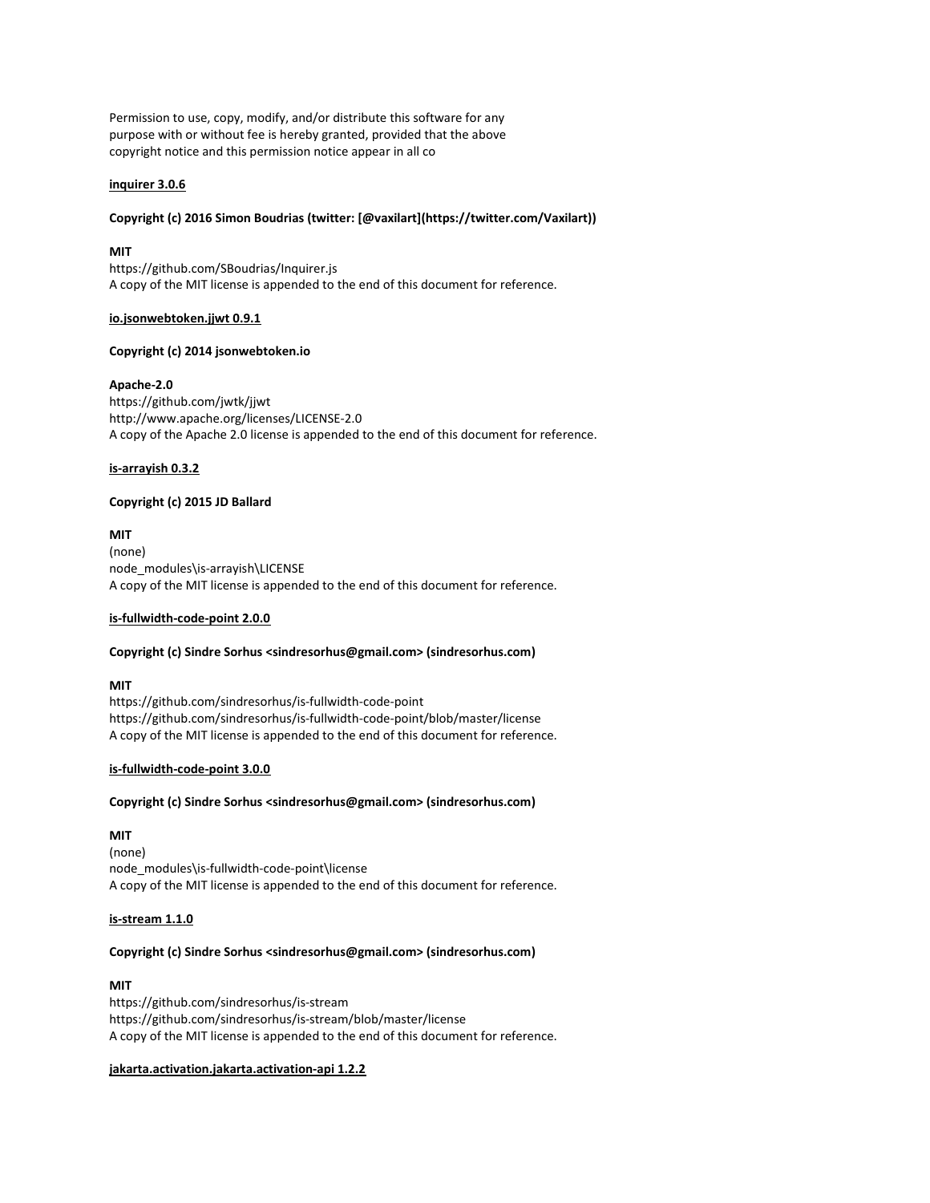Permission to use, copy, modify, and/or distribute this software for any
purpose with or without fee is hereby granted, provided that the above
copyright notice and this permission notice appear in all co

**inquirer 3.0.6**

**Copyright (c) 2016 Simon Boudrias (twitter: [@vaxilart](https://twitter.com/Vaxilart))**

**MIT**
https://github.com/SBoudrias/Inquirer.js
A copy of the MIT license is appended to the end of this document for reference.

**io.jsonwebtoken.jjwt 0.9.1**

**Copyright (c) 2014 jsonwebtoken.io**

**Apache-2.0**
https://github.com/jwtk/jjwt
http://www.apache.org/licenses/LICENSE-2.0
A copy of the Apache 2.0 license is appended to the end of this document for reference.

**is-arrayish 0.3.2**

**Copyright (c) 2015 JD Ballard**

**MIT**
(none)
node_modules\is-arrayish\LICENSE
A copy of the MIT license is appended to the end of this document for reference.

**is-fullwidth-code-point 2.0.0**

**Copyright (c) Sindre Sorhus <sindresorhus@gmail.com> (sindresorhus.com)**

**MIT**
https://github.com/sindresorhus/is-fullwidth-code-point
https://github.com/sindresorhus/is-fullwidth-code-point/blob/master/license
A copy of the MIT license is appended to the end of this document for reference.

**is-fullwidth-code-point 3.0.0**

**Copyright (c) Sindre Sorhus <sindresorhus@gmail.com> (sindresorhus.com)**

**MIT**
(none)
node_modules\is-fullwidth-code-point\license
A copy of the MIT license is appended to the end of this document for reference.

**is-stream 1.1.0**

**Copyright (c) Sindre Sorhus <sindresorhus@gmail.com> (sindresorhus.com)**

**MIT**
https://github.com/sindresorhus/is-stream
https://github.com/sindresorhus/is-stream/blob/master/license
A copy of the MIT license is appended to the end of this document for reference.

**jakarta.activation.jakarta.activation-api 1.2.2**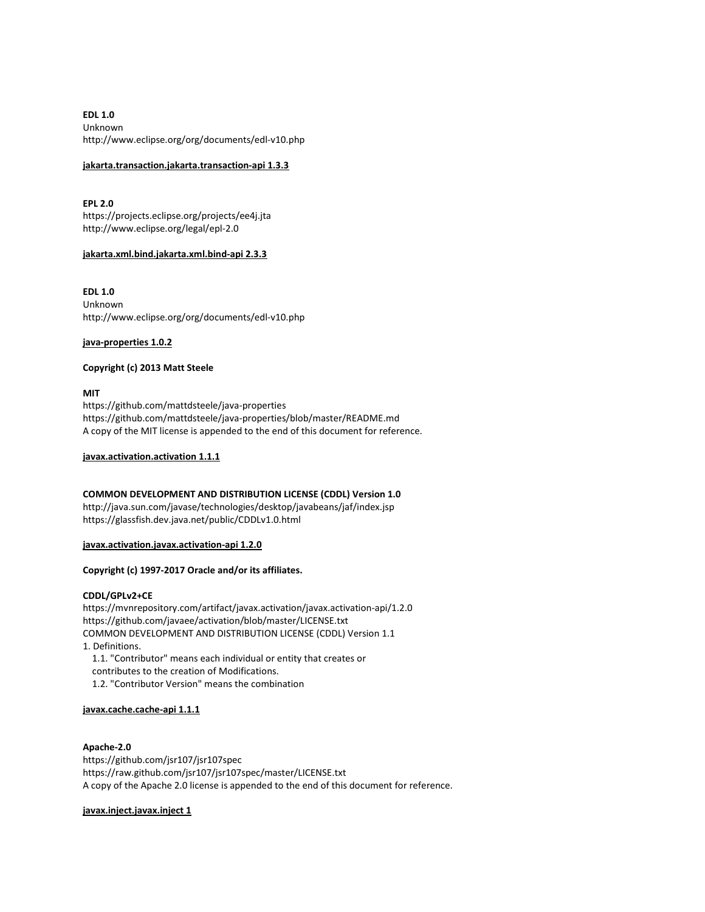**EDL 1.0**
Unknown
http://www.eclipse.org/org/documents/edl-v10.php

**jakarta.transaction.jakarta.transaction-api 1.3.3**

**EPL 2.0**
https://projects.eclipse.org/projects/ee4j.jta
http://www.eclipse.org/legal/epl-2.0

**jakarta.xml.bind.jakarta.xml.bind-api 2.3.3**

**EDL 1.0**
Unknown
http://www.eclipse.org/org/documents/edl-v10.php

**java-properties 1.0.2**

**Copyright (c) 2013 Matt Steele**

**MIT**
https://github.com/mattdsteele/java-properties
https://github.com/mattdsteele/java-properties/blob/master/README.md
A copy of the MIT license is appended to the end of this document for reference.

**javax.activation.activation 1.1.1**

**COMMON DEVELOPMENT AND DISTRIBUTION LICENSE (CDDL) Version 1.0**
http://java.sun.com/javase/technologies/desktop/javabeans/jaf/index.jsp
https://glassfish.dev.java.net/public/CDDLv1.0.html

**javax.activation.javax.activation-api 1.2.0**

**Copyright (c) 1997-2017 Oracle and/or its affiliates.**

**CDDL/GPLv2+CE**
https://mvnrepository.com/artifact/javax.activation/javax.activation-api/1.2.0
https://github.com/javaee/activation/blob/master/LICENSE.txt
COMMON DEVELOPMENT AND DISTRIBUTION LICENSE (CDDL) Version 1.1
1. Definitions.
   1.1. "Contributor" means each individual or entity that creates or
   contributes to the creation of Modifications.
   1.2. "Contributor Version" means the combination

**javax.cache.cache-api 1.1.1**

**Apache-2.0**
https://github.com/jsr107/jsr107spec
https://raw.github.com/jsr107/jsr107spec/master/LICENSE.txt
A copy of the Apache 2.0 license is appended to the end of this document for reference.

**javax.inject.javax.inject 1**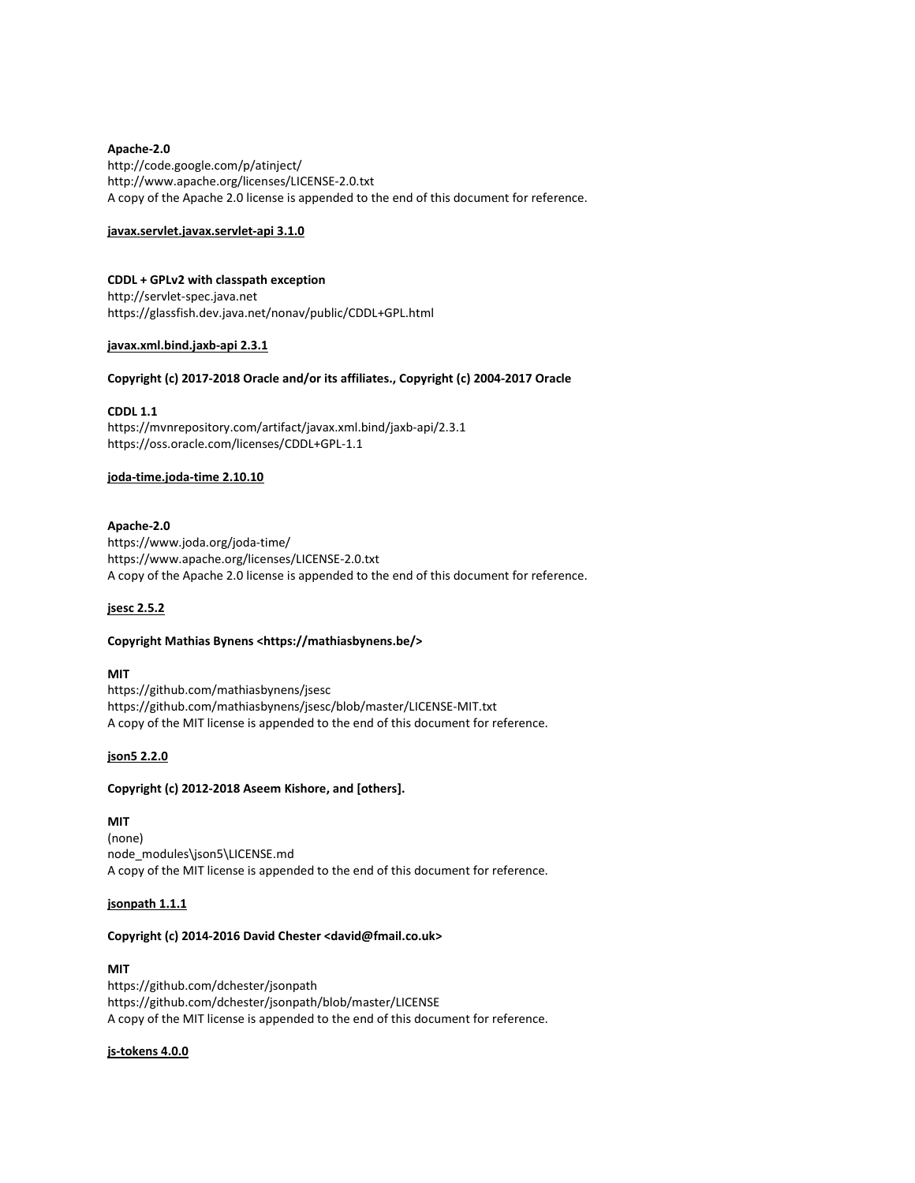**Apache-2.0**
http://code.google.com/p/atinject/
http://www.apache.org/licenses/LICENSE-2.0.txt
A copy of the Apache 2.0 license is appended to the end of this document for reference.

**javax.servlet.javax.servlet-api 3.1.0**

**CDDL + GPLv2 with classpath exception**
http://servlet-spec.java.net
https://glassfish.dev.java.net/nonav/public/CDDL+GPL.html

**javax.xml.bind.jaxb-api 2.3.1**

**Copyright (c) 2017-2018 Oracle and/or its affiliates., Copyright (c) 2004-2017 Oracle**

**CDDL 1.1**
https://mvnrepository.com/artifact/javax.xml.bind/jaxb-api/2.3.1
https://oss.oracle.com/licenses/CDDL+GPL-1.1

**joda-time.joda-time 2.10.10**

**Apache-2.0**
https://www.joda.org/joda-time/
https://www.apache.org/licenses/LICENSE-2.0.txt
A copy of the Apache 2.0 license is appended to the end of this document for reference.

**jsesc 2.5.2**

**Copyright Mathias Bynens <https://mathiasbynens.be/>**

**MIT**
https://github.com/mathiasbynens/jsesc
https://github.com/mathiasbynens/jsesc/blob/master/LICENSE-MIT.txt
A copy of the MIT license is appended to the end of this document for reference.

**json5 2.2.0**

**Copyright (c) 2012-2018 Aseem Kishore, and [others].**

**MIT**
(none)
node_modules\json5\LICENSE.md
A copy of the MIT license is appended to the end of this document for reference.

**jsonpath 1.1.1**

**Copyright (c) 2014-2016 David Chester <david@fmail.co.uk>**

**MIT**
https://github.com/dchester/jsonpath
https://github.com/dchester/jsonpath/blob/master/LICENSE
A copy of the MIT license is appended to the end of this document for reference.

**js-tokens 4.0.0**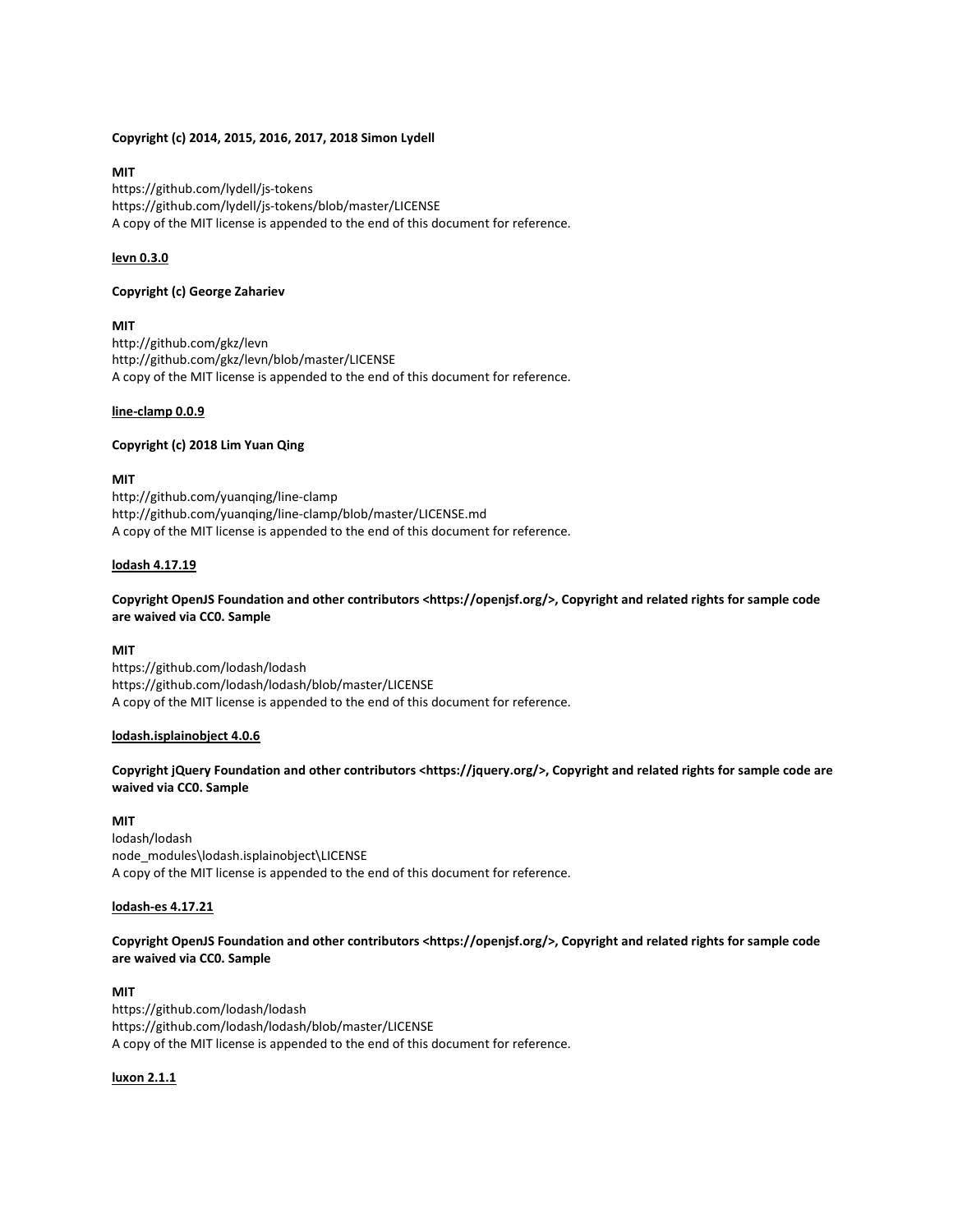**Copyright (c) 2014, 2015, 2016, 2017, 2018 Simon Lydell**

**MIT**
https://github.com/lydell/js-tokens
https://github.com/lydell/js-tokens/blob/master/LICENSE
A copy of the MIT license is appended to the end of this document for reference.

**<u>levn 0.3.0</u>**

**Copyright (c) George Zahariev**

**MIT**
http://github.com/gkz/levn
http://github.com/gkz/levn/blob/master/LICENSE
A copy of the MIT license is appended to the end of this document for reference.

**<u>line-clamp 0.0.9</u>**

**Copyright (c) 2018 Lim Yuan Qing**

**MIT**
http://github.com/yuanqing/line-clamp
http://github.com/yuanqing/line-clamp/blob/master/LICENSE.md
A copy of the MIT license is appended to the end of this document for reference.

**<u>lodash 4.17.19</u>**

**Copyright OpenJS Foundation and other contributors <https://openjsf.org/>, Copyright and related rights for sample code are waived via CC0. Sample**

**MIT**
https://github.com/lodash/lodash
https://github.com/lodash/lodash/blob/master/LICENSE
A copy of the MIT license is appended to the end of this document for reference.

**<u>lodash.isplainobject 4.0.6</u>**

**Copyright jQuery Foundation and other contributors <https://jquery.org/>, Copyright and related rights for sample code are waived via CC0. Sample**

**MIT**
lodash/lodash
node_modules\lodash.isplainobject\LICENSE
A copy of the MIT license is appended to the end of this document for reference.

**<u>lodash-es 4.17.21</u>**

**Copyright OpenJS Foundation and other contributors <https://openjsf.org/>, Copyright and related rights for sample code are waived via CC0. Sample**

**MIT**
https://github.com/lodash/lodash
https://github.com/lodash/lodash/blob/master/LICENSE
A copy of the MIT license is appended to the end of this document for reference.

**<u>luxon 2.1.1</u>**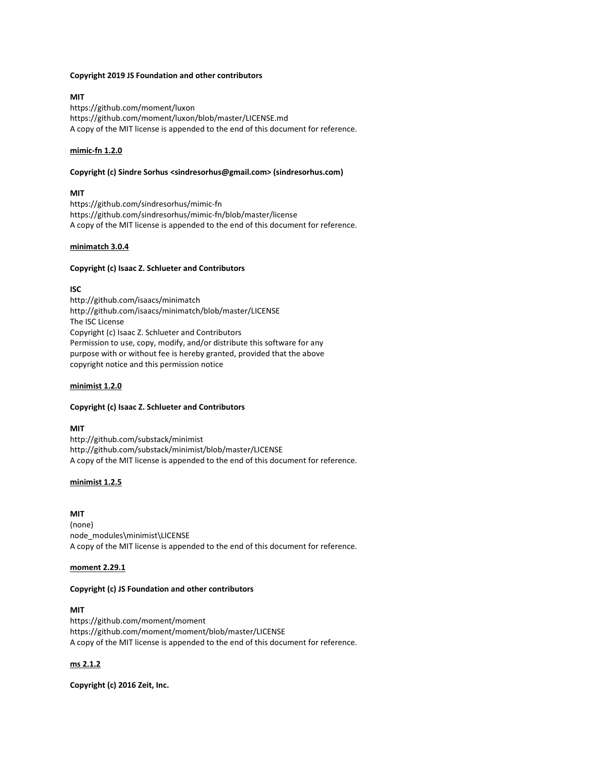**Copyright 2019 JS Foundation and other contributors**

**MIT**
https://github.com/moment/luxon
https://github.com/moment/luxon/blob/master/LICENSE.md
A copy of the MIT license is appended to the end of this document for reference.

**mimic-fn 1.2.0**

**Copyright (c) Sindre Sorhus <sindresorhus@gmail.com> (sindresorhus.com)**

**MIT**
https://github.com/sindresorhus/mimic-fn
https://github.com/sindresorhus/mimic-fn/blob/master/license
A copy of the MIT license is appended to the end of this document for reference.

**minimatch 3.0.4**

**Copyright (c) Isaac Z. Schlueter and Contributors**

**ISC**
http://github.com/isaacs/minimatch
http://github.com/isaacs/minimatch/blob/master/LICENSE
The ISC License
Copyright (c) Isaac Z. Schlueter and Contributors
Permission to use, copy, modify, and/or distribute this software for any
purpose with or without fee is hereby granted, provided that the above
copyright notice and this permission notice

**minimist 1.2.0**

**Copyright (c) Isaac Z. Schlueter and Contributors**

**MIT**
http://github.com/substack/minimist
http://github.com/substack/minimist/blob/master/LICENSE
A copy of the MIT license is appended to the end of this document for reference.

**minimist 1.2.5**

**MIT**
(none)
node_modules\minimist\LICENSE
A copy of the MIT license is appended to the end of this document for reference.

**moment 2.29.1**

**Copyright (c) JS Foundation and other contributors**

**MIT**
https://github.com/moment/moment
https://github.com/moment/moment/blob/master/LICENSE
A copy of the MIT license is appended to the end of this document for reference.

**ms 2.1.2**

**Copyright (c) 2016 Zeit, Inc.**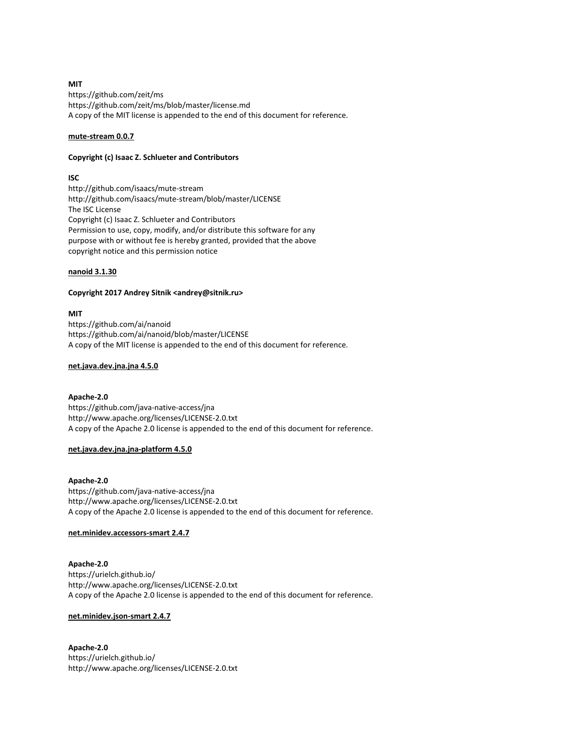**MIT**
https://github.com/zeit/ms
https://github.com/zeit/ms/blob/master/license.md
A copy of the MIT license is appended to the end of this document for reference.

**mute-stream 0.0.7**

**Copyright (c) Isaac Z. Schlueter and Contributors**

**ISC**
http://github.com/isaacs/mute-stream
http://github.com/isaacs/mute-stream/blob/master/LICENSE
The ISC License
Copyright (c) Isaac Z. Schlueter and Contributors
Permission to use, copy, modify, and/or distribute this software for any
purpose with or without fee is hereby granted, provided that the above
copyright notice and this permission notice

**nanoid 3.1.30**

**Copyright 2017 Andrey Sitnik <andrey@sitnik.ru>**

**MIT**
https://github.com/ai/nanoid
https://github.com/ai/nanoid/blob/master/LICENSE
A copy of the MIT license is appended to the end of this document for reference.

**net.java.dev.jna.jna 4.5.0**

**Apache-2.0**
https://github.com/java-native-access/jna
http://www.apache.org/licenses/LICENSE-2.0.txt
A copy of the Apache 2.0 license is appended to the end of this document for reference.

**net.java.dev.jna.jna-platform 4.5.0**

**Apache-2.0**
https://github.com/java-native-access/jna
http://www.apache.org/licenses/LICENSE-2.0.txt
A copy of the Apache 2.0 license is appended to the end of this document for reference.

**net.minidev.accessors-smart 2.4.7**

**Apache-2.0**
https://urielch.github.io/
http://www.apache.org/licenses/LICENSE-2.0.txt
A copy of the Apache 2.0 license is appended to the end of this document for reference.

**net.minidev.json-smart 2.4.7**

**Apache-2.0**
https://urielch.github.io/
http://www.apache.org/licenses/LICENSE-2.0.txt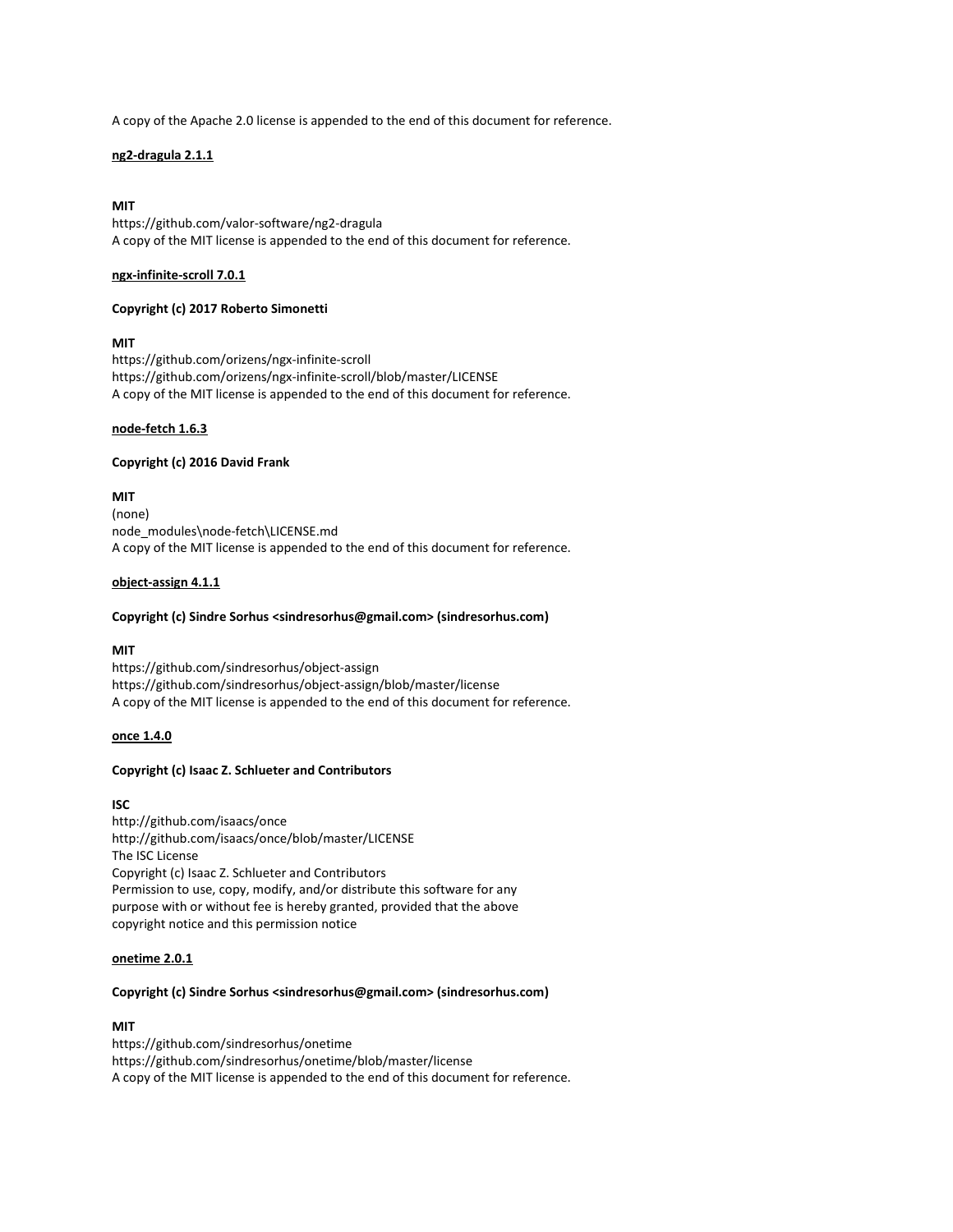A copy of the Apache 2.0 license is appended to the end of this document for reference.

<u>**ng2-dragula 2.1.1**</u>

**MIT**
https://github.com/valor-software/ng2-dragula
A copy of the MIT license is appended to the end of this document for reference.

<u>**ngx-infinite-scroll 7.0.1**</u>

**Copyright (c) 2017 Roberto Simonetti**

**MIT**
https://github.com/orizens/ngx-infinite-scroll
https://github.com/orizens/ngx-infinite-scroll/blob/master/LICENSE
A copy of the MIT license is appended to the end of this document for reference.

<u>**node-fetch 1.6.3**</u>

**Copyright (c) 2016 David Frank**

**MIT**
(none)
node_modules\node-fetch\LICENSE.md
A copy of the MIT license is appended to the end of this document for reference.

<u>**object-assign 4.1.1**</u>

**Copyright (c) Sindre Sorhus <sindresorhus@gmail.com> (sindresorhus.com)**

**MIT**
https://github.com/sindresorhus/object-assign
https://github.com/sindresorhus/object-assign/blob/master/license
A copy of the MIT license is appended to the end of this document for reference.

<u>**once 1.4.0**</u>

**Copyright (c) Isaac Z. Schlueter and Contributors**

**ISC**
http://github.com/isaacs/once
http://github.com/isaacs/once/blob/master/LICENSE
The ISC License
Copyright (c) Isaac Z. Schlueter and Contributors
Permission to use, copy, modify, and/or distribute this software for any
purpose with or without fee is hereby granted, provided that the above
copyright notice and this permission notice

<u>**onetime 2.0.1**</u>

**Copyright (c) Sindre Sorhus <sindresorhus@gmail.com> (sindresorhus.com)**

**MIT**
https://github.com/sindresorhus/onetime
https://github.com/sindresorhus/onetime/blob/master/license
A copy of the MIT license is appended to the end of this document for reference.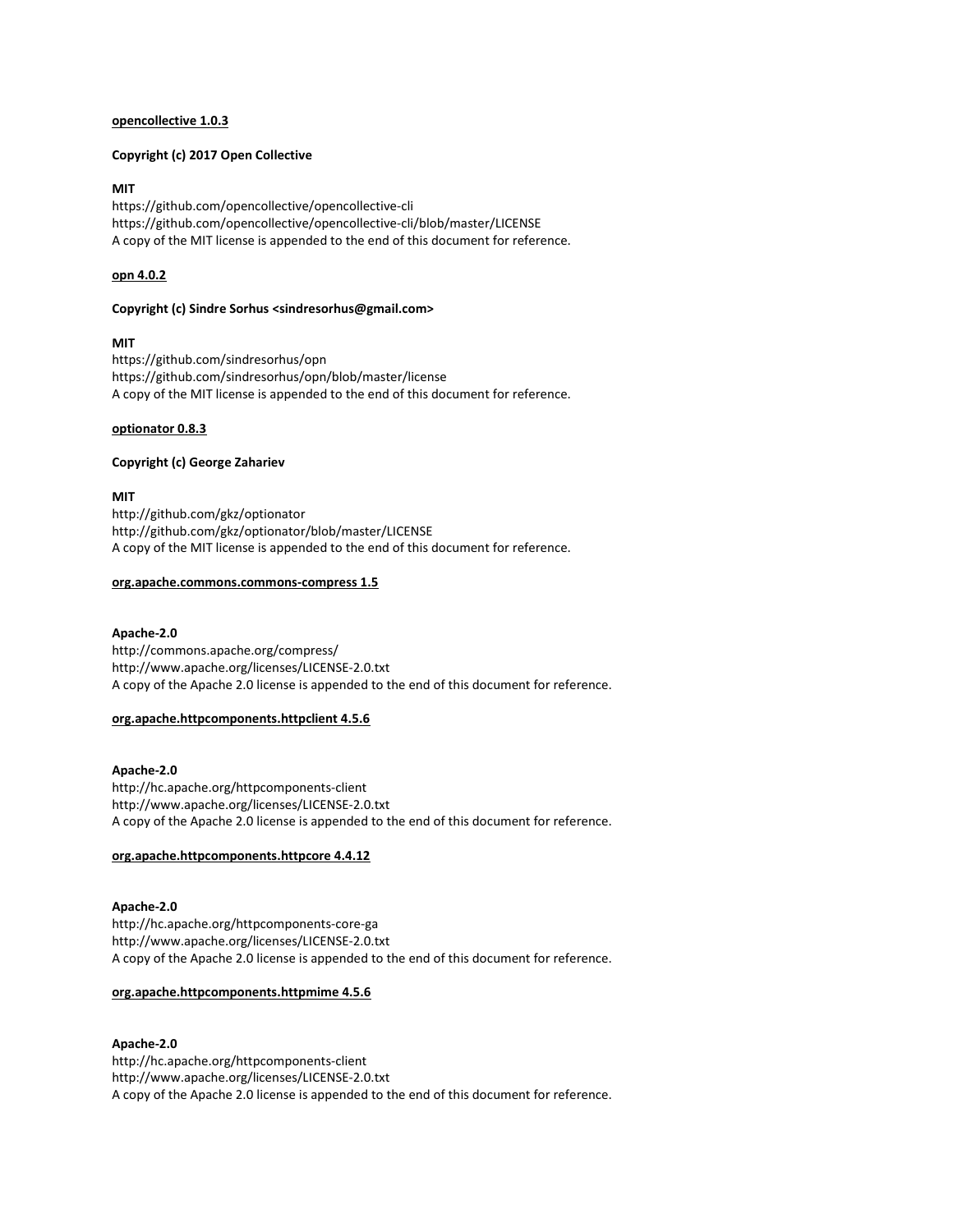**<u>opencollective 1.0.3</u>**

**Copyright (c) 2017 Open Collective**

**MIT**
https://github.com/opencollective/opencollective-cli
https://github.com/opencollective/opencollective-cli/blob/master/LICENSE
A copy of the MIT license is appended to the end of this document for reference.

**<u>opn 4.0.2</u>**

**Copyright (c) Sindre Sorhus <sindresorhus@gmail.com>**

**MIT**
https://github.com/sindresorhus/opn
https://github.com/sindresorhus/opn/blob/master/license
A copy of the MIT license is appended to the end of this document for reference.

**<u>optionator 0.8.3</u>**

**Copyright (c) George Zahariev**

**MIT**
http://github.com/gkz/optionator
http://github.com/gkz/optionator/blob/master/LICENSE
A copy of the MIT license is appended to the end of this document for reference.

**<u>org.apache.commons.commons-compress 1.5</u>**

**Apache-2.0**
http://commons.apache.org/compress/
http://www.apache.org/licenses/LICENSE-2.0.txt
A copy of the Apache 2.0 license is appended to the end of this document for reference.

**<u>org.apache.httpcomponents.httpclient 4.5.6</u>**

**Apache-2.0**
http://hc.apache.org/httpcomponents-client
http://www.apache.org/licenses/LICENSE-2.0.txt
A copy of the Apache 2.0 license is appended to the end of this document for reference.

**<u>org.apache.httpcomponents.httpcore 4.4.12</u>**

**Apache-2.0**
http://hc.apache.org/httpcomponents-core-ga
http://www.apache.org/licenses/LICENSE-2.0.txt
A copy of the Apache 2.0 license is appended to the end of this document for reference.

**<u>org.apache.httpcomponents.httpmime 4.5.6</u>**

**Apache-2.0**
http://hc.apache.org/httpcomponents-client
http://www.apache.org/licenses/LICENSE-2.0.txt
A copy of the Apache 2.0 license is appended to the end of this document for reference.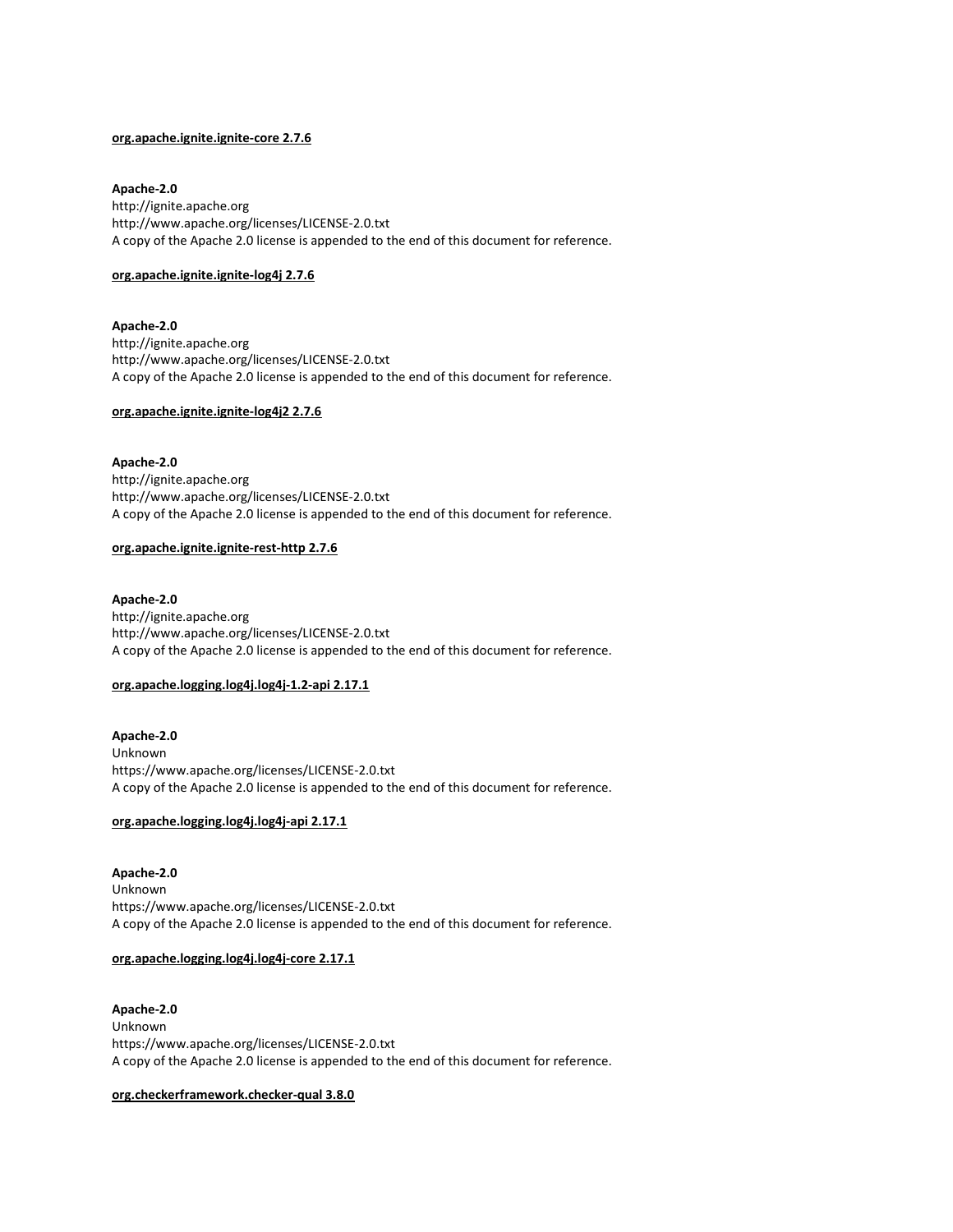**org.apache.ignite.ignite-core 2.7.6**

**Apache-2.0**
http://ignite.apache.org
http://www.apache.org/licenses/LICENSE-2.0.txt
A copy of the Apache 2.0 license is appended to the end of this document for reference.

**org.apache.ignite.ignite-log4j 2.7.6**

**Apache-2.0**
http://ignite.apache.org
http://www.apache.org/licenses/LICENSE-2.0.txt
A copy of the Apache 2.0 license is appended to the end of this document for reference.

**org.apache.ignite.ignite-log4j2 2.7.6**

**Apache-2.0**
http://ignite.apache.org
http://www.apache.org/licenses/LICENSE-2.0.txt
A copy of the Apache 2.0 license is appended to the end of this document for reference.

**org.apache.ignite.ignite-rest-http 2.7.6**

**Apache-2.0**
http://ignite.apache.org
http://www.apache.org/licenses/LICENSE-2.0.txt
A copy of the Apache 2.0 license is appended to the end of this document for reference.

**org.apache.logging.log4j.log4j-1.2-api 2.17.1**

**Apache-2.0**
Unknown
https://www.apache.org/licenses/LICENSE-2.0.txt
A copy of the Apache 2.0 license is appended to the end of this document for reference.

**org.apache.logging.log4j.log4j-api 2.17.1**

**Apache-2.0**
Unknown
https://www.apache.org/licenses/LICENSE-2.0.txt
A copy of the Apache 2.0 license is appended to the end of this document for reference.

**org.apache.logging.log4j.log4j-core 2.17.1**

**Apache-2.0**
Unknown
https://www.apache.org/licenses/LICENSE-2.0.txt
A copy of the Apache 2.0 license is appended to the end of this document for reference.

**org.checkerframework.checker-qual 3.8.0**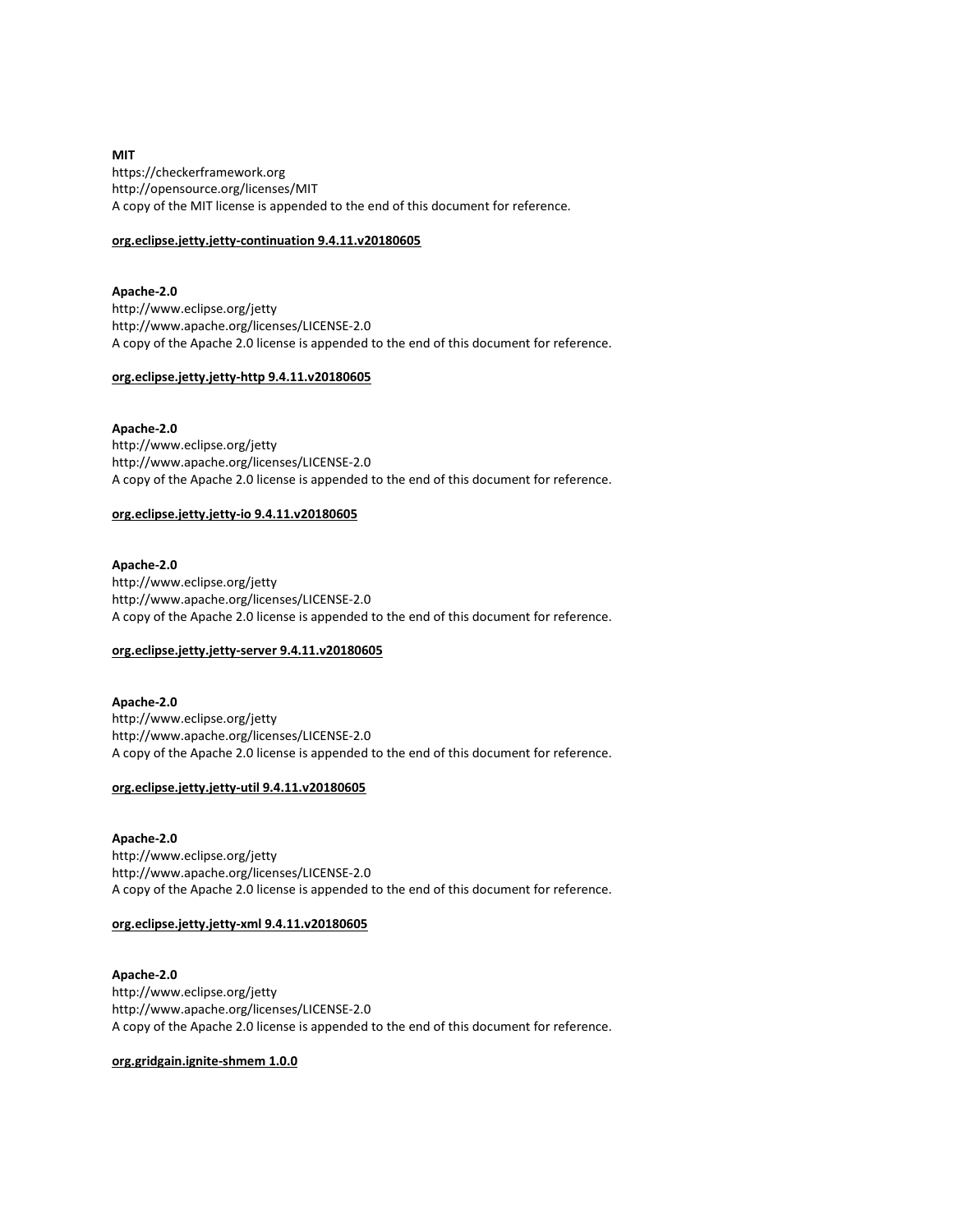**MIT**
https://checkerframework.org
http://opensource.org/licenses/MIT
A copy of the MIT license is appended to the end of this document for reference.

**org.eclipse.jetty.jetty-continuation 9.4.11.v20180605**

**Apache-2.0**
http://www.eclipse.org/jetty
http://www.apache.org/licenses/LICENSE-2.0
A copy of the Apache 2.0 license is appended to the end of this document for reference.

**org.eclipse.jetty.jetty-http 9.4.11.v20180605**

**Apache-2.0**
http://www.eclipse.org/jetty
http://www.apache.org/licenses/LICENSE-2.0
A copy of the Apache 2.0 license is appended to the end of this document for reference.

**org.eclipse.jetty.jetty-io 9.4.11.v20180605**

**Apache-2.0**
http://www.eclipse.org/jetty
http://www.apache.org/licenses/LICENSE-2.0
A copy of the Apache 2.0 license is appended to the end of this document for reference.

**org.eclipse.jetty.jetty-server 9.4.11.v20180605**

**Apache-2.0**
http://www.eclipse.org/jetty
http://www.apache.org/licenses/LICENSE-2.0
A copy of the Apache 2.0 license is appended to the end of this document for reference.

**org.eclipse.jetty.jetty-util 9.4.11.v20180605**

**Apache-2.0**
http://www.eclipse.org/jetty
http://www.apache.org/licenses/LICENSE-2.0
A copy of the Apache 2.0 license is appended to the end of this document for reference.

**org.eclipse.jetty.jetty-xml 9.4.11.v20180605**

**Apache-2.0**
http://www.eclipse.org/jetty
http://www.apache.org/licenses/LICENSE-2.0
A copy of the Apache 2.0 license is appended to the end of this document for reference.

**org.gridgain.ignite-shmem 1.0.0**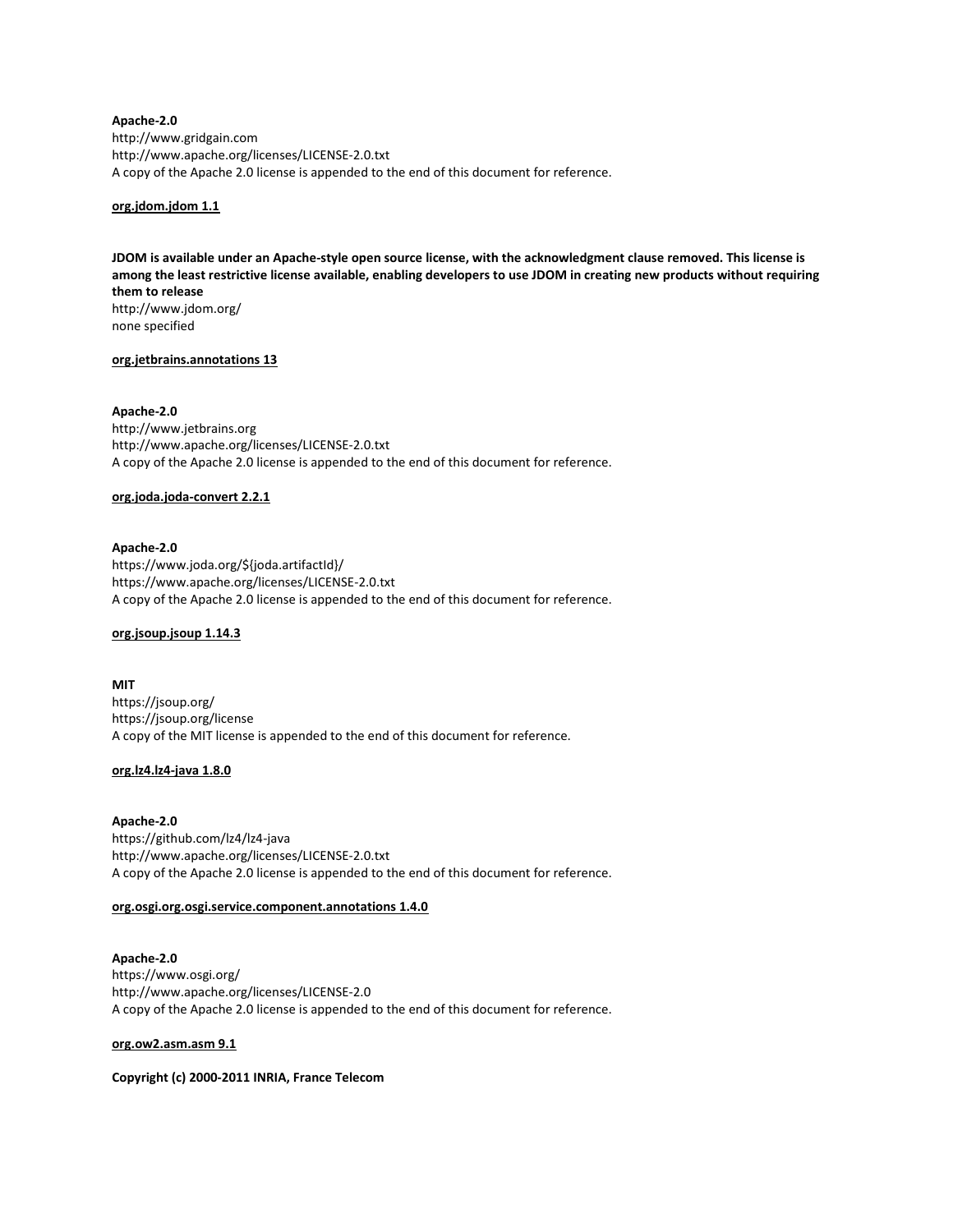**Apache-2.0**
http://www.gridgain.com
http://www.apache.org/licenses/LICENSE-2.0.txt
A copy of the Apache 2.0 license is appended to the end of this document for reference.

**org.jdom.jdom 1.1**

**JDOM is available under an Apache-style open source license, with the acknowledgment clause removed. This license is among the least restrictive license available, enabling developers to use JDOM in creating new products without requiring them to release**
http://www.jdom.org/
none specified

**org.jetbrains.annotations 13**

**Apache-2.0**
http://www.jetbrains.org
http://www.apache.org/licenses/LICENSE-2.0.txt
A copy of the Apache 2.0 license is appended to the end of this document for reference.

**org.joda.joda-convert 2.2.1**

**Apache-2.0**
https://www.joda.org/${joda.artifactId}/
https://www.apache.org/licenses/LICENSE-2.0.txt
A copy of the Apache 2.0 license is appended to the end of this document for reference.

**org.jsoup.jsoup 1.14.3**

**MIT**
https://jsoup.org/
https://jsoup.org/license
A copy of the MIT license is appended to the end of this document for reference.

**org.lz4.lz4-java 1.8.0**

**Apache-2.0**
https://github.com/lz4/lz4-java
http://www.apache.org/licenses/LICENSE-2.0.txt
A copy of the Apache 2.0 license is appended to the end of this document for reference.

**org.osgi.org.osgi.service.component.annotations 1.4.0**

**Apache-2.0**
https://www.osgi.org/
http://www.apache.org/licenses/LICENSE-2.0
A copy of the Apache 2.0 license is appended to the end of this document for reference.

**org.ow2.asm.asm 9.1**

**Copyright (c) 2000-2011 INRIA, France Telecom**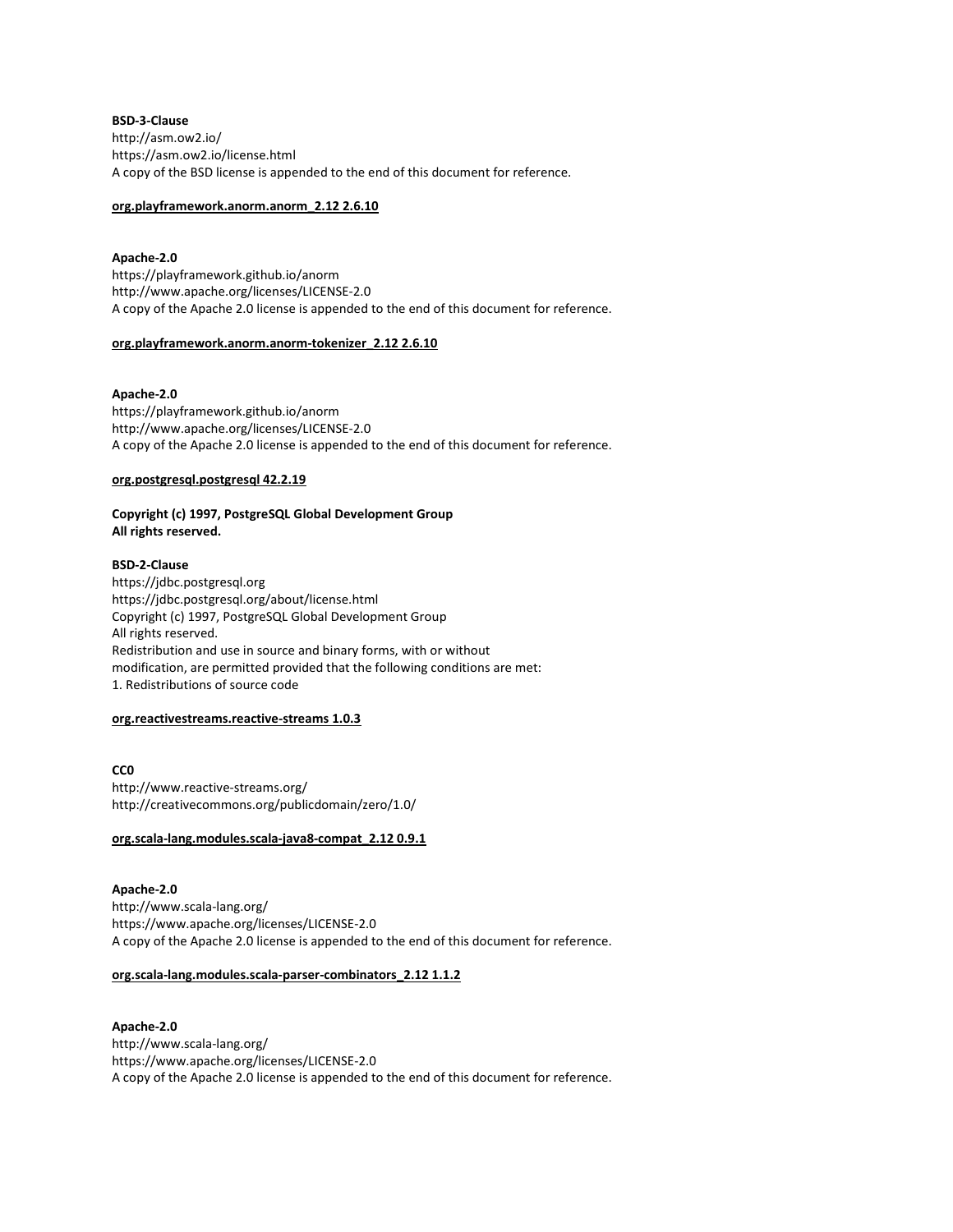**BSD-3-Clause**
http://asm.ow2.io/
https://asm.ow2.io/license.html
A copy of the BSD license is appended to the end of this document for reference.

**org.playframework.anorm.anorm_2.12 2.6.10**

**Apache-2.0**
https://playframework.github.io/anorm
http://www.apache.org/licenses/LICENSE-2.0
A copy of the Apache 2.0 license is appended to the end of this document for reference.

**org.playframework.anorm.anorm-tokenizer_2.12 2.6.10**

**Apache-2.0**
https://playframework.github.io/anorm
http://www.apache.org/licenses/LICENSE-2.0
A copy of the Apache 2.0 license is appended to the end of this document for reference.

**org.postgresql.postgresql 42.2.19**

**Copyright (c) 1997, PostgreSQL Global Development Group**
**All rights reserved.**

**BSD-2-Clause**
https://jdbc.postgresql.org
https://jdbc.postgresql.org/about/license.html
Copyright (c) 1997, PostgreSQL Global Development Group
All rights reserved.
Redistribution and use in source and binary forms, with or without
modification, are permitted provided that the following conditions are met:
1. Redistributions of source code

**org.reactivestreams.reactive-streams 1.0.3**

**CC0**
http://www.reactive-streams.org/
http://creativecommons.org/publicdomain/zero/1.0/

**org.scala-lang.modules.scala-java8-compat_2.12 0.9.1**

**Apache-2.0**
http://www.scala-lang.org/
https://www.apache.org/licenses/LICENSE-2.0
A copy of the Apache 2.0 license is appended to the end of this document for reference.

**org.scala-lang.modules.scala-parser-combinators_2.12 1.1.2**

**Apache-2.0**
http://www.scala-lang.org/
https://www.apache.org/licenses/LICENSE-2.0
A copy of the Apache 2.0 license is appended to the end of this document for reference.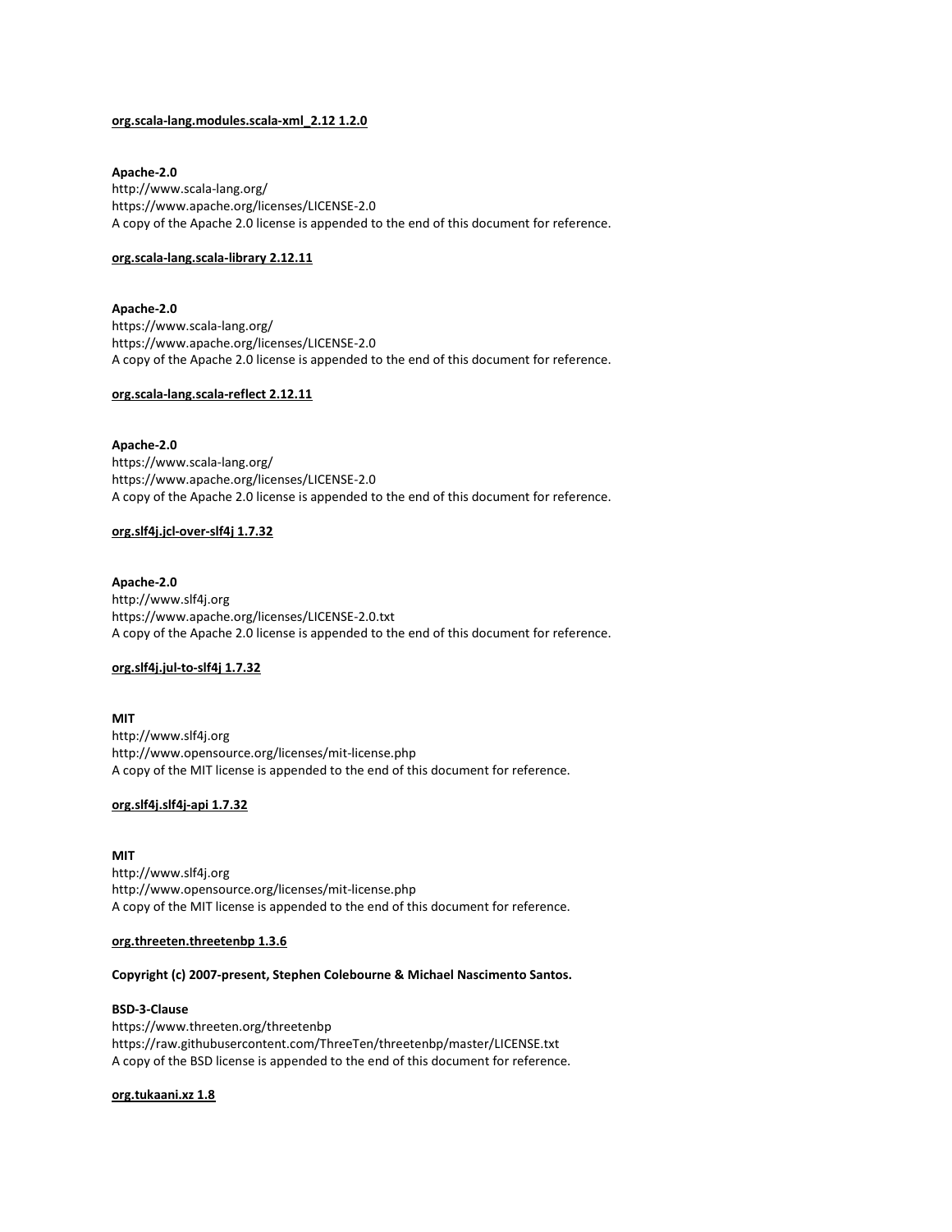**<u>org.scala-lang.modules.scala-xml_2.12 1.2.0</u>**

**Apache-2.0**
http://www.scala-lang.org/
https://www.apache.org/licenses/LICENSE-2.0
A copy of the Apache 2.0 license is appended to the end of this document for reference.

**<u>org.scala-lang.scala-library 2.12.11</u>**

**Apache-2.0**
https://www.scala-lang.org/
https://www.apache.org/licenses/LICENSE-2.0
A copy of the Apache 2.0 license is appended to the end of this document for reference.

**<u>org.scala-lang.scala-reflect 2.12.11</u>**

**Apache-2.0**
https://www.scala-lang.org/
https://www.apache.org/licenses/LICENSE-2.0
A copy of the Apache 2.0 license is appended to the end of this document for reference.

**<u>org.slf4j.jcl-over-slf4j 1.7.32</u>**

**Apache-2.0**
http://www.slf4j.org
https://www.apache.org/licenses/LICENSE-2.0.txt
A copy of the Apache 2.0 license is appended to the end of this document for reference.

**<u>org.slf4j.jul-to-slf4j 1.7.32</u>**

**MIT**
http://www.slf4j.org
http://www.opensource.org/licenses/mit-license.php
A copy of the MIT license is appended to the end of this document for reference.

**<u>org.slf4j.slf4j-api 1.7.32</u>**

**MIT**
http://www.slf4j.org
http://www.opensource.org/licenses/mit-license.php
A copy of the MIT license is appended to the end of this document for reference.

**<u>org.threeten.threetenbp 1.3.6</u>**

**Copyright (c) 2007-present, Stephen Colebourne & Michael Nascimento Santos.**

**BSD-3-Clause**
https://www.threeten.org/threetenbp
https://raw.githubusercontent.com/ThreeTen/threetenbp/master/LICENSE.txt
A copy of the BSD license is appended to the end of this document for reference.

**<u>org.tukaani.xz 1.8</u>**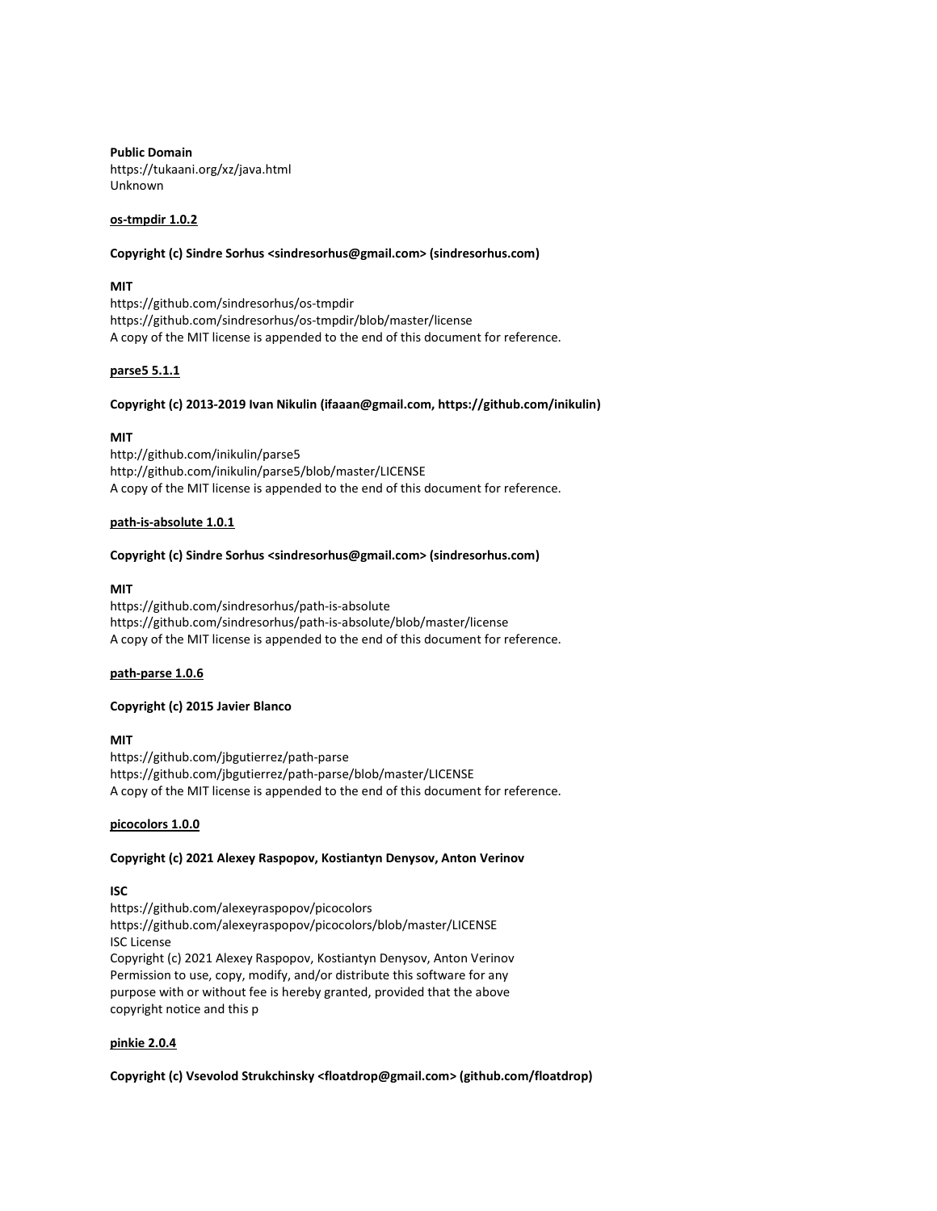**Public Domain**
https://tukaani.org/xz/java.html
Unknown

**os-tmpdir 1.0.2**

**Copyright (c) Sindre Sorhus <sindresorhus@gmail.com> (sindresorhus.com)**

**MIT**
https://github.com/sindresorhus/os-tmpdir
https://github.com/sindresorhus/os-tmpdir/blob/master/license
A copy of the MIT license is appended to the end of this document for reference.

**parse5 5.1.1**

**Copyright (c) 2013-2019 Ivan Nikulin (ifaaan@gmail.com, https://github.com/inikulin)**

**MIT**
http://github.com/inikulin/parse5
http://github.com/inikulin/parse5/blob/master/LICENSE
A copy of the MIT license is appended to the end of this document for reference.

**path-is-absolute 1.0.1**

**Copyright (c) Sindre Sorhus <sindresorhus@gmail.com> (sindresorhus.com)**

**MIT**
https://github.com/sindresorhus/path-is-absolute
https://github.com/sindresorhus/path-is-absolute/blob/master/license
A copy of the MIT license is appended to the end of this document for reference.

**path-parse 1.0.6**

**Copyright (c) 2015 Javier Blanco**

**MIT**
https://github.com/jbgutierrez/path-parse
https://github.com/jbgutierrez/path-parse/blob/master/LICENSE
A copy of the MIT license is appended to the end of this document for reference.

**picocolors 1.0.0**

**Copyright (c) 2021 Alexey Raspopov, Kostiantyn Denysov, Anton Verinov**

**ISC**
https://github.com/alexeyraspopov/picocolors
https://github.com/alexeyraspopov/picocolors/blob/master/LICENSE
ISC License
Copyright (c) 2021 Alexey Raspopov, Kostiantyn Denysov, Anton Verinov
Permission to use, copy, modify, and/or distribute this software for any
purpose with or without fee is hereby granted, provided that the above
copyright notice and this p

**pinkie 2.0.4**

**Copyright (c) Vsevolod Strukchinsky <floatdrop@gmail.com> (github.com/floatdrop)**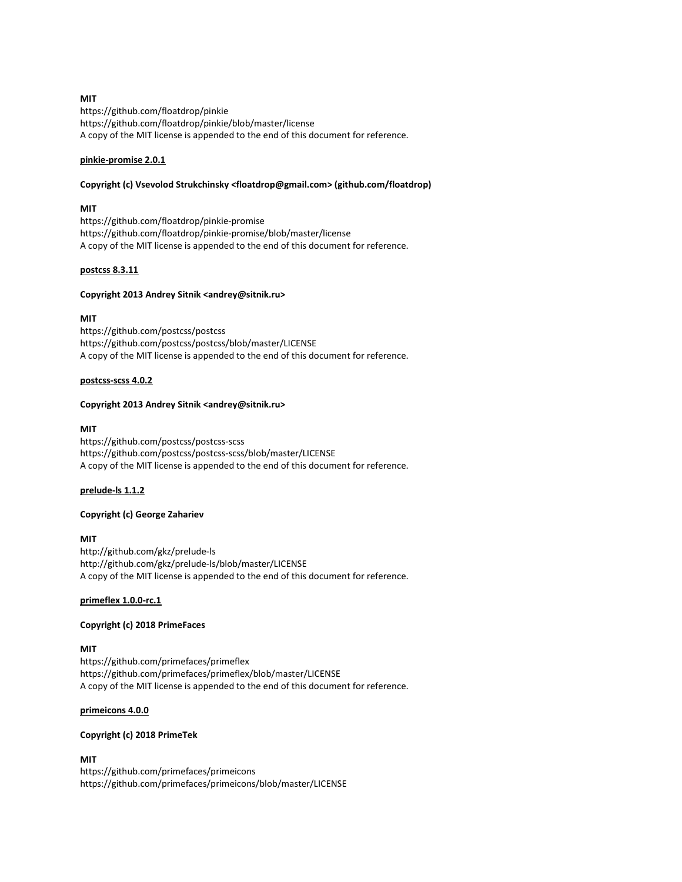**MIT**
https://github.com/floatdrop/pinkie
https://github.com/floatdrop/pinkie/blob/master/license
A copy of the MIT license is appended to the end of this document for reference.

**pinkie-promise 2.0.1**

**Copyright (c) Vsevolod Strukchinsky <floatdrop@gmail.com> (github.com/floatdrop)**

**MIT**
https://github.com/floatdrop/pinkie-promise
https://github.com/floatdrop/pinkie-promise/blob/master/license
A copy of the MIT license is appended to the end of this document for reference.

**postcss 8.3.11**

**Copyright 2013 Andrey Sitnik <andrey@sitnik.ru>**

**MIT**
https://github.com/postcss/postcss
https://github.com/postcss/postcss/blob/master/LICENSE
A copy of the MIT license is appended to the end of this document for reference.

**postcss-scss 4.0.2**

**Copyright 2013 Andrey Sitnik <andrey@sitnik.ru>**

**MIT**
https://github.com/postcss/postcss-scss
https://github.com/postcss/postcss-scss/blob/master/LICENSE
A copy of the MIT license is appended to the end of this document for reference.

**prelude-ls 1.1.2**

**Copyright (c) George Zahariev**

**MIT**
http://github.com/gkz/prelude-ls
http://github.com/gkz/prelude-ls/blob/master/LICENSE
A copy of the MIT license is appended to the end of this document for reference.

**primeflex 1.0.0-rc.1**

**Copyright (c) 2018 PrimeFaces**

**MIT**
https://github.com/primefaces/primeflex
https://github.com/primefaces/primeflex/blob/master/LICENSE
A copy of the MIT license is appended to the end of this document for reference.

**primeicons 4.0.0**

**Copyright (c) 2018 PrimeTek**

**MIT**
https://github.com/primefaces/primeicons
https://github.com/primefaces/primeicons/blob/master/LICENSE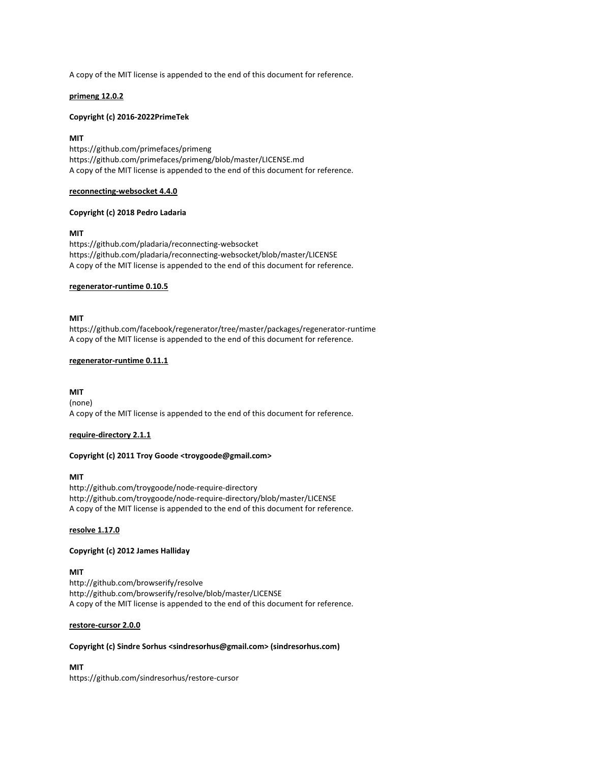A copy of the MIT license is appended to the end of this document for reference.

**primeng 12.0.2**

**Copyright (c) 2016-2022PrimeTek**

**MIT**
https://github.com/primefaces/primeng
https://github.com/primefaces/primeng/blob/master/LICENSE.md
A copy of the MIT license is appended to the end of this document for reference.

**reconnecting-websocket 4.4.0**

**Copyright (c) 2018 Pedro Ladaria**

**MIT**
https://github.com/pladaria/reconnecting-websocket
https://github.com/pladaria/reconnecting-websocket/blob/master/LICENSE
A copy of the MIT license is appended to the end of this document for reference.

**regenerator-runtime 0.10.5**

**MIT**
https://github.com/facebook/regenerator/tree/master/packages/regenerator-runtime
A copy of the MIT license is appended to the end of this document for reference.

**regenerator-runtime 0.11.1**

**MIT**
(none)
A copy of the MIT license is appended to the end of this document for reference.

**require-directory 2.1.1**

**Copyright (c) 2011 Troy Goode <troygoode@gmail.com>**

**MIT**
http://github.com/troygoode/node-require-directory
http://github.com/troygoode/node-require-directory/blob/master/LICENSE
A copy of the MIT license is appended to the end of this document for reference.

**resolve 1.17.0**

**Copyright (c) 2012 James Halliday**

**MIT**
http://github.com/browserify/resolve
http://github.com/browserify/resolve/blob/master/LICENSE
A copy of the MIT license is appended to the end of this document for reference.

**restore-cursor 2.0.0**

**Copyright (c) Sindre Sorhus <sindresorhus@gmail.com> (sindresorhus.com)**

**MIT**
https://github.com/sindresorhus/restore-cursor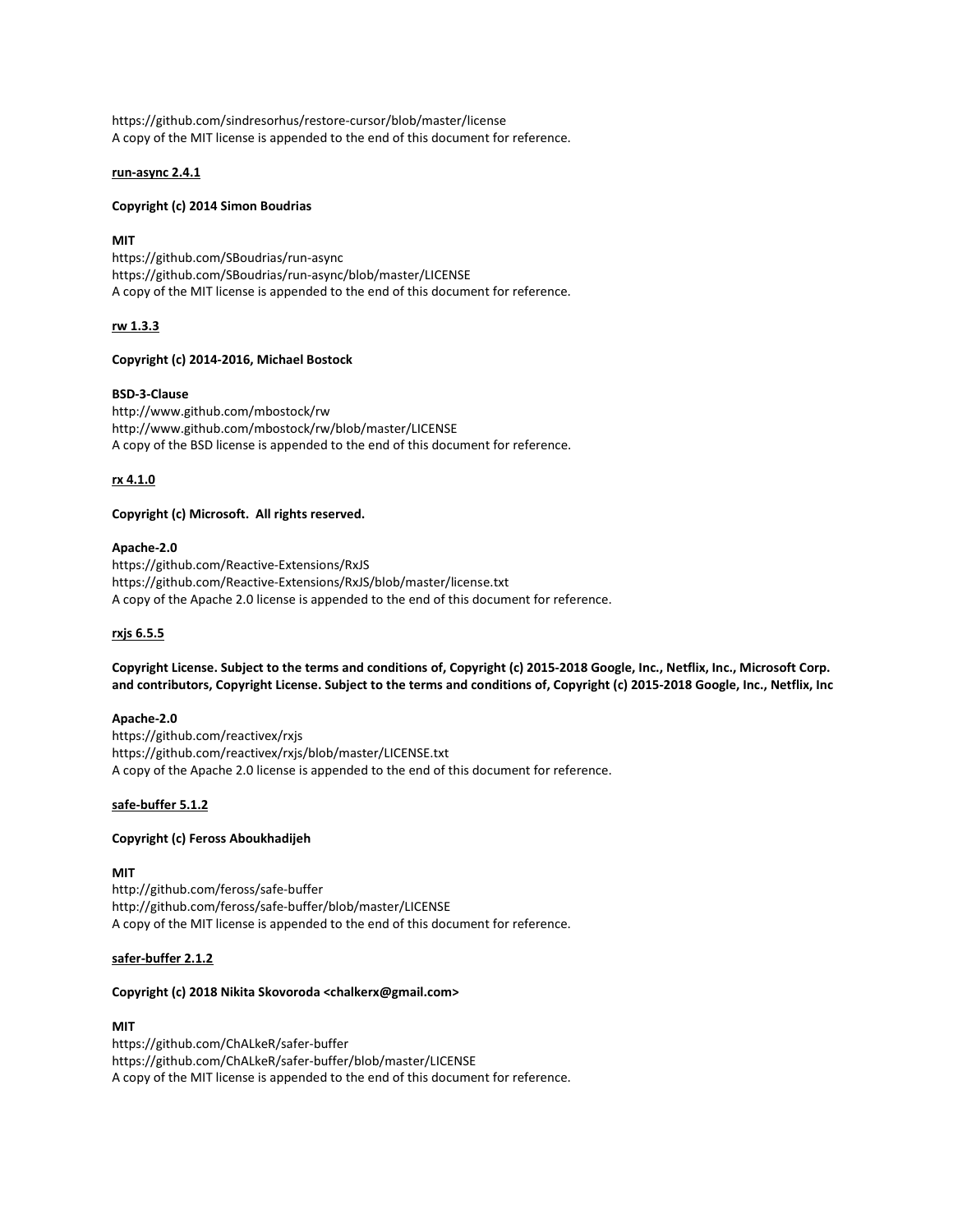https://github.com/sindresorhus/restore-cursor/blob/master/license
A copy of the MIT license is appended to the end of this document for reference.

**run-async 2.4.1**

**Copyright (c) 2014 Simon Boudrias**

**MIT**
https://github.com/SBoudrias/run-async
https://github.com/SBoudrias/run-async/blob/master/LICENSE
A copy of the MIT license is appended to the end of this document for reference.

**rw 1.3.3**

**Copyright (c) 2014-2016, Michael Bostock**

**BSD-3-Clause**
http://www.github.com/mbostock/rw
http://www.github.com/mbostock/rw/blob/master/LICENSE
A copy of the BSD license is appended to the end of this document for reference.

**rx 4.1.0**

**Copyright (c) Microsoft. All rights reserved.**

**Apache-2.0**
https://github.com/Reactive-Extensions/RxJS
https://github.com/Reactive-Extensions/RxJS/blob/master/license.txt
A copy of the Apache 2.0 license is appended to the end of this document for reference.

**rxjs 6.5.5**

**Copyright License. Subject to the terms and conditions of, Copyright (c) 2015-2018 Google, Inc., Netflix, Inc., Microsoft Corp. and contributors, Copyright License. Subject to the terms and conditions of, Copyright (c) 2015-2018 Google, Inc., Netflix, Inc**

**Apache-2.0**
https://github.com/reactivex/rxjs
https://github.com/reactivex/rxjs/blob/master/LICENSE.txt
A copy of the Apache 2.0 license is appended to the end of this document for reference.

**safe-buffer 5.1.2**

**Copyright (c) Feross Aboukhadijeh**

**MIT**
http://github.com/feross/safe-buffer
http://github.com/feross/safe-buffer/blob/master/LICENSE
A copy of the MIT license is appended to the end of this document for reference.

**safer-buffer 2.1.2**

**Copyright (c) 2018 Nikita Skovoroda <chalkerx@gmail.com>**

**MIT**
https://github.com/ChALkeR/safer-buffer
https://github.com/ChALkeR/safer-buffer/blob/master/LICENSE
A copy of the MIT license is appended to the end of this document for reference.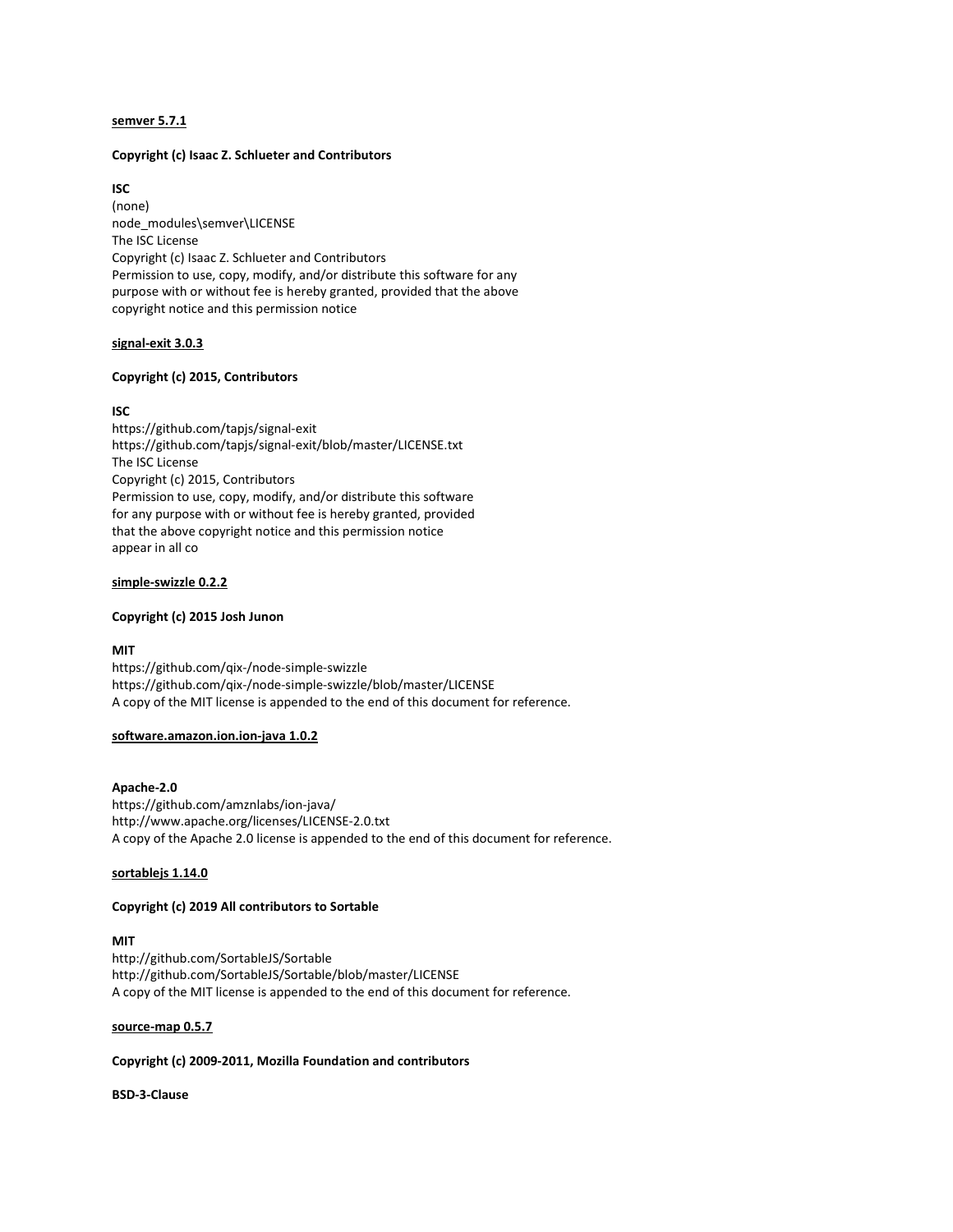**semver 5.7.1**

**Copyright (c) Isaac Z. Schlueter and Contributors**

**ISC**
(none)
node_modules\semver\LICENSE
The ISC License
Copyright (c) Isaac Z. Schlueter and Contributors
Permission to use, copy, modify, and/or distribute this software for any
purpose with or without fee is hereby granted, provided that the above
copyright notice and this permission notice

**signal-exit 3.0.3**

**Copyright (c) 2015, Contributors**

**ISC**
https://github.com/tapjs/signal-exit
https://github.com/tapjs/signal-exit/blob/master/LICENSE.txt
The ISC License
Copyright (c) 2015, Contributors
Permission to use, copy, modify, and/or distribute this software
for any purpose with or without fee is hereby granted, provided
that the above copyright notice and this permission notice
appear in all co

**simple-swizzle 0.2.2**

**Copyright (c) 2015 Josh Junon**

**MIT**
https://github.com/qix-/node-simple-swizzle
https://github.com/qix-/node-simple-swizzle/blob/master/LICENSE
A copy of the MIT license is appended to the end of this document for reference.

**software.amazon.ion.ion-java 1.0.2**

**Apache-2.0**
https://github.com/amznlabs/ion-java/
http://www.apache.org/licenses/LICENSE-2.0.txt
A copy of the Apache 2.0 license is appended to the end of this document for reference.

**sortablejs 1.14.0**

**Copyright (c) 2019 All contributors to Sortable**

**MIT**
http://github.com/SortableJS/Sortable
http://github.com/SortableJS/Sortable/blob/master/LICENSE
A copy of the MIT license is appended to the end of this document for reference.

**source-map 0.5.7**

**Copyright (c) 2009-2011, Mozilla Foundation and contributors**

**BSD-3-Clause**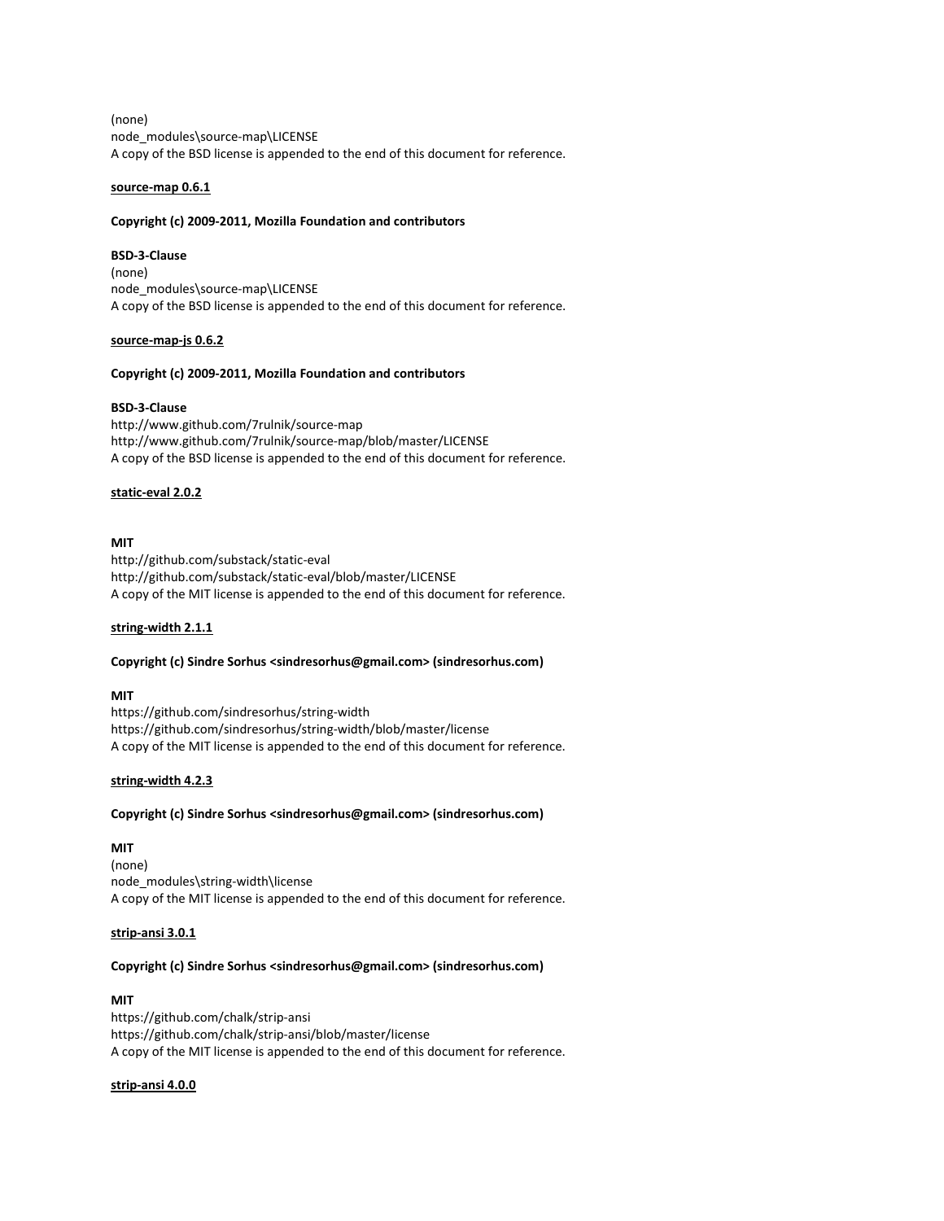(none)
node_modules\source-map\LICENSE
A copy of the BSD license is appended to the end of this document for reference.

**source-map 0.6.1**

**Copyright (c) 2009-2011, Mozilla Foundation and contributors**

**BSD-3-Clause**
(none)
node_modules\source-map\LICENSE
A copy of the BSD license is appended to the end of this document for reference.

**source-map-js 0.6.2**

**Copyright (c) 2009-2011, Mozilla Foundation and contributors**

**BSD-3-Clause**
http://www.github.com/7rulnik/source-map
http://www.github.com/7rulnik/source-map/blob/master/LICENSE
A copy of the BSD license is appended to the end of this document for reference.

**static-eval 2.0.2**

**MIT**
http://github.com/substack/static-eval
http://github.com/substack/static-eval/blob/master/LICENSE
A copy of the MIT license is appended to the end of this document for reference.

**string-width 2.1.1**

**Copyright (c) Sindre Sorhus <sindresorhus@gmail.com> (sindresorhus.com)**

**MIT**
https://github.com/sindresorhus/string-width
https://github.com/sindresorhus/string-width/blob/master/license
A copy of the MIT license is appended to the end of this document for reference.

**string-width 4.2.3**

**Copyright (c) Sindre Sorhus <sindresorhus@gmail.com> (sindresorhus.com)**

**MIT**
(none)
node_modules\string-width\license
A copy of the MIT license is appended to the end of this document for reference.

**strip-ansi 3.0.1**

**Copyright (c) Sindre Sorhus <sindresorhus@gmail.com> (sindresorhus.com)**

**MIT**
https://github.com/chalk/strip-ansi
https://github.com/chalk/strip-ansi/blob/master/license
A copy of the MIT license is appended to the end of this document for reference.

**strip-ansi 4.0.0**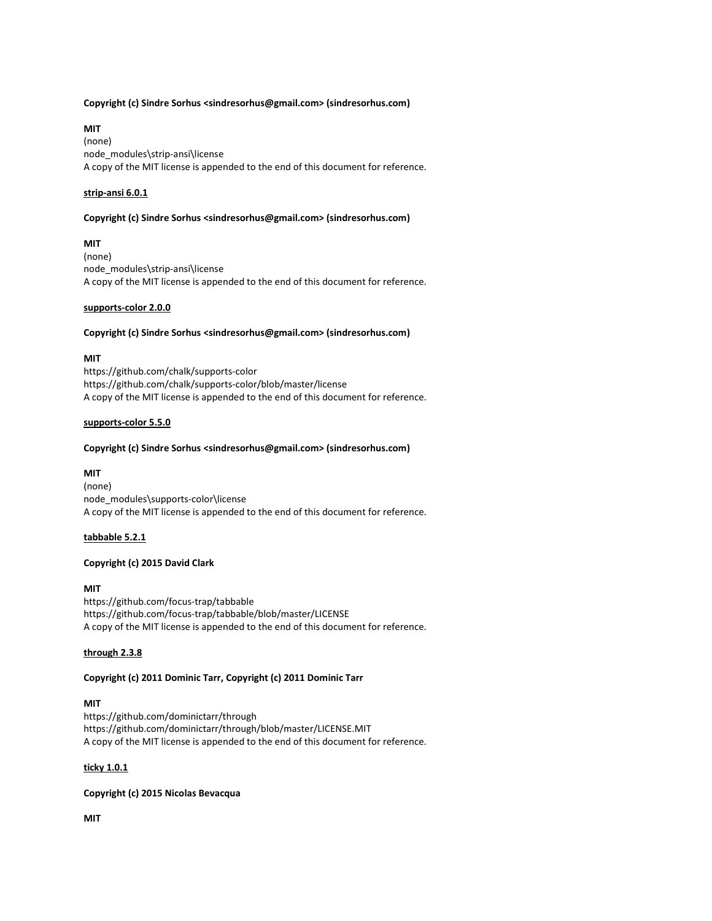**Copyright (c) Sindre Sorhus <sindresorhus@gmail.com> (sindresorhus.com)**

**MIT**
(none)
node_modules\strip-ansi\license
A copy of the MIT license is appended to the end of this document for reference.

**strip-ansi 6.0.1**

**Copyright (c) Sindre Sorhus <sindresorhus@gmail.com> (sindresorhus.com)**

**MIT**
(none)
node_modules\strip-ansi\license
A copy of the MIT license is appended to the end of this document for reference.

**supports-color 2.0.0**

**Copyright (c) Sindre Sorhus <sindresorhus@gmail.com> (sindresorhus.com)**

**MIT**
https://github.com/chalk/supports-color
https://github.com/chalk/supports-color/blob/master/license
A copy of the MIT license is appended to the end of this document for reference.

**supports-color 5.5.0**

**Copyright (c) Sindre Sorhus <sindresorhus@gmail.com> (sindresorhus.com)**

**MIT**
(none)
node_modules\supports-color\license
A copy of the MIT license is appended to the end of this document for reference.

**tabbable 5.2.1**

**Copyright (c) 2015 David Clark**

**MIT**
https://github.com/focus-trap/tabbable
https://github.com/focus-trap/tabbable/blob/master/LICENSE
A copy of the MIT license is appended to the end of this document for reference.

**through 2.3.8**

**Copyright (c) 2011 Dominic Tarr, Copyright (c) 2011 Dominic Tarr**

**MIT**
https://github.com/dominictarr/through
https://github.com/dominictarr/through/blob/master/LICENSE.MIT
A copy of the MIT license is appended to the end of this document for reference.

**ticky 1.0.1**

**Copyright (c) 2015 Nicolas Bevacqua**

**MIT**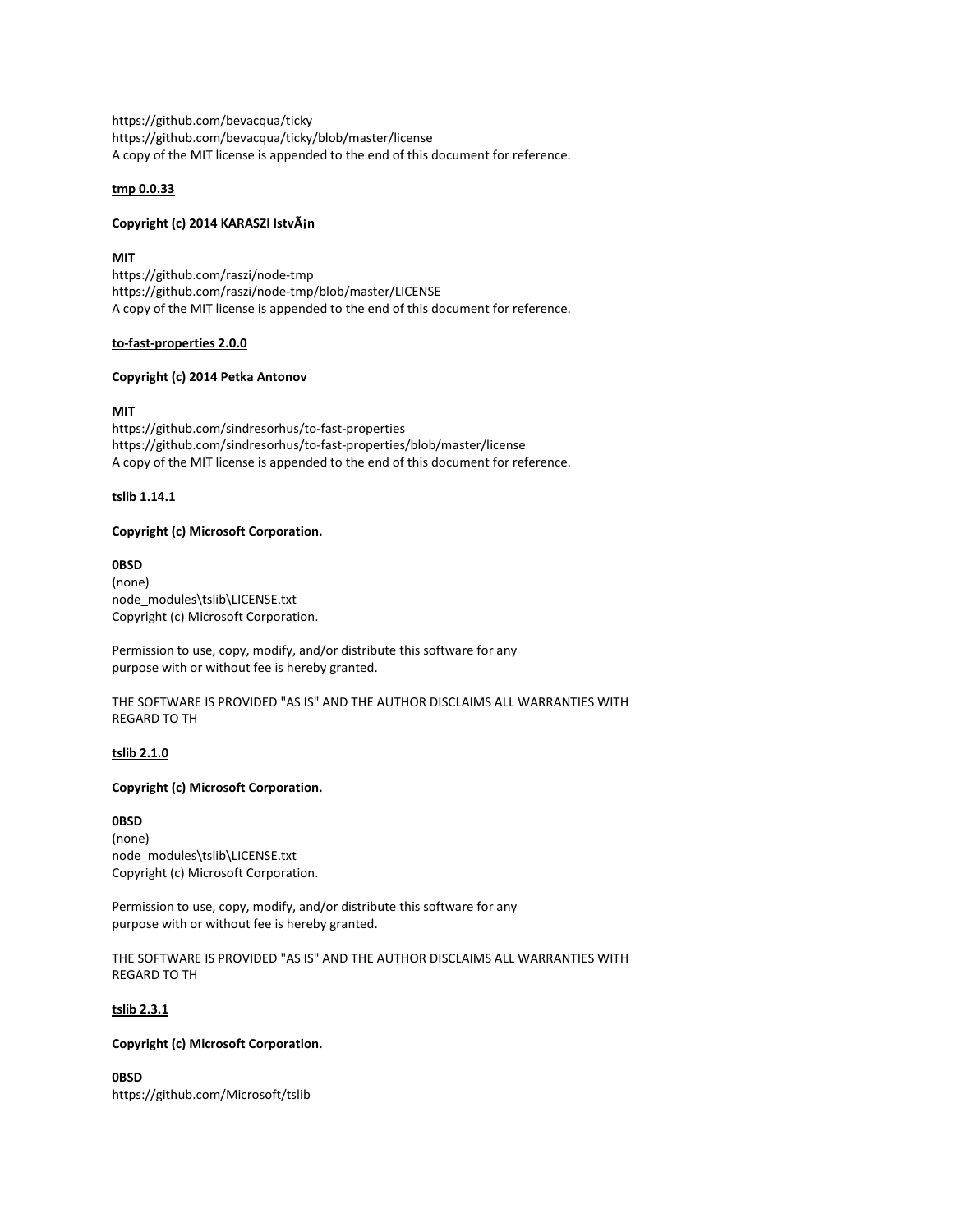https://github.com/bevacqua/ticky
https://github.com/bevacqua/ticky/blob/master/license
A copy of the MIT license is appended to the end of this document for reference.

**tmp 0.0.33**

**Copyright (c) 2014 KARASZI IstvÃ¡n**

**MIT**
https://github.com/raszi/node-tmp
https://github.com/raszi/node-tmp/blob/master/LICENSE
A copy of the MIT license is appended to the end of this document for reference.

**to-fast-properties 2.0.0**

**Copyright (c) 2014 Petka Antonov**

**MIT**
https://github.com/sindresorhus/to-fast-properties
https://github.com/sindresorhus/to-fast-properties/blob/master/license
A copy of the MIT license is appended to the end of this document for reference.

**tslib 1.14.1**

**Copyright (c) Microsoft Corporation.**

**0BSD**
(none)
node_modules\tslib\LICENSE.txt
Copyright (c) Microsoft Corporation.

Permission to use, copy, modify, and/or distribute this software for any
purpose with or without fee is hereby granted.

THE SOFTWARE IS PROVIDED "AS IS" AND THE AUTHOR DISCLAIMS ALL WARRANTIES WITH
REGARD TO TH

**tslib 2.1.0**

**Copyright (c) Microsoft Corporation.**

**0BSD**
(none)
node_modules\tslib\LICENSE.txt
Copyright (c) Microsoft Corporation.

Permission to use, copy, modify, and/or distribute this software for any
purpose with or without fee is hereby granted.

THE SOFTWARE IS PROVIDED "AS IS" AND THE AUTHOR DISCLAIMS ALL WARRANTIES WITH
REGARD TO TH

**tslib 2.3.1**

**Copyright (c) Microsoft Corporation.**

**0BSD**
https://github.com/Microsoft/tslib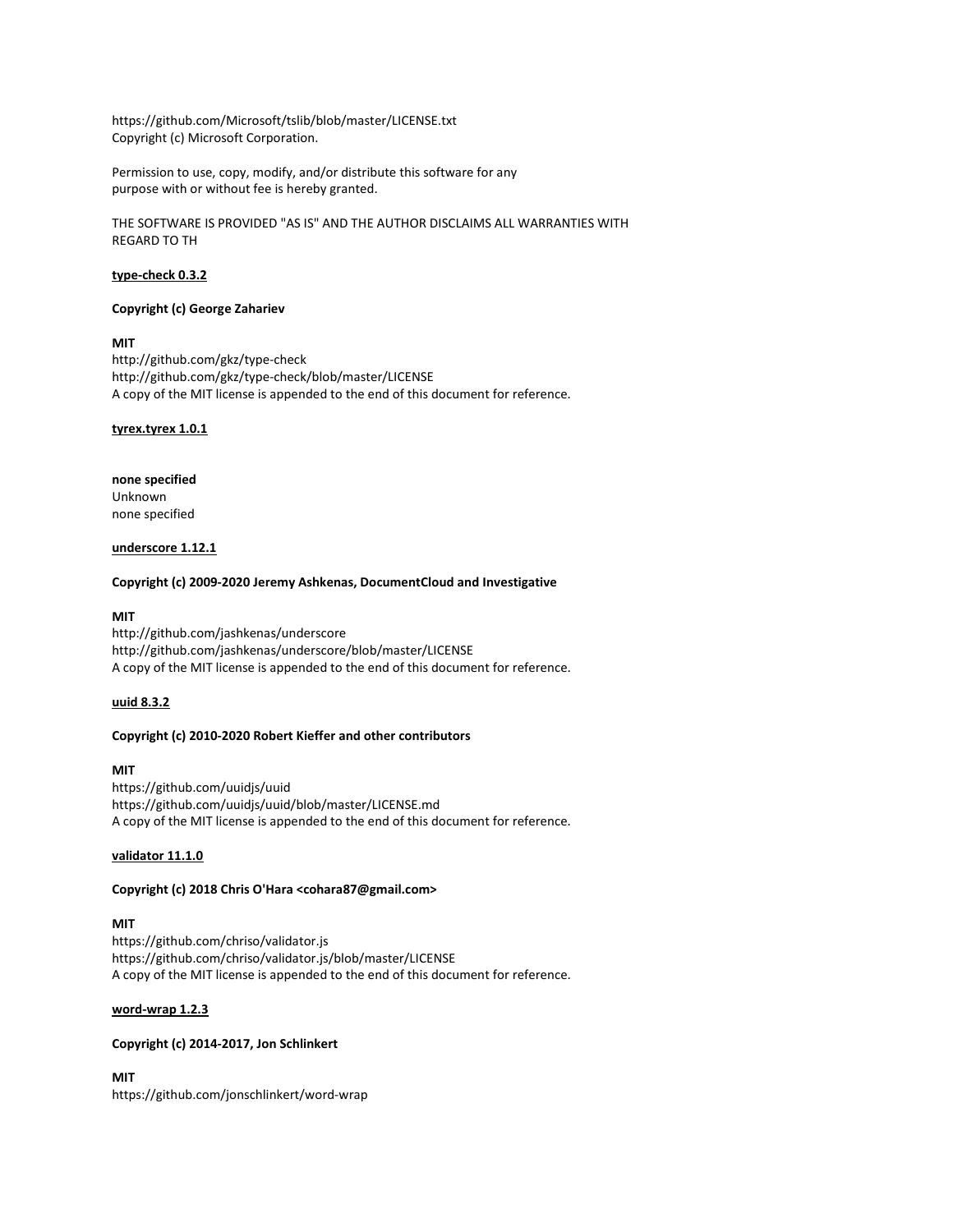https://github.com/Microsoft/tslib/blob/master/LICENSE.txt
Copyright (c) Microsoft Corporation.

Permission to use, copy, modify, and/or distribute this software for any
purpose with or without fee is hereby granted.

THE SOFTWARE IS PROVIDED "AS IS" AND THE AUTHOR DISCLAIMS ALL WARRANTIES WITH
REGARD TO TH

**type-check 0.3.2**

**Copyright (c) George Zahariev**

**MIT**
http://github.com/gkz/type-check
http://github.com/gkz/type-check/blob/master/LICENSE
A copy of the MIT license is appended to the end of this document for reference.

**tyrex.tyrex 1.0.1**

**none specified**
Unknown
none specified

**underscore 1.12.1**

**Copyright (c) 2009-2020 Jeremy Ashkenas, DocumentCloud and Investigative**

**MIT**
http://github.com/jashkenas/underscore
http://github.com/jashkenas/underscore/blob/master/LICENSE
A copy of the MIT license is appended to the end of this document for reference.

**uuid 8.3.2**

**Copyright (c) 2010-2020 Robert Kieffer and other contributors**

**MIT**
https://github.com/uuidjs/uuid
https://github.com/uuidjs/uuid/blob/master/LICENSE.md
A copy of the MIT license is appended to the end of this document for reference.

**validator 11.1.0**

**Copyright (c) 2018 Chris O'Hara <cohara87@gmail.com>**

**MIT**
https://github.com/chriso/validator.js
https://github.com/chriso/validator.js/blob/master/LICENSE
A copy of the MIT license is appended to the end of this document for reference.

**word-wrap 1.2.3**

**Copyright (c) 2014-2017, Jon Schlinkert**

**MIT**
https://github.com/jonschlinkert/word-wrap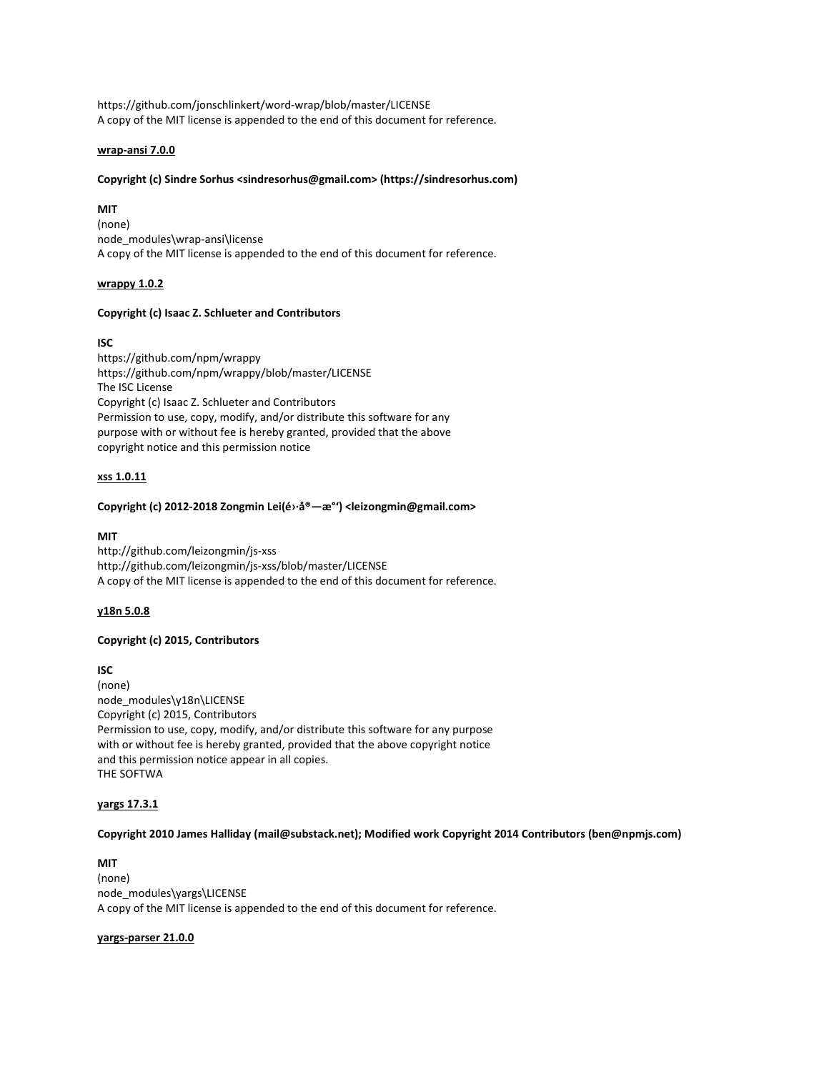https://github.com/jonschlinkert/word-wrap/blob/master/LICENSE
A copy of the MIT license is appended to the end of this document for reference.

**wrap-ansi 7.0.0**

**Copyright (c) Sindre Sorhus <sindresorhus@gmail.com> (https://sindresorhus.com)**

**MIT**
(none)
node_modules\wrap-ansi\license
A copy of the MIT license is appended to the end of this document for reference.

**wrappy 1.0.2**

**Copyright (c) Isaac Z. Schlueter and Contributors**

**ISC**
https://github.com/npm/wrappy
https://github.com/npm/wrappy/blob/master/LICENSE
The ISC License
Copyright (c) Isaac Z. Schlueter and Contributors
Permission to use, copy, modify, and/or distribute this software for any
purpose with or without fee is hereby granted, provided that the above
copyright notice and this permission notice

**xss 1.0.11**

**Copyright (c) 2012-2018 Zongmin Lei(é›·å®—æ°‘) <leizongmin@gmail.com>**

**MIT**
http://github.com/leizongmin/js-xss
http://github.com/leizongmin/js-xss/blob/master/LICENSE
A copy of the MIT license is appended to the end of this document for reference.

**y18n 5.0.8**

**Copyright (c) 2015, Contributors**

**ISC**
(none)
node_modules\y18n\LICENSE
Copyright (c) 2015, Contributors
Permission to use, copy, modify, and/or distribute this software for any purpose
with or without fee is hereby granted, provided that the above copyright notice
and this permission notice appear in all copies.
THE SOFTWA

**yargs 17.3.1**

**Copyright 2010 James Halliday (mail@substack.net); Modified work Copyright 2014 Contributors (ben@npmjs.com)**

**MIT**
(none)
node_modules\yargs\LICENSE
A copy of the MIT license is appended to the end of this document for reference.

**yargs-parser 21.0.0**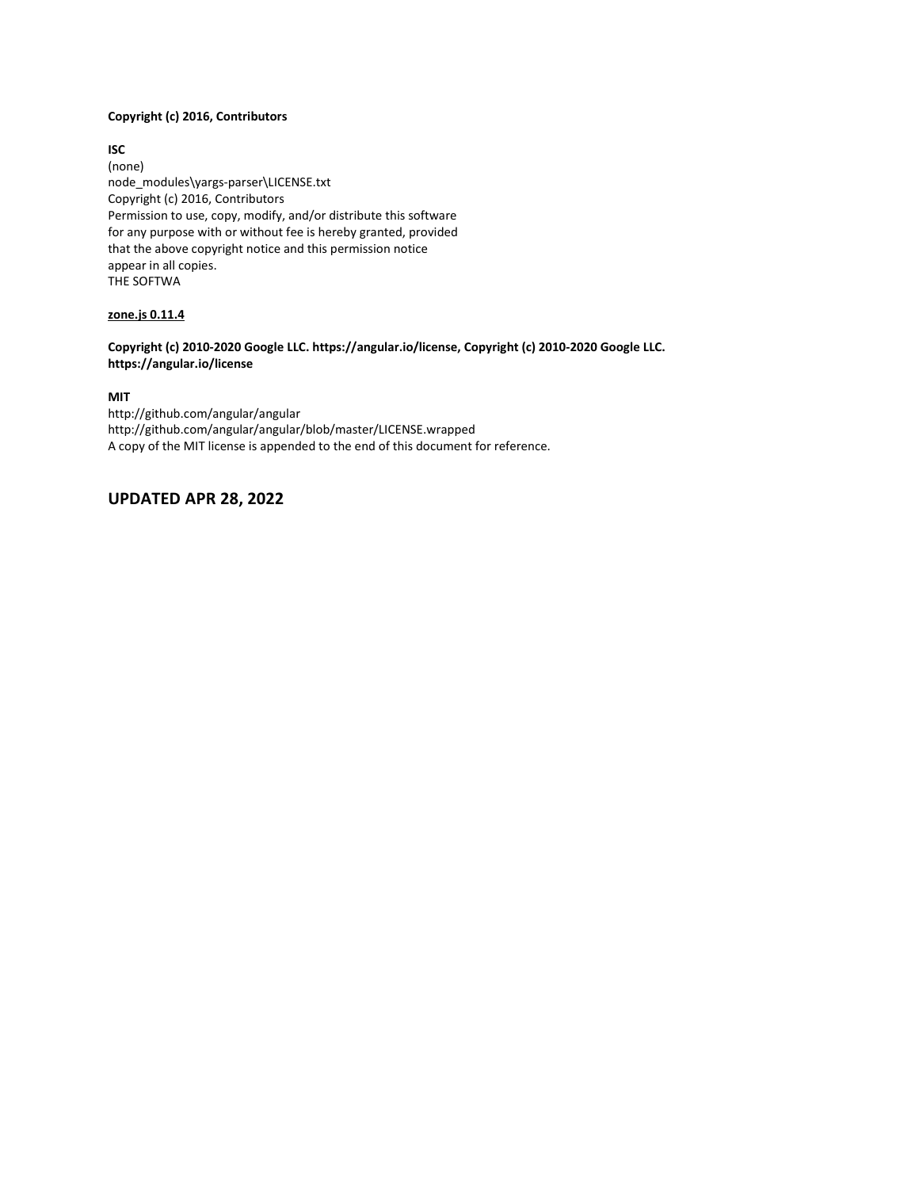**Copyright (c) 2016, Contributors**

**ISC**
(none)
node_modules\yargs-parser\LICENSE.txt
Copyright (c) 2016, Contributors
Permission to use, copy, modify, and/or distribute this software
for any purpose with or without fee is hereby granted, provided
that the above copyright notice and this permission notice
appear in all copies.
THE SOFTWA

**zone.js 0.11.4**

**Copyright (c) 2010-2020 Google LLC. https://angular.io/license, Copyright (c) 2010-2020 Google LLC. https://angular.io/license**

**MIT**
http://github.com/angular/angular
http://github.com/angular/angular/blob/master/LICENSE.wrapped
A copy of the MIT license is appended to the end of this document for reference.

## UPDATED APR 28, 2022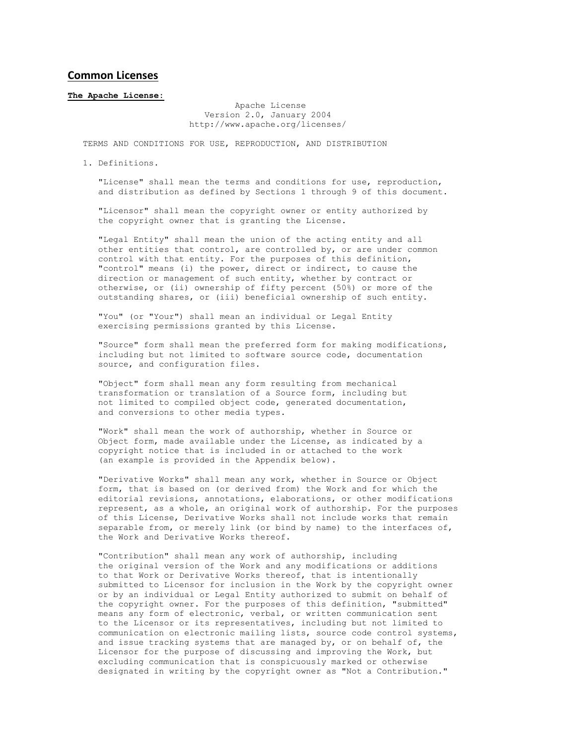## Common Licenses

**The Apache License:**

```
                                 Apache License
                           Version 2.0, January 2004
                        http://www.apache.org/licenses/

   TERMS AND CONDITIONS FOR USE, REPRODUCTION, AND DISTRIBUTION

   1. Definitions.

      "License" shall mean the terms and conditions for use, reproduction,
      and distribution as defined by Sections 1 through 9 of this document.

      "Licensor" shall mean the copyright owner or entity authorized by
      the copyright owner that is granting the License.

      "Legal Entity" shall mean the union of the acting entity and all
      other entities that control, are controlled by, or are under common
      control with that entity. For the purposes of this definition,
      "control" means (i) the power, direct or indirect, to cause the
      direction or management of such entity, whether by contract or
      otherwise, or (ii) ownership of fifty percent (50%) or more of the
      outstanding shares, or (iii) beneficial ownership of such entity.

      "You" (or "Your") shall mean an individual or Legal Entity
      exercising permissions granted by this License.

      "Source" form shall mean the preferred form for making modifications,
      including but not limited to software source code, documentation
      source, and configuration files.

      "Object" form shall mean any form resulting from mechanical
      transformation or translation of a Source form, including but
      not limited to compiled object code, generated documentation,
      and conversions to other media types.

      "Work" shall mean the work of authorship, whether in Source or
      Object form, made available under the License, as indicated by a
      copyright notice that is included in or attached to the work
      (an example is provided in the Appendix below).

      "Derivative Works" shall mean any work, whether in Source or Object
      form, that is based on (or derived from) the Work and for which the
      editorial revisions, annotations, elaborations, or other modifications
      represent, as a whole, an original work of authorship. For the purposes
      of this License, Derivative Works shall not include works that remain
      separable from, or merely link (or bind by name) to the interfaces of,
      the Work and Derivative Works thereof.

      "Contribution" shall mean any work of authorship, including
      the original version of the Work and any modifications or additions
      to that Work or Derivative Works thereof, that is intentionally
      submitted to Licensor for inclusion in the Work by the copyright owner
      or by an individual or Legal Entity authorized to submit on behalf of
      the copyright owner. For the purposes of this definition, "submitted"
      means any form of electronic, verbal, or written communication sent
      to the Licensor or its representatives, including but not limited to
      communication on electronic mailing lists, source code control systems,
      and issue tracking systems that are managed by, or on behalf of, the
      Licensor for the purpose of discussing and improving the Work, but
      excluding communication that is conspicuously marked or otherwise
      designated in writing by the copyright owner as "Not a Contribution."
```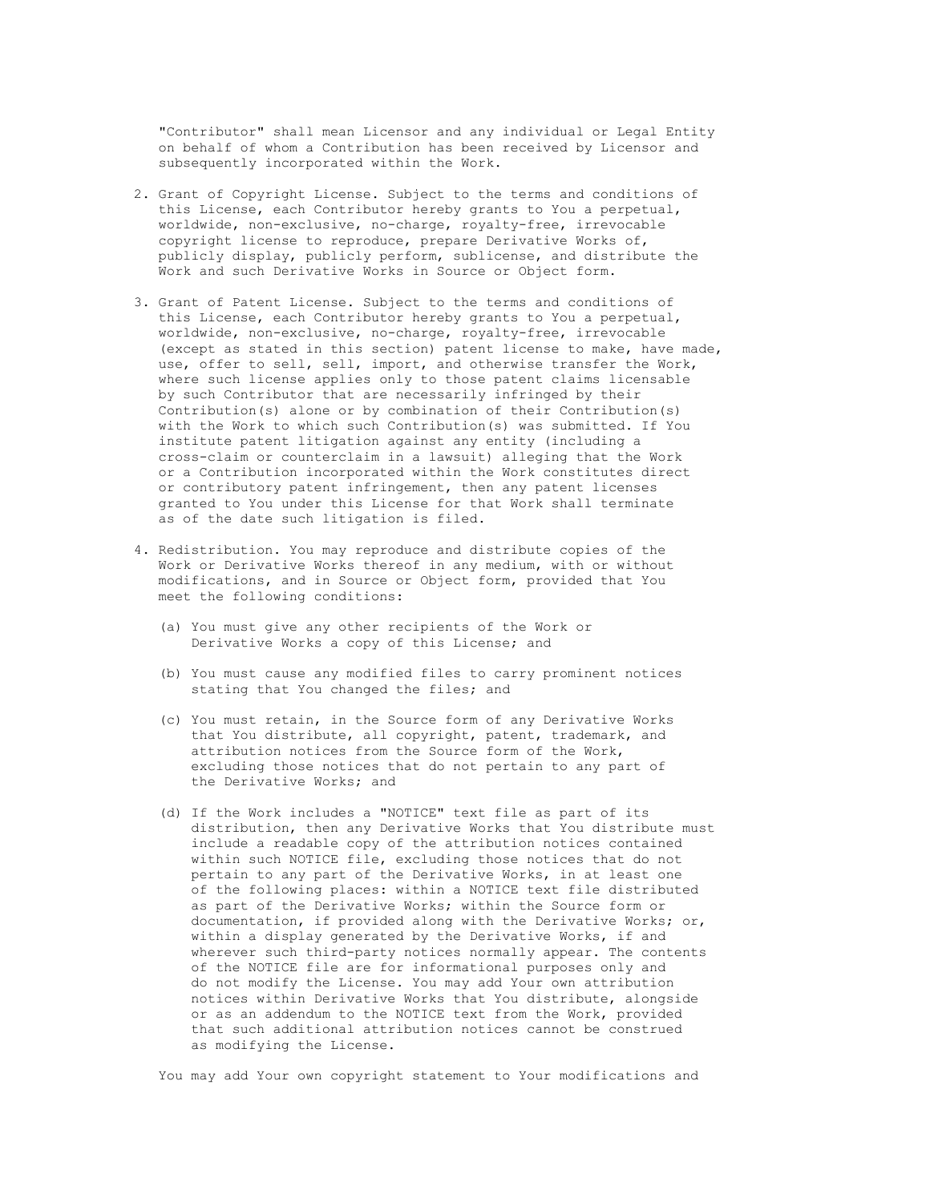"Contributor" shall mean Licensor and any individual or Legal Entity on behalf of whom a Contribution has been received by Licensor and subsequently incorporated within the Work.

2. Grant of Copyright License. Subject to the terms and conditions of this License, each Contributor hereby grants to You a perpetual, worldwide, non-exclusive, no-charge, royalty-free, irrevocable copyright license to reproduce, prepare Derivative Works of, publicly display, publicly perform, sublicense, and distribute the Work and such Derivative Works in Source or Object form.

3. Grant of Patent License. Subject to the terms and conditions of this License, each Contributor hereby grants to You a perpetual, worldwide, non-exclusive, no-charge, royalty-free, irrevocable (except as stated in this section) patent license to make, have made, use, offer to sell, sell, import, and otherwise transfer the Work, where such license applies only to those patent claims licensable by such Contributor that are necessarily infringed by their Contribution(s) alone or by combination of their Contribution(s) with the Work to which such Contribution(s) was submitted. If You institute patent litigation against any entity (including a cross-claim or counterclaim in a lawsuit) alleging that the Work or a Contribution incorporated within the Work constitutes direct or contributory patent infringement, then any patent licenses granted to You under this License for that Work shall terminate as of the date such litigation is filed.

4. Redistribution. You may reproduce and distribute copies of the Work or Derivative Works thereof in any medium, with or without modifications, and in Source or Object form, provided that You meet the following conditions:

   (a) You must give any other recipients of the Work or Derivative Works a copy of this License; and

   (b) You must cause any modified files to carry prominent notices stating that You changed the files; and

   (c) You must retain, in the Source form of any Derivative Works that You distribute, all copyright, patent, trademark, and attribution notices from the Source form of the Work, excluding those notices that do not pertain to any part of the Derivative Works; and

   (d) If the Work includes a "NOTICE" text file as part of its distribution, then any Derivative Works that You distribute must include a readable copy of the attribution notices contained within such NOTICE file, excluding those notices that do not pertain to any part of the Derivative Works, in at least one of the following places: within a NOTICE text file distributed as part of the Derivative Works; within the Source form or documentation, if provided along with the Derivative Works; or, within a display generated by the Derivative Works, if and wherever such third-party notices normally appear. The contents of the NOTICE file are for informational purposes only and do not modify the License. You may add Your own attribution notices within Derivative Works that You distribute, alongside or as an addendum to the NOTICE text from the Work, provided that such additional attribution notices cannot be construed as modifying the License.

You may add Your own copyright statement to Your modifications and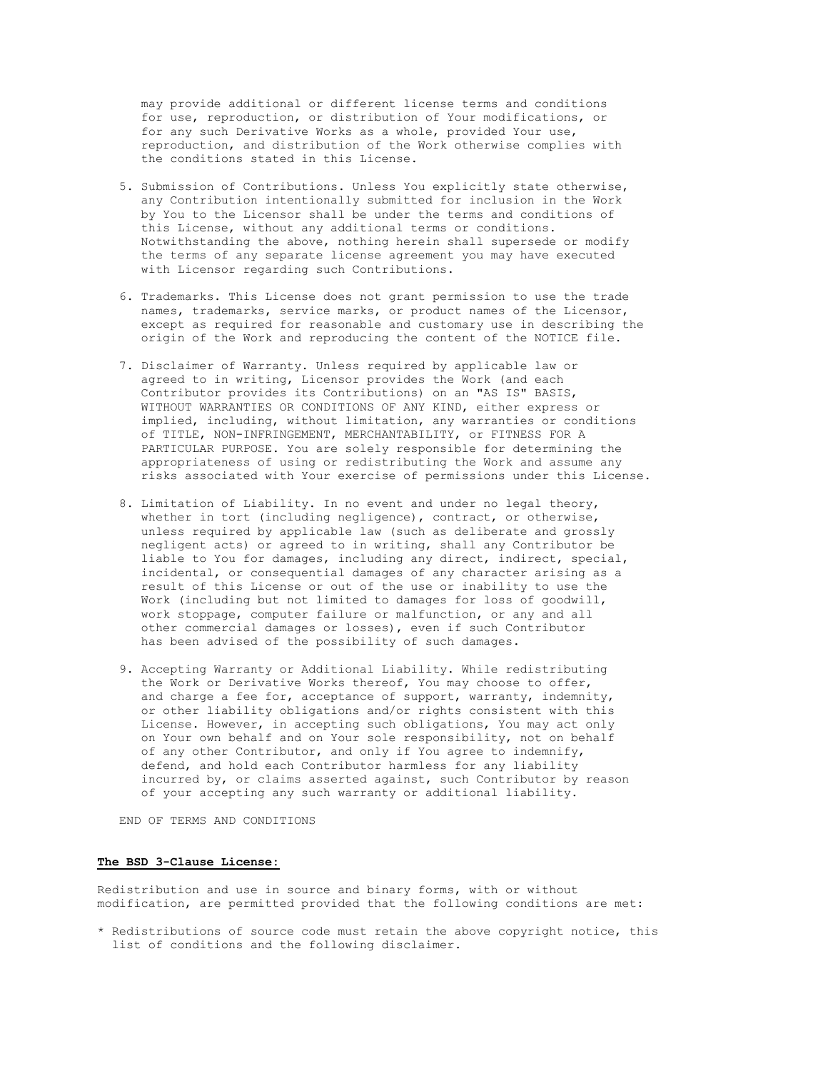may provide additional or different license terms and conditions for use, reproduction, or distribution of Your modifications, or for any such Derivative Works as a whole, provided Your use, reproduction, and distribution of the Work otherwise complies with the conditions stated in this License.

5. Submission of Contributions. Unless You explicitly state otherwise, any Contribution intentionally submitted for inclusion in the Work by You to the Licensor shall be under the terms and conditions of this License, without any additional terms or conditions. Notwithstanding the above, nothing herein shall supersede or modify the terms of any separate license agreement you may have executed with Licensor regarding such Contributions.

6. Trademarks. This License does not grant permission to use the trade names, trademarks, service marks, or product names of the Licensor, except as required for reasonable and customary use in describing the origin of the Work and reproducing the content of the NOTICE file.

7. Disclaimer of Warranty. Unless required by applicable law or agreed to in writing, Licensor provides the Work (and each Contributor provides its Contributions) on an "AS IS" BASIS, WITHOUT WARRANTIES OR CONDITIONS OF ANY KIND, either express or implied, including, without limitation, any warranties or conditions of TITLE, NON-INFRINGEMENT, MERCHANTABILITY, or FITNESS FOR A PARTICULAR PURPOSE. You are solely responsible for determining the appropriateness of using or redistributing the Work and assume any risks associated with Your exercise of permissions under this License.

8. Limitation of Liability. In no event and under no legal theory, whether in tort (including negligence), contract, or otherwise, unless required by applicable law (such as deliberate and grossly negligent acts) or agreed to in writing, shall any Contributor be liable to You for damages, including any direct, indirect, special, incidental, or consequential damages of any character arising as a result of this License or out of the use or inability to use the Work (including but not limited to damages for loss of goodwill, work stoppage, computer failure or malfunction, or any and all other commercial damages or losses), even if such Contributor has been advised of the possibility of such damages.

9. Accepting Warranty or Additional Liability. While redistributing the Work or Derivative Works thereof, You may choose to offer, and charge a fee for, acceptance of support, warranty, indemnity, or other liability obligations and/or rights consistent with this License. However, in accepting such obligations, You may act only on Your own behalf and on Your sole responsibility, not on behalf of any other Contributor, and only if You agree to indemnify, defend, and hold each Contributor harmless for any liability incurred by, or claims asserted against, such Contributor by reason of your accepting any such warranty or additional liability.

END OF TERMS AND CONDITIONS

**The BSD 3-Clause License:**

Redistribution and use in source and binary forms, with or without modification, are permitted provided that the following conditions are met:

* Redistributions of source code must retain the above copyright notice, this list of conditions and the following disclaimer.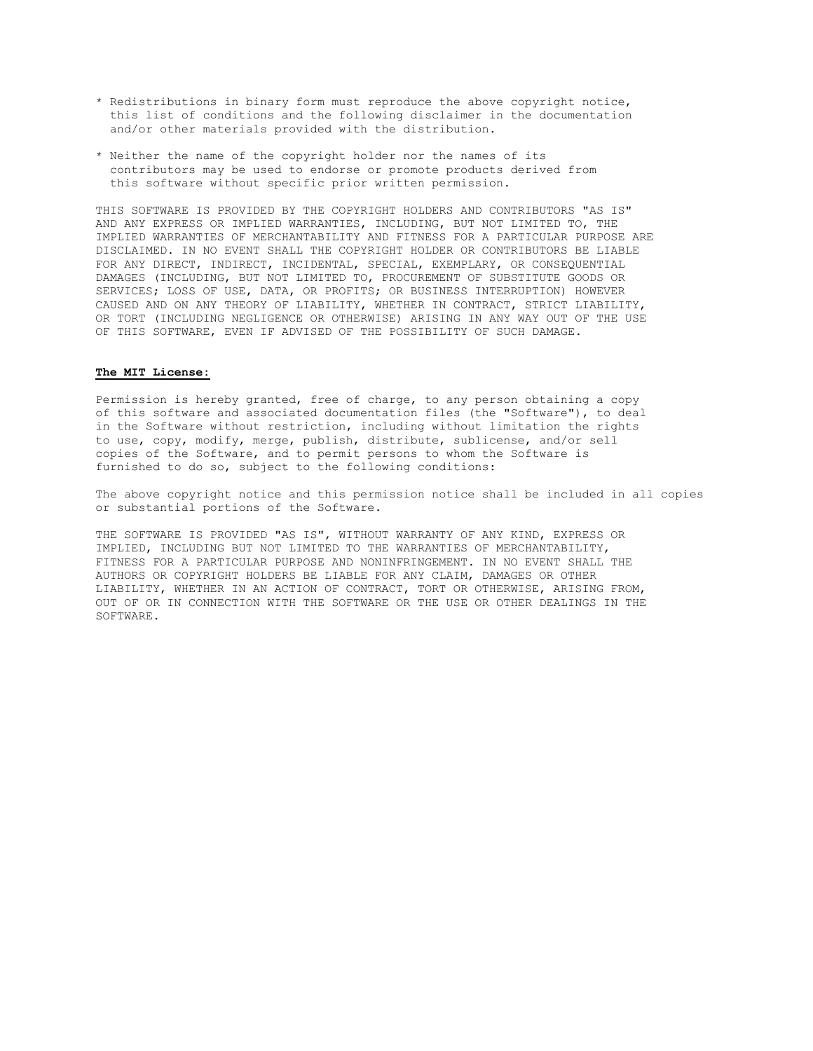* Redistributions in binary form must reproduce the above copyright notice, this list of conditions and the following disclaimer in the documentation and/or other materials provided with the distribution.

* Neither the name of the copyright holder nor the names of its contributors may be used to endorse or promote products derived from this software without specific prior written permission.

THIS SOFTWARE IS PROVIDED BY THE COPYRIGHT HOLDERS AND CONTRIBUTORS "AS IS" AND ANY EXPRESS OR IMPLIED WARRANTIES, INCLUDING, BUT NOT LIMITED TO, THE IMPLIED WARRANTIES OF MERCHANTABILITY AND FITNESS FOR A PARTICULAR PURPOSE ARE DISCLAIMED. IN NO EVENT SHALL THE COPYRIGHT HOLDER OR CONTRIBUTORS BE LIABLE FOR ANY DIRECT, INDIRECT, INCIDENTAL, SPECIAL, EXEMPLARY, OR CONSEQUENTIAL DAMAGES (INCLUDING, BUT NOT LIMITED TO, PROCUREMENT OF SUBSTITUTE GOODS OR SERVICES; LOSS OF USE, DATA, OR PROFITS; OR BUSINESS INTERRUPTION) HOWEVER CAUSED AND ON ANY THEORY OF LIABILITY, WHETHER IN CONTRACT, STRICT LIABILITY, OR TORT (INCLUDING NEGLIGENCE OR OTHERWISE) ARISING IN ANY WAY OUT OF THE USE OF THIS SOFTWARE, EVEN IF ADVISED OF THE POSSIBILITY OF SUCH DAMAGE.

**The MIT License:**

Permission is hereby granted, free of charge, to any person obtaining a copy of this software and associated documentation files (the "Software"), to deal in the Software without restriction, including without limitation the rights to use, copy, modify, merge, publish, distribute, sublicense, and/or sell copies of the Software, and to permit persons to whom the Software is furnished to do so, subject to the following conditions:

The above copyright notice and this permission notice shall be included in all copies or substantial portions of the Software.

THE SOFTWARE IS PROVIDED "AS IS", WITHOUT WARRANTY OF ANY KIND, EXPRESS OR IMPLIED, INCLUDING BUT NOT LIMITED TO THE WARRANTIES OF MERCHANTABILITY, FITNESS FOR A PARTICULAR PURPOSE AND NONINFRINGEMENT. IN NO EVENT SHALL THE AUTHORS OR COPYRIGHT HOLDERS BE LIABLE FOR ANY CLAIM, DAMAGES OR OTHER LIABILITY, WHETHER IN AN ACTION OF CONTRACT, TORT OR OTHERWISE, ARISING FROM, OUT OF OR IN CONNECTION WITH THE SOFTWARE OR THE USE OR OTHER DEALINGS IN THE SOFTWARE.